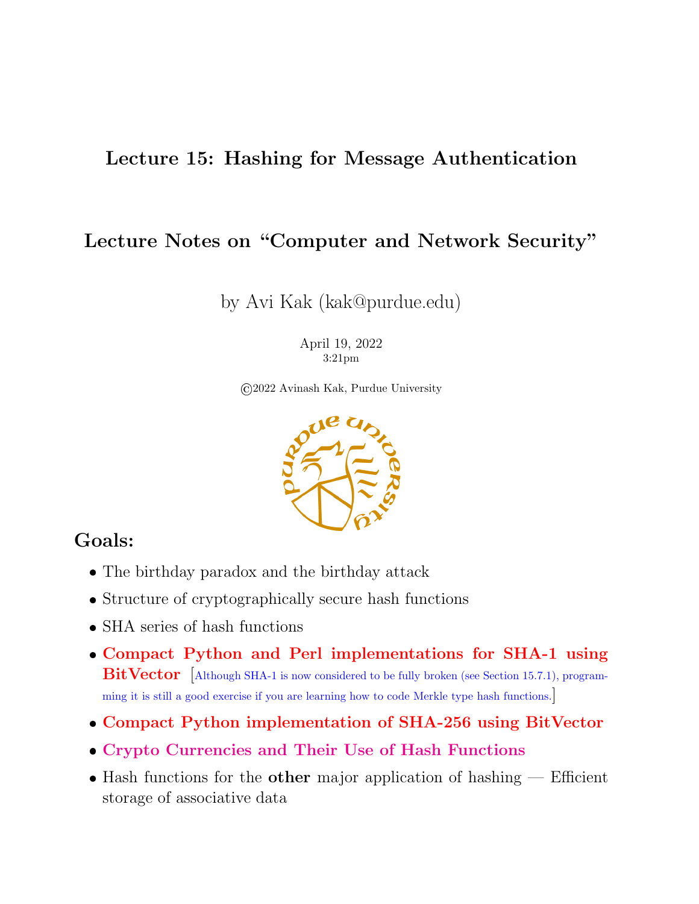# Lecture 15: Hashing for Message Authentication

## Lecture Notes on "Computer and Network Security"

by Avi Kak (kak@purdue.edu)

April 19, 2022
3:21pm

©2022 Avinash Kak, Purdue University

## Goals:

- The birthday paradox and the birthday attack
- Structure of cryptographically secure hash functions
- SHA series of hash functions
- **Compact Python and Perl implementations for SHA-1 using BitVector** [Although SHA-1 is now considered to be fully broken (see Section 15.7.1), programming it is still a good exercise if you are learning how to code Merkle type hash functions.]
- **Compact Python implementation of SHA-256 using BitVector**
- **Crypto Currencies and Their Use of Hash Functions**
- Hash functions for the **other** major application of hashing — Efficient storage of associative data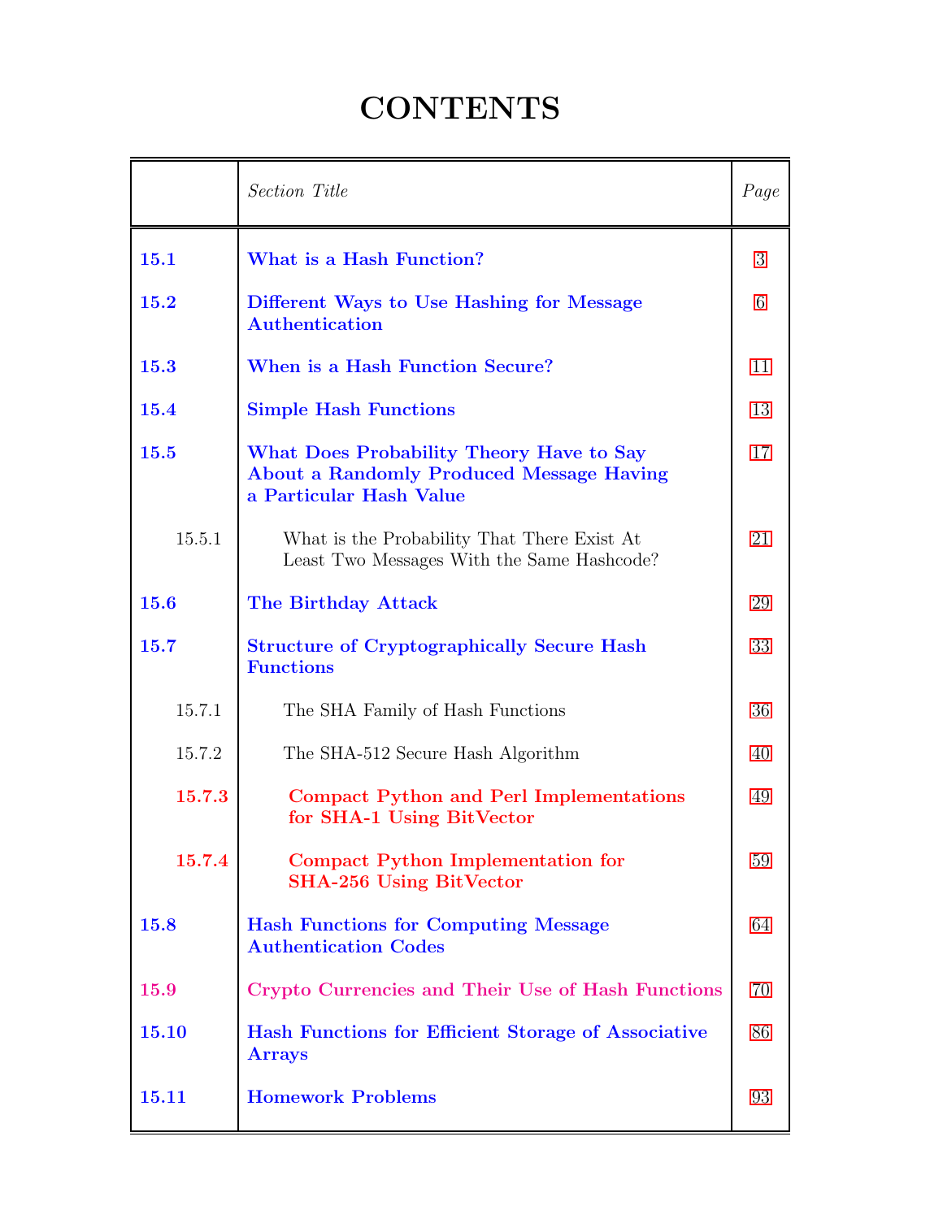# CONTENTS

| | *Section Title* | *Page* |
|---|---|---|
| **15.1** | **What is a Hash Function?** | 3 |
| **15.2** | **Different Ways to Use Hashing for Message Authentication** | 6 |
| **15.3** | **When is a Hash Function Secure?** | 11 |
| **15.4** | **Simple Hash Functions** | 13 |
| **15.5** | **What Does Probability Theory Have to Say About a Randomly Produced Message Having a Particular Hash Value** | 17 |
| 15.5.1 | What is the Probability That There Exist At Least Two Messages With the Same Hashcode? | 21 |
| **15.6** | **The Birthday Attack** | 29 |
| **15.7** | **Structure of Cryptographically Secure Hash Functions** | 33 |
| 15.7.1 | The SHA Family of Hash Functions | 36 |
| 15.7.2 | The SHA-512 Secure Hash Algorithm | 40 |
| **15.7.3** | **Compact Python and Perl Implementations for SHA-1 Using BitVector** | 49 |
| **15.7.4** | **Compact Python Implementation for SHA-256 Using BitVector** | 59 |
| **15.8** | **Hash Functions for Computing Message Authentication Codes** | 64 |
| **15.9** | **Crypto Currencies and Their Use of Hash Functions** | 70 |
| **15.10** | **Hash Functions for Efficient Storage of Associative Arrays** | 86 |
| **15.11** | **Homework Problems** | 93 |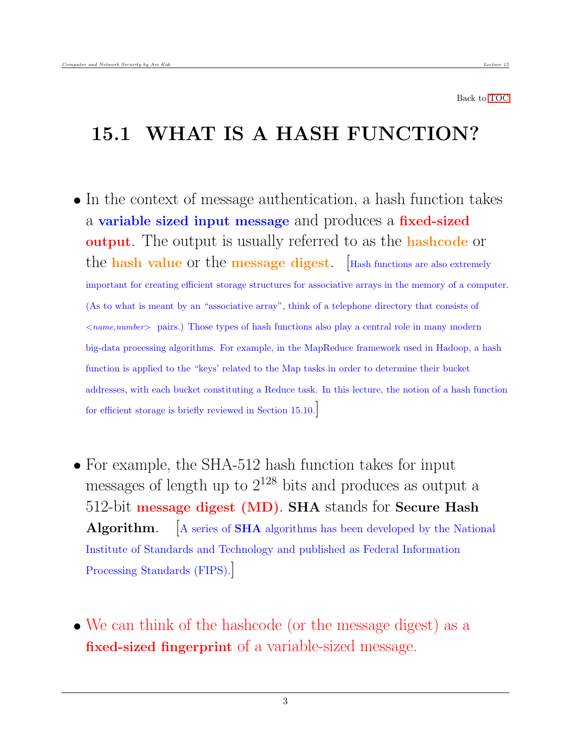Back to TOC

# 15.1 WHAT IS A HASH FUNCTION?

- In the context of message authentication, a hash function takes a **variable sized input message** and produces a **fixed-sized output**. The output is usually referred to as the **hashcode** or the **hash value** or the **message digest**. [Hash functions are also extremely important for creating efficient storage structures for associative arrays in the memory of a computer. (As to what is meant by an "associative array", think of a telephone directory that consists of <*name,number*> pairs.) Those types of hash functions also play a central role in many modern big-data processing algorithms. For example, in the MapReduce framework used in Hadoop, a hash function is applied to the "keys' related to the Map tasks in order to determine their bucket addresses, with each bucket constituting a Reduce task. In this lecture, the notion of a hash function for efficient storage is briefly reviewed in Section 15.10.]

- For example, the SHA-512 hash function takes for input messages of length up to $2^{128}$ bits and produces as output a 512-bit **message digest (MD)**. **SHA** stands for **Secure Hash Algorithm**. [A series of **SHA** algorithms has been developed by the National Institute of Standards and Technology and published as Federal Information Processing Standards (FIPS).]

- We can think of the hashcode (or the message digest) as a **fixed-sized fingerprint** of a variable-sized message.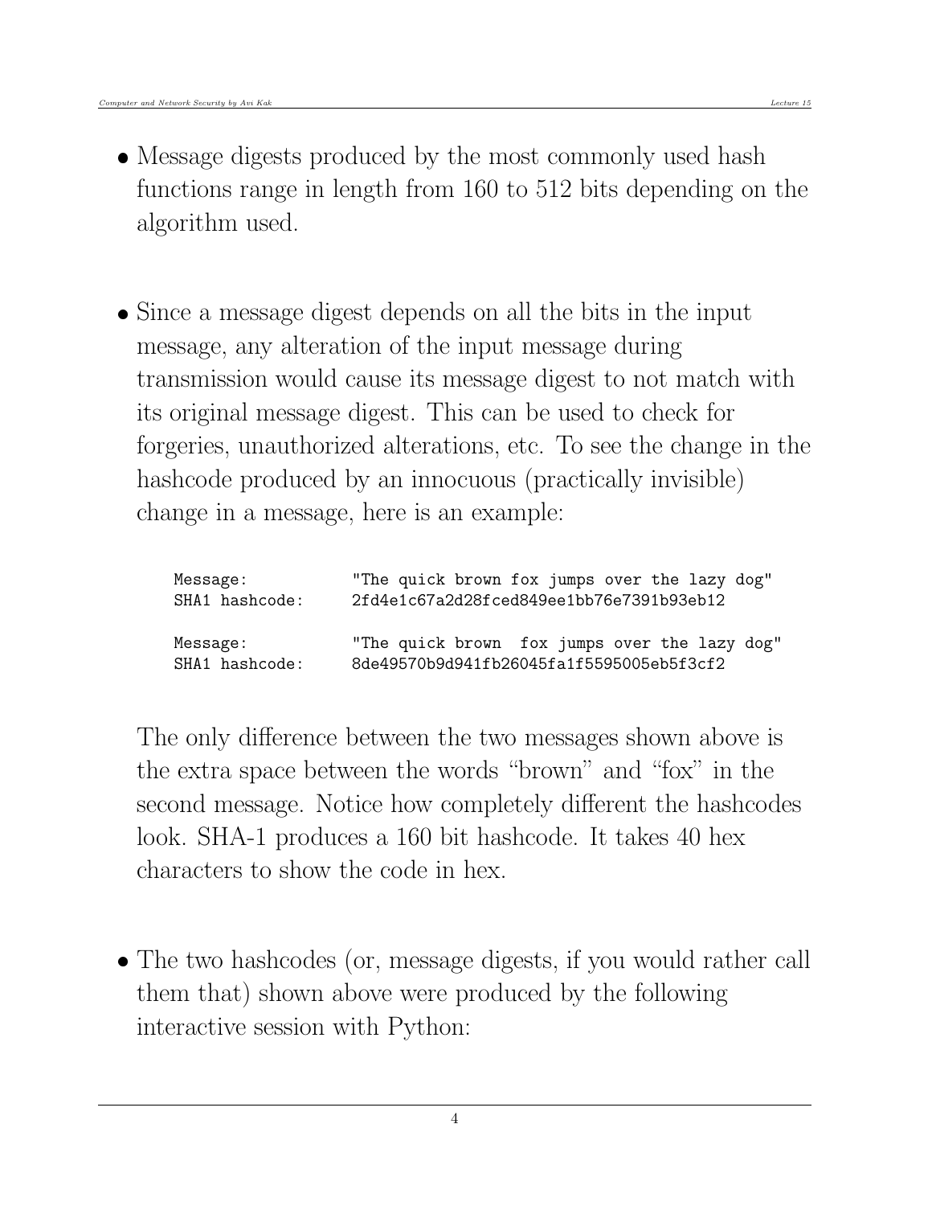- Message digests produced by the most commonly used hash functions range in length from 160 to 512 bits depending on the algorithm used.

- Since a message digest depends on all the bits in the input message, any alteration of the input message during transmission would cause its message digest to not match with its original message digest. This can be used to check for forgeries, unauthorized alterations, etc. To see the change in the hashcode produced by an innocuous (practically invisible) change in a message, here is an example:

```
Message:          "The quick brown fox jumps over the lazy dog"
SHA1 hashcode:    2fd4e1c67a2d28fced849ee1bb76e7391b93eb12

Message:          "The quick brown  fox jumps over the lazy dog"
SHA1 hashcode:    8de49570b9d941fb26045fa1f5595005eb5f3cf2
```

  The only difference between the two messages shown above is the extra space between the words "brown" and "fox" in the second message. Notice how completely different the hashcodes look. SHA-1 produces a 160 bit hashcode. It takes 40 hex characters to show the code in hex.

- The two hashcodes (or, message digests, if you would rather call them that) shown above were produced by the following interactive session with Python: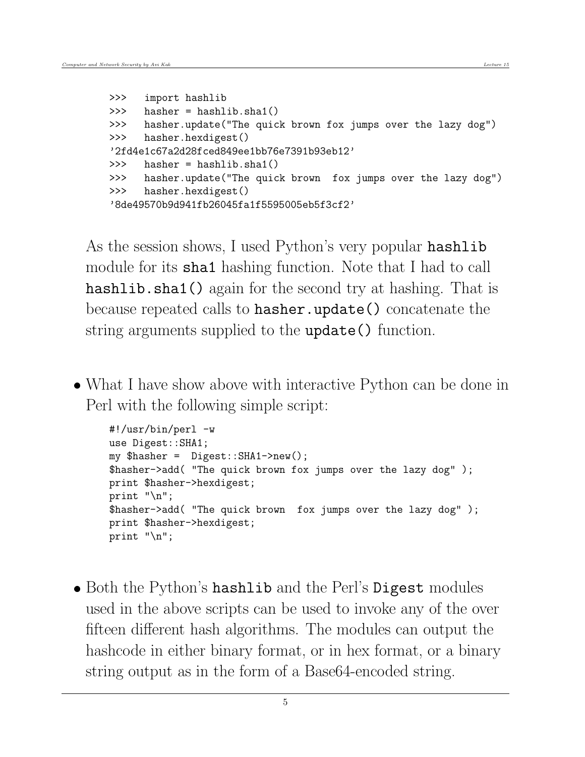```
>>>   import hashlib
>>>   hasher = hashlib.sha1()
>>>   hasher.update("The quick brown fox jumps over the lazy dog")
>>>   hasher.hexdigest()
'2fd4e1c67a2d28fced849ee1bb76e7391b93eb12'
>>>   hasher = hashlib.sha1()
>>>   hasher.update("The quick brown  fox jumps over the lazy dog")
>>>   hasher.hexdigest()
'8de49570b9d941fb26045fa1f5595005eb5f3cf2'
```

As the session shows, I used Python's very popular **hashlib** module for its **sha1** hashing function. Note that I had to call **hashlib.sha1()** again for the second try at hashing. That is because repeated calls to **hasher.update()** concatenate the string arguments supplied to the **update()** function.

- What I have show above with interactive Python can be done in Perl with the following simple script:

```
#!/usr/bin/perl -w
use Digest::SHA1;
my $hasher =  Digest::SHA1->new();
$hasher->add( "The quick brown fox jumps over the lazy dog" );
print $hasher->hexdigest;
print "\n";
$hasher->add( "The quick brown  fox jumps over the lazy dog" );
print $hasher->hexdigest;
print "\n";
```

- Both the Python's **hashlib** and the Perl's **Digest** modules used in the above scripts can be used to invoke any of the over fifteen different hash algorithms. The modules can output the hashcode in either binary format, or in hex format, or a binary string output as in the form of a Base64-encoded string.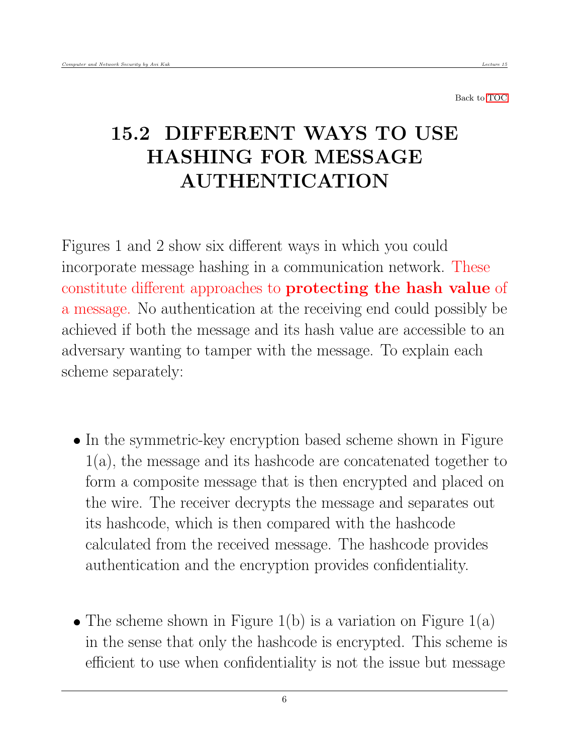Back to TOC

# 15.2 DIFFERENT WAYS TO USE HASHING FOR MESSAGE AUTHENTICATION

Figures 1 and 2 show six different ways in which you could incorporate message hashing in a communication network. These constitute different approaches to **protecting the hash value** of a message. No authentication at the receiving end could possibly be achieved if both the message and its hash value are accessible to an adversary wanting to tamper with the message. To explain each scheme separately:

- In the symmetric-key encryption based scheme shown in Figure 1(a), the message and its hashcode are concatenated together to form a composite message that is then encrypted and placed on the wire. The receiver decrypts the message and separates out its hashcode, which is then compared with the hashcode calculated from the received message. The hashcode provides authentication and the encryption provides confidentiality.

- The scheme shown in Figure 1(b) is a variation on Figure 1(a) in the sense that only the hashcode is encrypted. This scheme is efficient to use when confidentiality is not the issue but message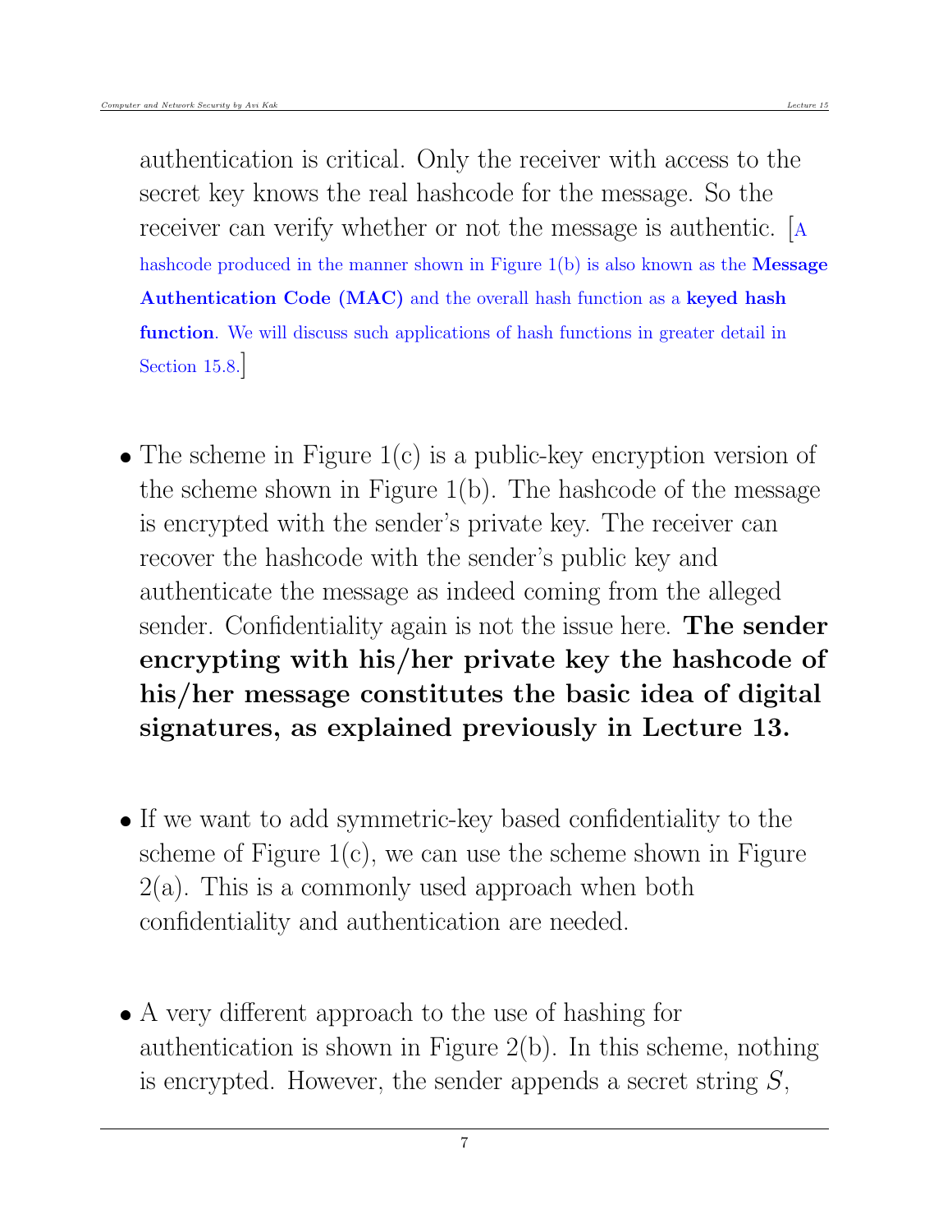authentication is critical. Only the receiver with access to the secret key knows the real hashcode for the message. So the receiver can verify whether or not the message is authentic. [A hashcode produced in the manner shown in Figure 1(b) is also known as the **Message Authentication Code (MAC)** and the overall hash function as a **keyed hash function**. We will discuss such applications of hash functions in greater detail in Section 15.8.]

- The scheme in Figure 1(c) is a public-key encryption version of the scheme shown in Figure 1(b). The hashcode of the message is encrypted with the sender's private key. The receiver can recover the hashcode with the sender's public key and authenticate the message as indeed coming from the alleged sender. Confidentiality again is not the issue here. **The sender encrypting with his/her private key the hashcode of his/her message constitutes the basic idea of digital signatures, as explained previously in Lecture 13.**

- If we want to add symmetric-key based confidentiality to the scheme of Figure 1(c), we can use the scheme shown in Figure 2(a). This is a commonly used approach when both confidentiality and authentication are needed.

- A very different approach to the use of hashing for authentication is shown in Figure 2(b). In this scheme, nothing is encrypted. However, the sender appends a secret string $S$,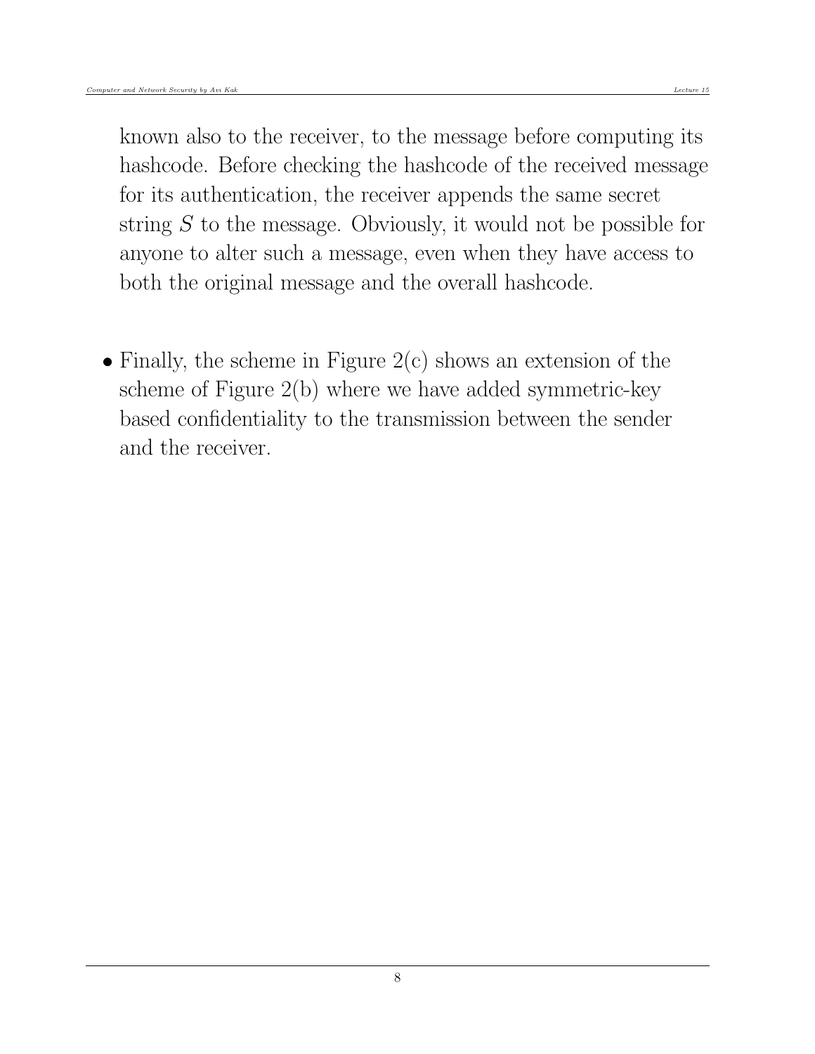known also to the receiver, to the message before computing its hashcode. Before checking the hashcode of the received message for its authentication, the receiver appends the same secret string $S$ to the message. Obviously, it would not be possible for anyone to alter such a message, even when they have access to both the original message and the overall hashcode.

- Finally, the scheme in Figure 2(c) shows an extension of the scheme of Figure 2(b) where we have added symmetric-key based confidentiality to the transmission between the sender and the receiver.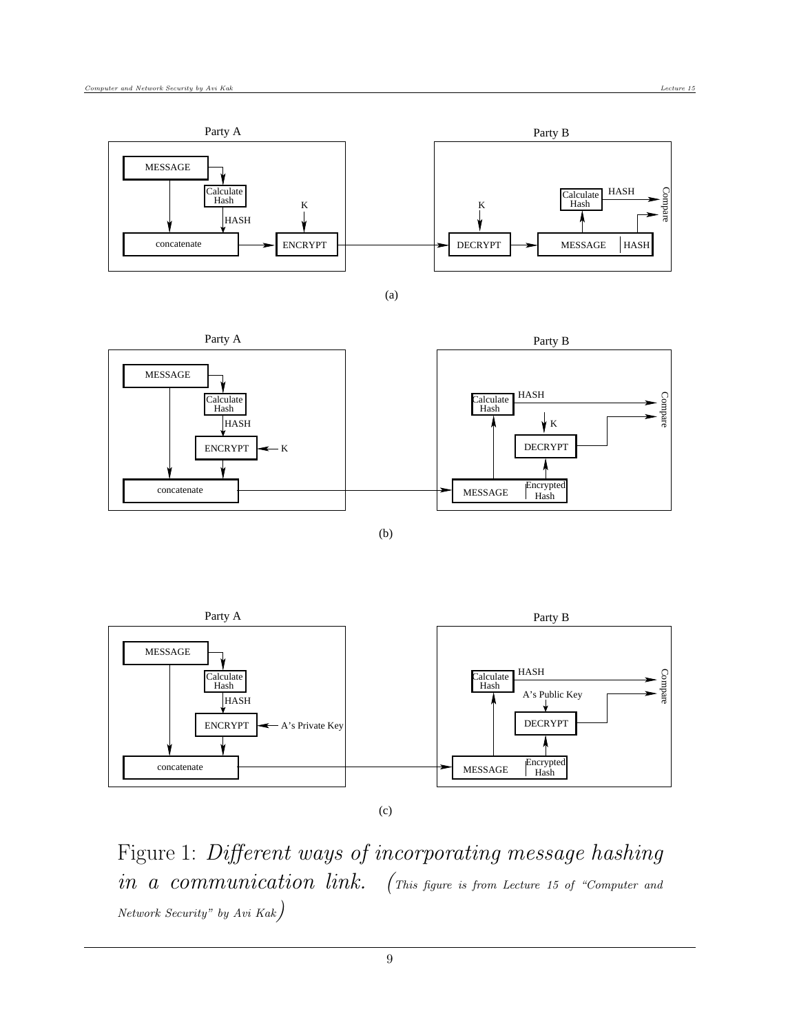Figure 1: *Different ways of incorporating message hashing in a communication link.* (*This figure is from Lecture 15 of "Computer and Network Security" by Avi Kak*)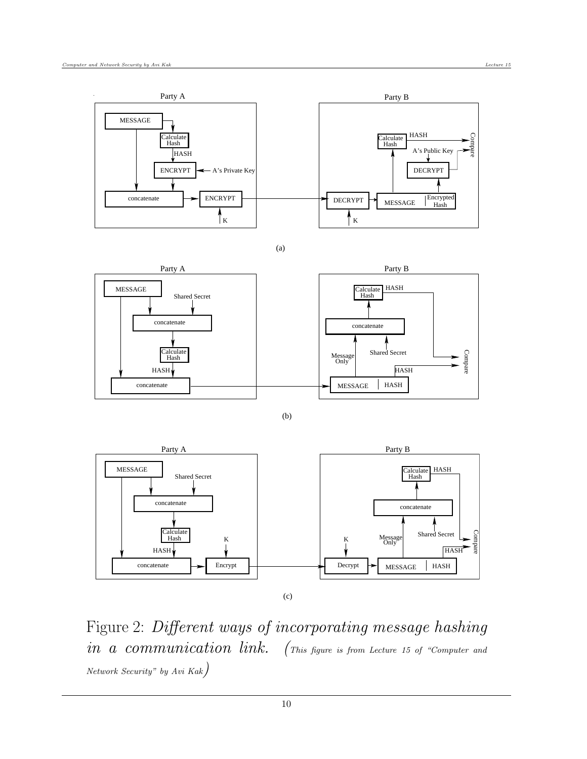Figure 2: *Different ways of incorporating message hashing in a communication link.* (*This figure is from Lecture 15 of "Computer and Network Security" by Avi Kak*)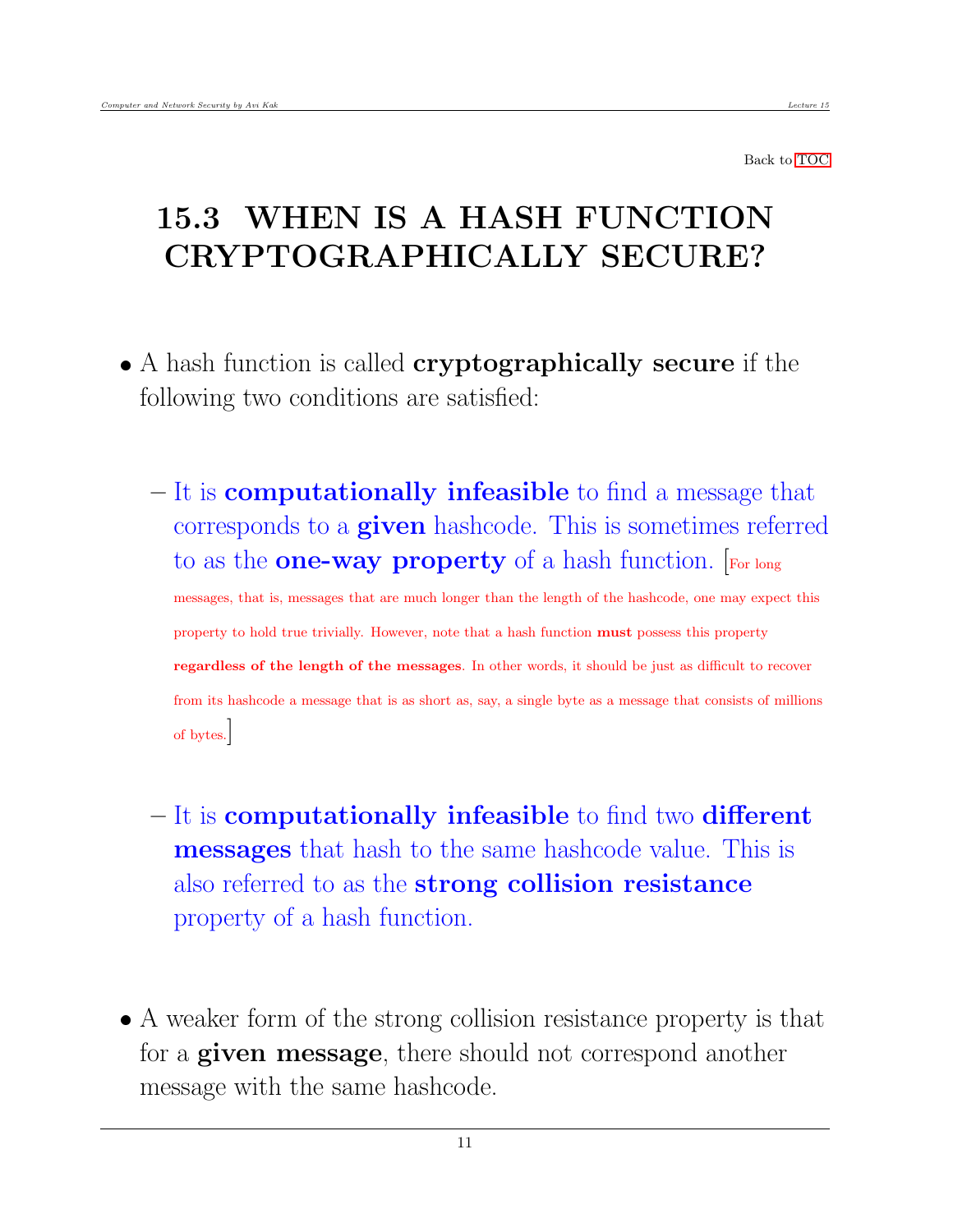Back to TOC

# 15.3 WHEN IS A HASH FUNCTION CRYPTOGRAPHICALLY SECURE?

- A hash function is called **cryptographically secure** if the following two conditions are satisfied:

  - It is **computationally infeasible** to find a message that corresponds to a **given** hashcode. This is sometimes referred to as the **one-way property** of a hash function. [For long messages, that is, messages that are much longer than the length of the hashcode, one may expect this property to hold true trivially. However, note that a hash function **must** possess this property **regardless of the length of the messages**. In other words, it should be just as difficult to recover from its hashcode a message that is as short as, say, a single byte as a message that consists of millions of bytes.]

  - It is **computationally infeasible** to find two **different messages** that hash to the same hashcode value. This is also referred to as the **strong collision resistance** property of a hash function.

- A weaker form of the strong collision resistance property is that for a **given message**, there should not correspond another message with the same hashcode.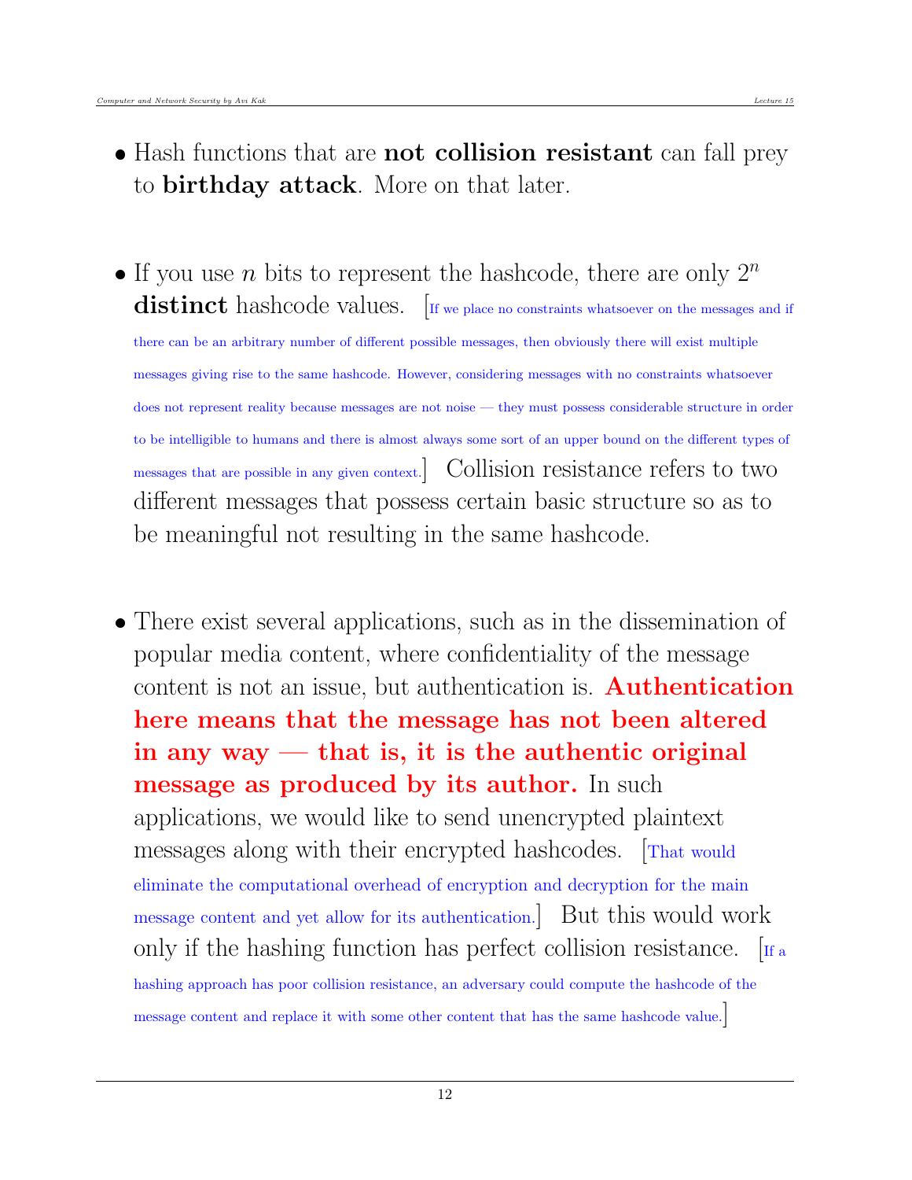- Hash functions that are **not collision resistant** can fall prey to **birthday attack**. More on that later.

- If you use $n$ bits to represent the hashcode, there are only $2^n$ **distinct** hashcode values. [If we place no constraints whatsoever on the messages and if there can be an arbitrary number of different possible messages, then obviously there will exist multiple messages giving rise to the same hashcode. However, considering messages with no constraints whatsoever does not represent reality because messages are not noise — they must possess considerable structure in order to be intelligible to humans and there is almost always some sort of an upper bound on the different types of messages that are possible in any given context.] Collision resistance refers to two different messages that possess certain basic structure so as to be meaningful not resulting in the same hashcode.

- There exist several applications, such as in the dissemination of popular media content, where confidentiality of the message content is not an issue, but authentication is. **Authentication here means that the message has not been altered in any way — that is, it is the authentic original message as produced by its author.** In such applications, we would like to send unencrypted plaintext messages along with their encrypted hashcodes. [That would eliminate the computational overhead of encryption and decryption for the main message content and yet allow for its authentication.] But this would work only if the hashing function has perfect collision resistance. [If a hashing approach has poor collision resistance, an adversary could compute the hashcode of the message content and replace it with some other content that has the same hashcode value.]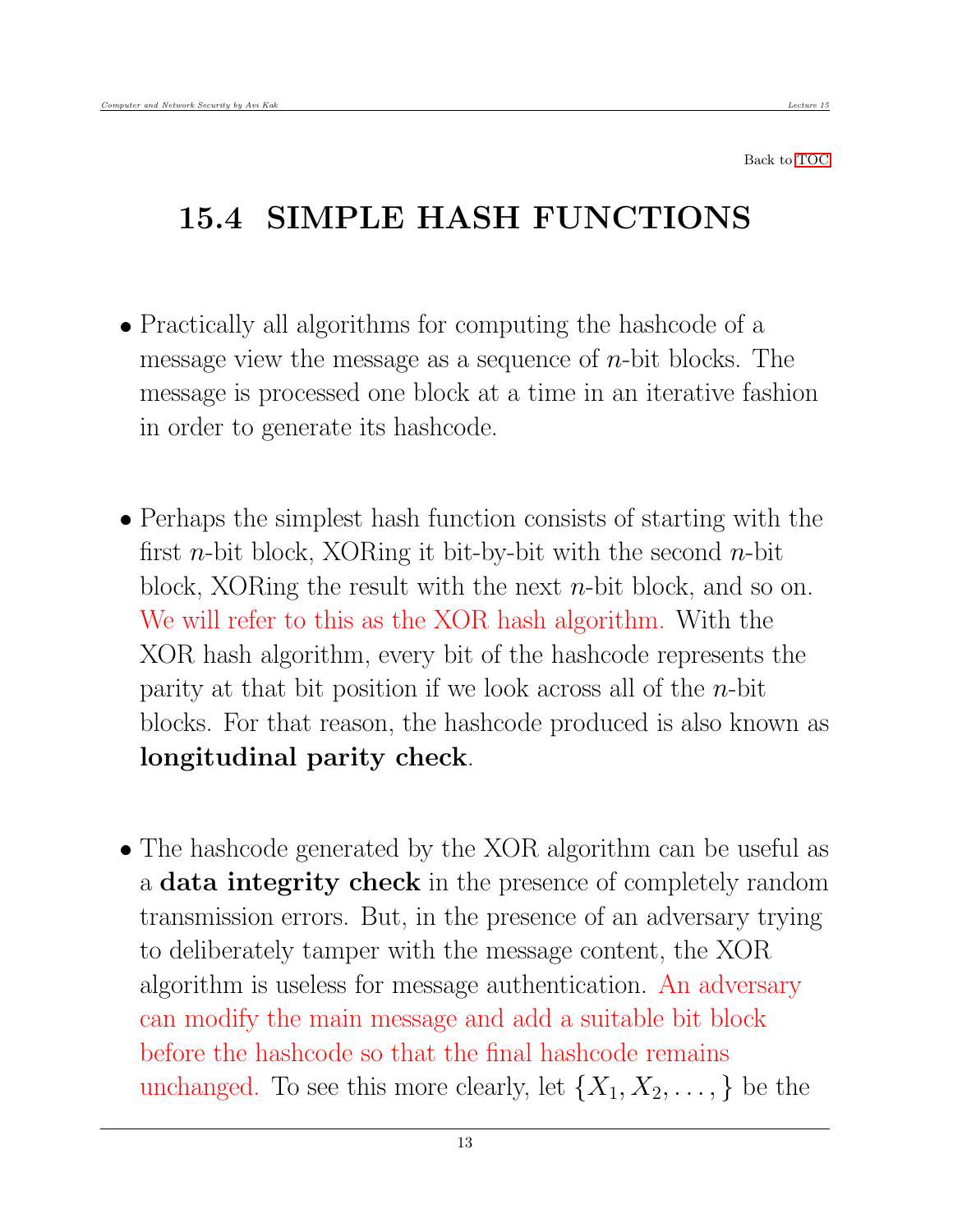Back to TOC

# 15.4 SIMPLE HASH FUNCTIONS

- Practically all algorithms for computing the hashcode of a message view the message as a sequence of $n$-bit blocks. The message is processed one block at a time in an iterative fashion in order to generate its hashcode.

- Perhaps the simplest hash function consists of starting with the first $n$-bit block, XORing it bit-by-bit with the second $n$-bit block, XORing the result with the next $n$-bit block, and so on. We will refer to this as the XOR hash algorithm. With the XOR hash algorithm, every bit of the hashcode represents the parity at that bit position if we look across all of the $n$-bit blocks. For that reason, the hashcode produced is also known as **longitudinal parity check**.

- The hashcode generated by the XOR algorithm can be useful as a **data integrity check** in the presence of completely random transmission errors. But, in the presence of an adversary trying to deliberately tamper with the message content, the XOR algorithm is useless for message authentication. An adversary can modify the main message and add a suitable bit block before the hashcode so that the final hashcode remains unchanged. To see this more clearly, let $\{X_1, X_2, \ldots, \}$ be the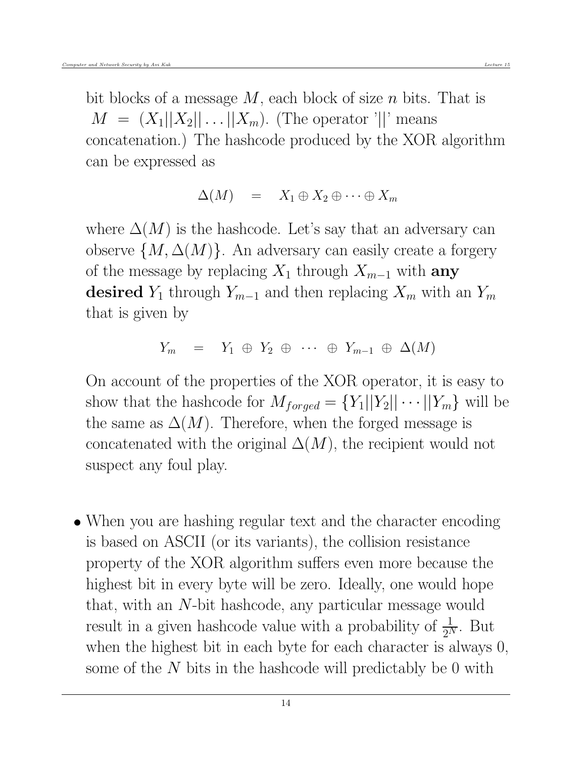bit blocks of a message $M$, each block of size $n$ bits. That is $M = (X_1||X_2||\ldots||X_m)$. (The operator '||' means concatenation.) The hashcode produced by the XOR algorithm can be expressed as

$$\Delta(M) \quad = \quad X_1 \oplus X_2 \oplus \cdots \oplus X_m$$

where $\Delta(M)$ is the hashcode. Let's say that an adversary can observe $\{M, \Delta(M)\}$. An adversary can easily create a forgery of the message by replacing $X_1$ through $X_{m-1}$ with **any desired** $Y_1$ through $Y_{m-1}$ and then replacing $X_m$ with an $Y_m$ that is given by

$$Y_m \quad = \quad Y_1 \ \oplus \ Y_2 \ \oplus \ \cdots \ \oplus \ Y_{m-1} \ \oplus \ \Delta(M)$$

On account of the properties of the XOR operator, it is easy to show that the hashcode for $M_{forged} = \{Y_1||Y_2||\cdots||Y_m\}$ will be the same as $\Delta(M)$. Therefore, when the forged message is concatenated with the original $\Delta(M)$, the recipient would not suspect any foul play.

- When you are hashing regular text and the character encoding is based on ASCII (or its variants), the collision resistance property of the XOR algorithm suffers even more because the highest bit in every byte will be zero. Ideally, one would hope that, with an $N$-bit hashcode, any particular message would result in a given hashcode value with a probability of $\frac{1}{2^N}$. But when the highest bit in each byte for each character is always 0, some of the $N$ bits in the hashcode will predictably be 0 with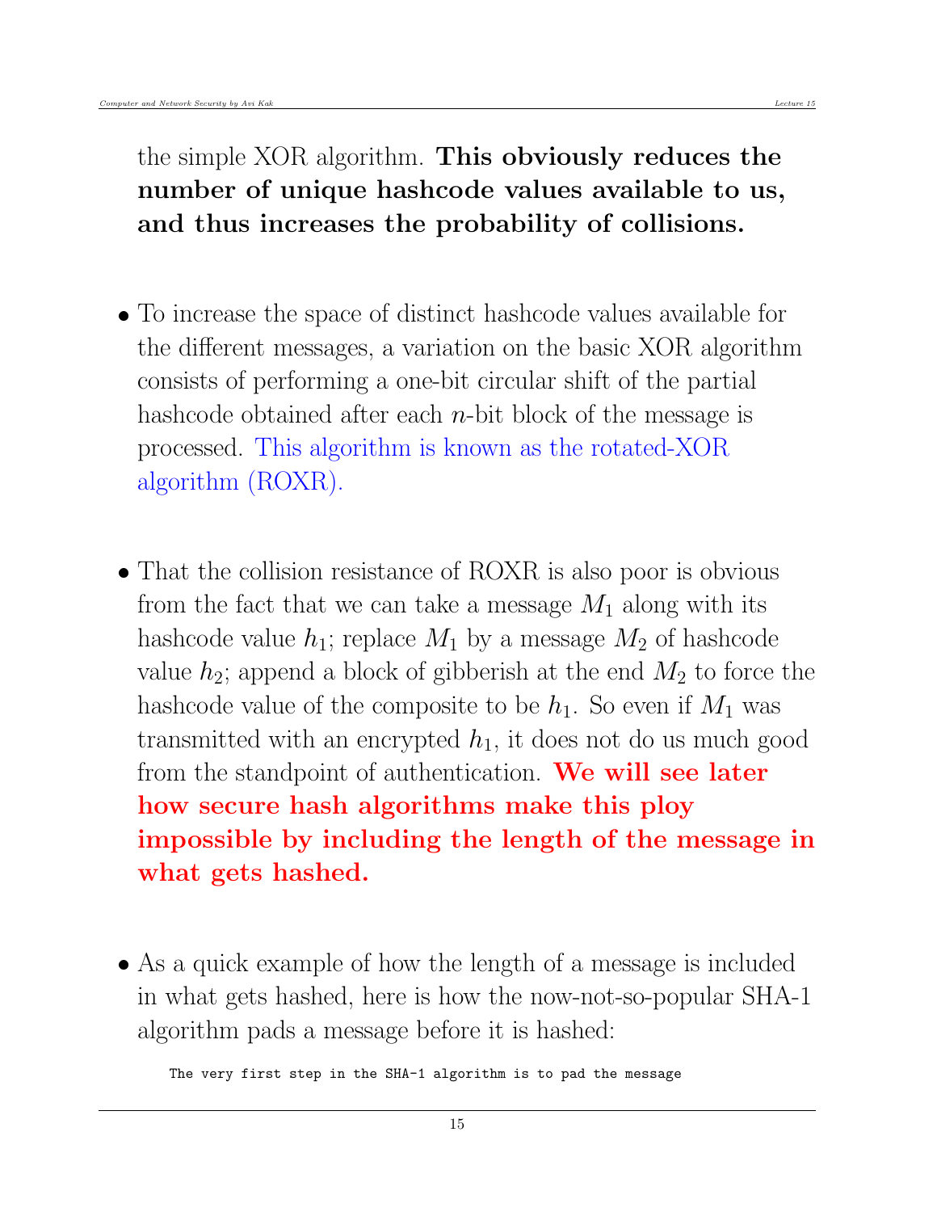the simple XOR algorithm. **This obviously reduces the number of unique hashcode values available to us, and thus increases the probability of collisions.**

- To increase the space of distinct hashcode values available for the different messages, a variation on the basic XOR algorithm consists of performing a one-bit circular shift of the partial hashcode obtained after each $n$-bit block of the message is processed. This algorithm is known as the rotated-XOR algorithm (ROXR).

- That the collision resistance of ROXR is also poor is obvious from the fact that we can take a message $M_1$ along with its hashcode value $h_1$; replace $M_1$ by a message $M_2$ of hashcode value $h_2$; append a block of gibberish at the end $M_2$ to force the hashcode value of the composite to be $h_1$. So even if $M_1$ was transmitted with an encrypted $h_1$, it does not do us much good from the standpoint of authentication. **We will see later how secure hash algorithms make this ploy impossible by including the length of the message in what gets hashed.**

- As a quick example of how the length of a message is included in what gets hashed, here is how the now-not-so-popular SHA-1 algorithm pads a message before it is hashed:

```
The very first step in the SHA-1 algorithm is to pad the message
```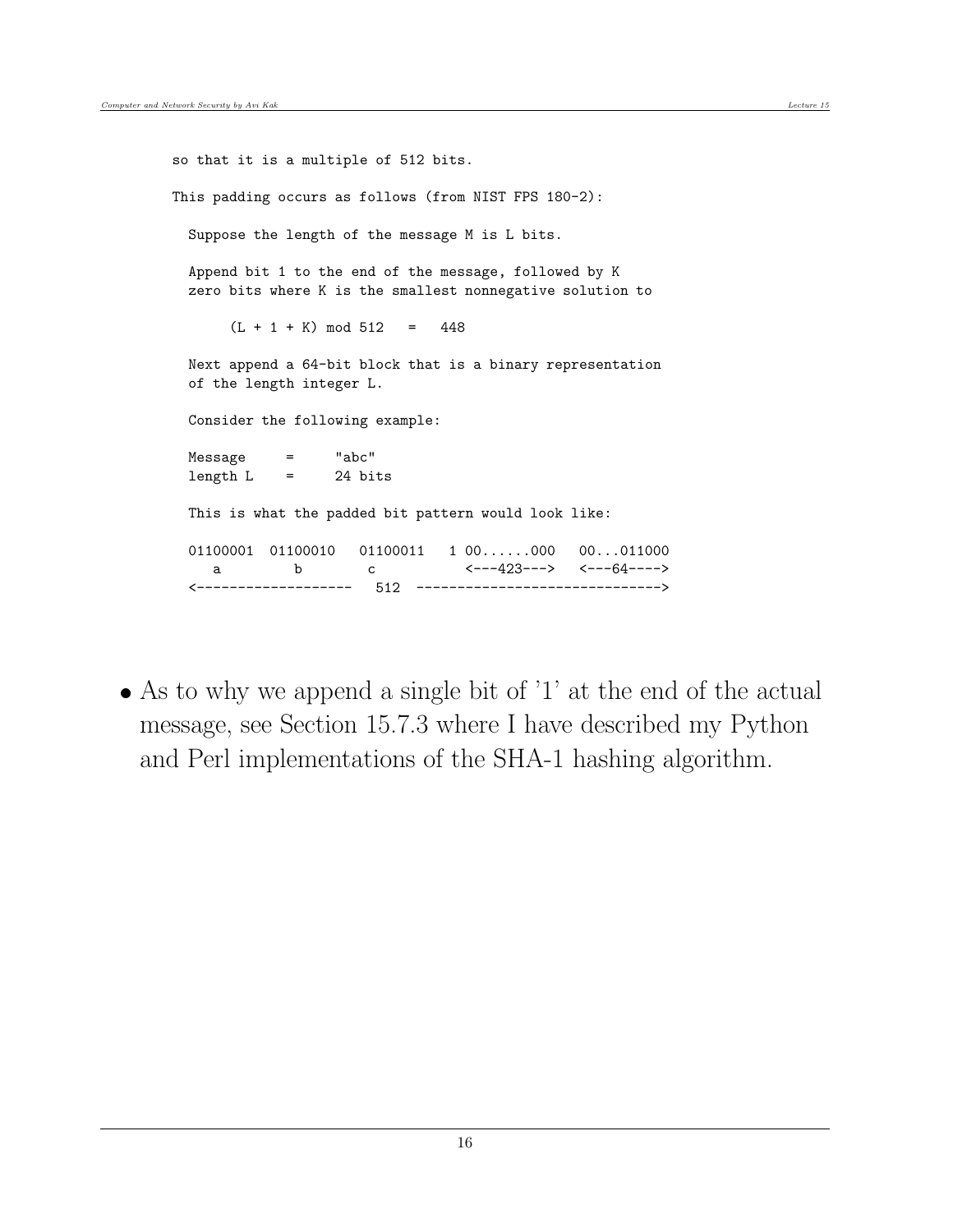```
so that it is a multiple of 512 bits.

This padding occurs as follows (from NIST FPS 180-2):

  Suppose the length of the message M is L bits.

  Append bit 1 to the end of the message, followed by K
  zero bits where K is the smallest nonnegative solution to

       (L + 1 + K) mod 512   =   448

  Next append a 64-bit block that is a binary representation
  of the length integer L.

  Consider the following example:

  Message     =     "abc"
  length L    =     24 bits

  This is what the padded bit pattern would look like:

  01100001  01100010   01100011   1 00......000   00...011000
     a         b          c          <---423--->   <---64---->
  <-------------------   512  ----------------------------->
```

- As to why we append a single bit of '1' at the end of the actual message, see Section 15.7.3 where I have described my Python and Perl implementations of the SHA-1 hashing algorithm.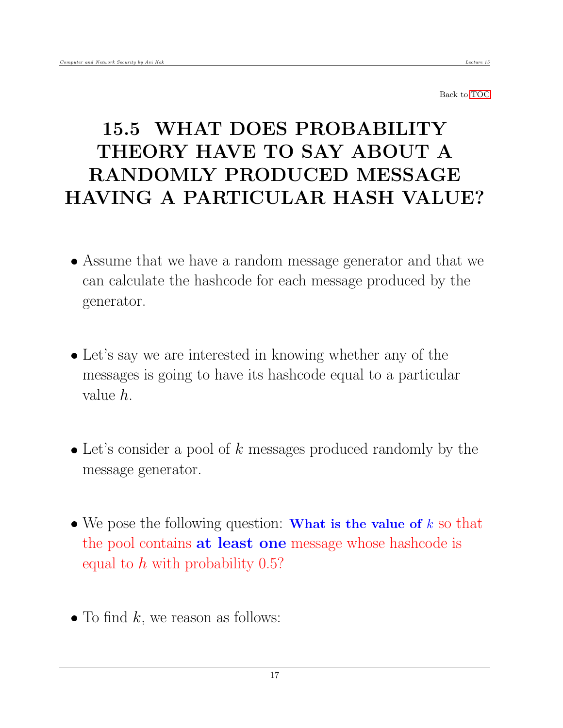Back to TOC

# 15.5 WHAT DOES PROBABILITY THEORY HAVE TO SAY ABOUT A RANDOMLY PRODUCED MESSAGE HAVING A PARTICULAR HASH VALUE?

- Assume that we have a random message generator and that we can calculate the hashcode for each message produced by the generator.

- Let's say we are interested in knowing whether any of the messages is going to have its hashcode equal to a particular value $h$.

- Let's consider a pool of $k$ messages produced randomly by the message generator.

- We pose the following question: **What is the value of** $k$ so that the pool contains **at least one** message whose hashcode is equal to $h$ with probability 0.5?

- To find $k$, we reason as follows: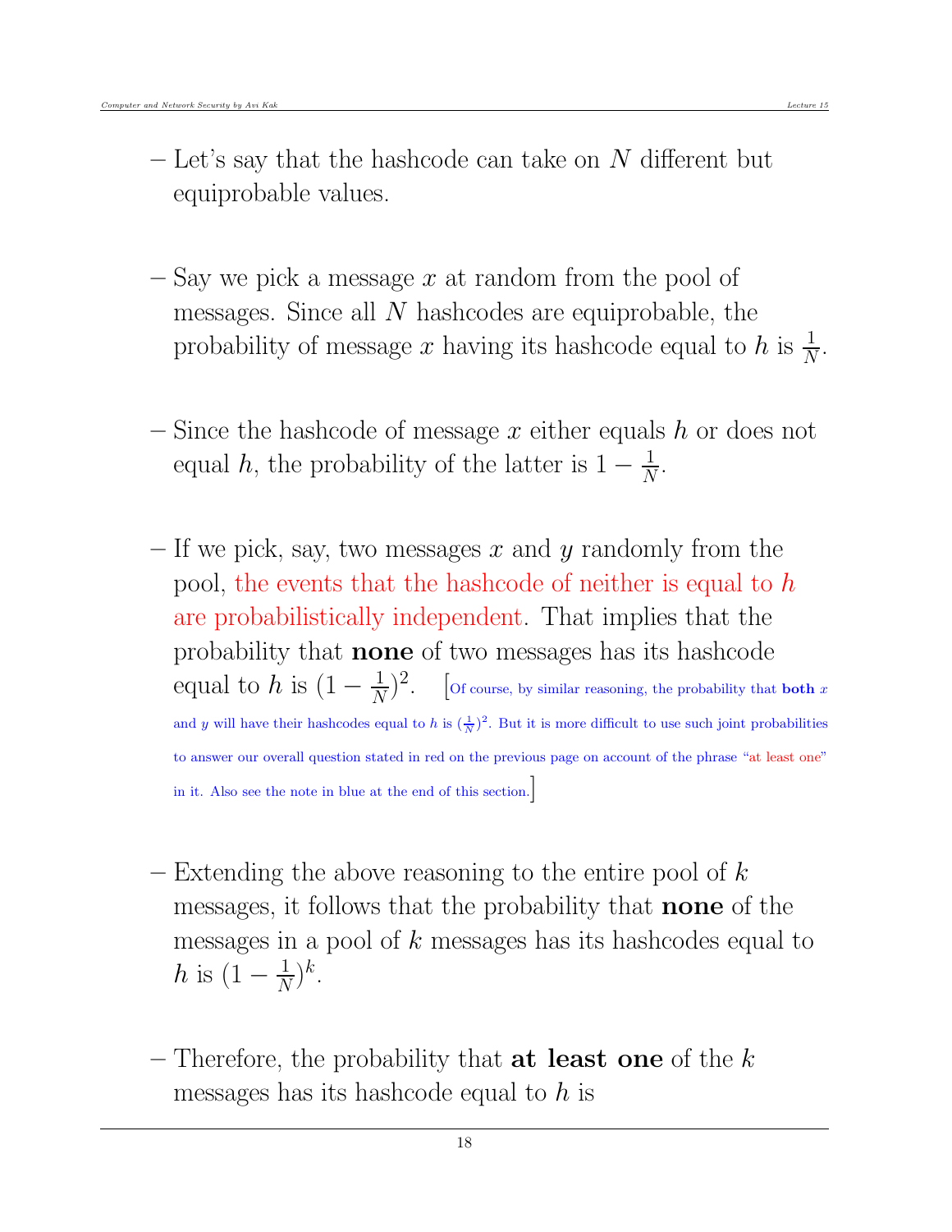- Let's say that the hashcode can take on $N$ different but equiprobable values.

- Say we pick a message $x$ at random from the pool of messages. Since all $N$ hashcodes are equiprobable, the probability of message $x$ having its hashcode equal to $h$ is $\frac{1}{N}$.

- Since the hashcode of message $x$ either equals $h$ or does not equal $h$, the probability of the latter is $1 - \frac{1}{N}$.

- If we pick, say, two messages $x$ and $y$ randomly from the pool, the events that the hashcode of neither is equal to $h$ are probabilistically independent. That implies that the probability that **none** of two messages has its hashcode equal to $h$ is $(1 - \frac{1}{N})^2$. [Of course, by similar reasoning, the probability that **both** $x$ and $y$ will have their hashcodes equal to $h$ is $(\frac{1}{N})^2$. But it is more difficult to use such joint probabilities to answer our overall question stated in red on the previous page on account of the phrase "at least one" in it. Also see the note in blue at the end of this section.]

- Extending the above reasoning to the entire pool of $k$ messages, it follows that the probability that **none** of the messages in a pool of $k$ messages has its hashcodes equal to $h$ is $(1 - \frac{1}{N})^k$.

- Therefore, the probability that **at least one** of the $k$ messages has its hashcode equal to $h$ is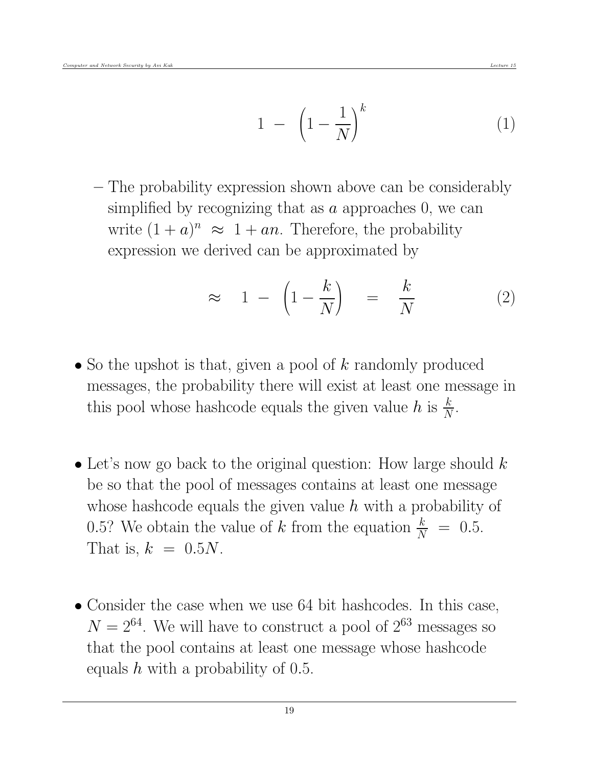$$1 \; - \; \left(1 - \frac{1}{N}\right)^k \tag{1}$$

– The probability expression shown above can be considerably simplified by recognizing that as $a$ approaches 0, we can write $(1+a)^n \; \approx \; 1 + an$. Therefore, the probability expression we derived can be approximated by

$$\approx \quad 1 \; - \; \left(1 - \frac{k}{N}\right) \quad = \quad \frac{k}{N} \tag{2}$$

- So the upshot is that, given a pool of $k$ randomly produced messages, the probability there will exist at least one message in this pool whose hashcode equals the given value $h$ is $\frac{k}{N}$.

- Let's now go back to the original question: How large should $k$ be so that the pool of messages contains at least one message whose hashcode equals the given value $h$ with a probability of 0.5? We obtain the value of $k$ from the equation $\frac{k}{N} \; = \; 0.5$. That is, $k \; = \; 0.5N$.

- Consider the case when we use 64 bit hashcodes. In this case, $N = 2^{64}$. We will have to construct a pool of $2^{63}$ messages so that the pool contains at least one message whose hashcode equals $h$ with a probability of 0.5.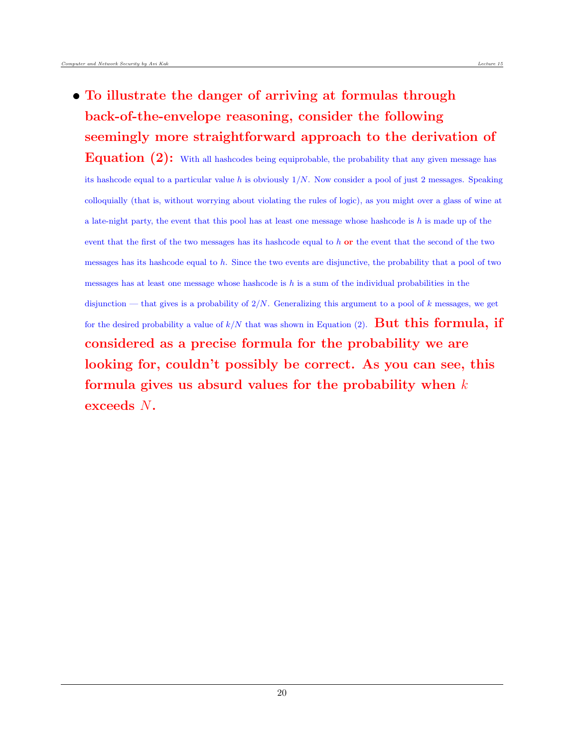- **To illustrate the danger of arriving at formulas through back-of-the-envelope reasoning, consider the following seemingly more straightforward approach to the derivation of Equation (2):** With all hashcodes being equiprobable, the probability that any given message has its hashcode equal to a particular value $h$ is obviously $1/N$. Now consider a pool of just 2 messages. Speaking colloquially (that is, without worrying about violating the rules of logic), as you might over a glass of wine at a late-night party, the event that this pool has at least one message whose hashcode is $h$ is made up of the event that the first of the two messages has its hashcode equal to $h$ **or** the event that the second of the two messages has its hashcode equal to $h$. Since the two events are disjunctive, the probability that a pool of two messages has at least one message whose hashcode is $h$ is a sum of the individual probabilities in the disjunction — that gives is a probability of $2/N$. Generalizing this argument to a pool of $k$ messages, we get for the desired probability a value of $k/N$ that was shown in Equation (2). **But this formula, if considered as a precise formula for the probability we are looking for, couldn't possibly be correct. As you can see, this formula gives us absurd values for the probability when $k$ exceeds $N$.**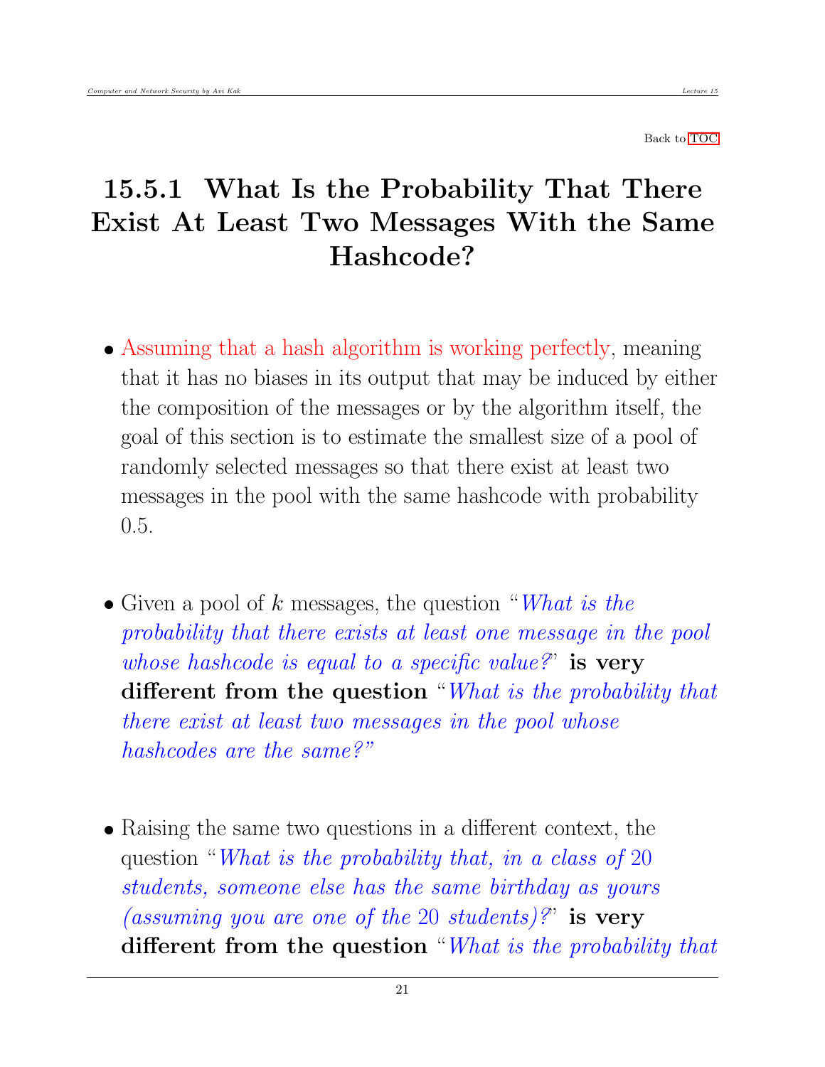Back to TOC

## 15.5.1 What Is the Probability That There Exist At Least Two Messages With the Same Hashcode?

- Assuming that a hash algorithm is working perfectly, meaning that it has no biases in its output that may be induced by either the composition of the messages or by the algorithm itself, the goal of this section is to estimate the smallest size of a pool of randomly selected messages so that there exist at least two messages in the pool with the same hashcode with probability 0.5.

- Given a pool of $k$ messages, the question "*What is the probability that there exists at least one message in the pool whose hashcode is equal to a specific value?*" **is very different from the question** "*What is the probability that there exist at least two messages in the pool whose hashcodes are the same?*"

- Raising the same two questions in a different context, the question "*What is the probability that, in a class of 20 students, someone else has the same birthday as yours (assuming you are one of the 20 students)?*" **is very different from the question** "*What is the probability that*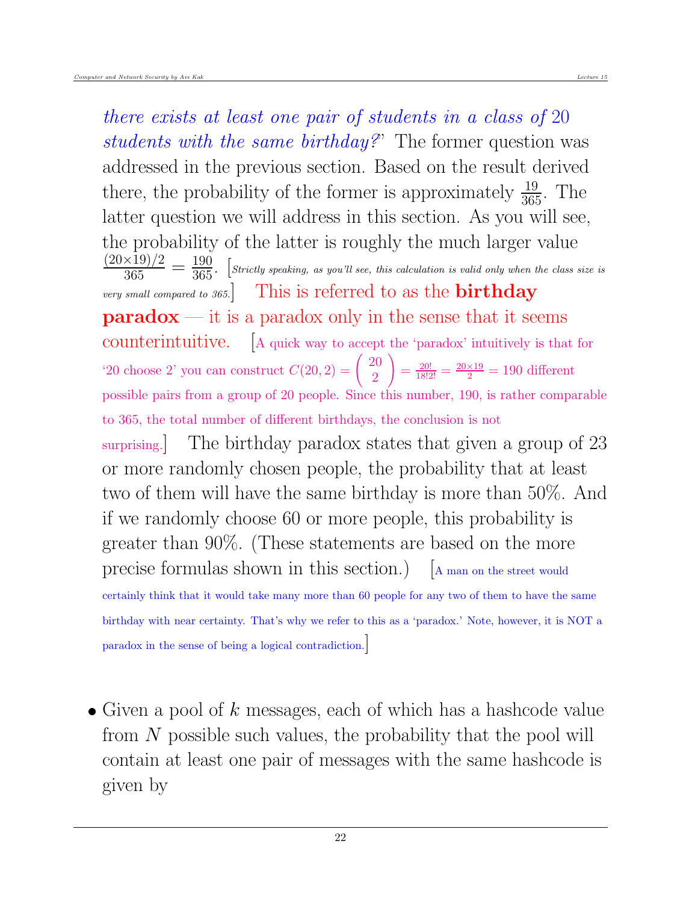*there exists at least one pair of students in a class of* 20 *students with the same birthday?*" The former question was addressed in the previous section. Based on the result derived there, the probability of the former is approximately $\frac{19}{365}$. The latter question we will address in this section. As you will see, the probability of the latter is roughly the much larger value $\frac{(20\times 19)/2}{365} = \frac{190}{365}$. [*Strictly speaking, as you'll see, this calculation is valid only when the class size is very small compared to 365.*] This is referred to as the **birthday paradox** — it is a paradox only in the sense that it seems counterintuitive. [A quick way to accept the 'paradox' intuitively is that for '20 choose 2' you can construct $C(20,2) = \binom{20}{2} = \frac{20!}{18!2!} = \frac{20\times 19}{2} = 190$ different possible pairs from a group of 20 people. Since this number, 190, is rather comparable to 365, the total number of different birthdays, the conclusion is not surprising.] The birthday paradox states that given a group of 23 or more randomly chosen people, the probability that at least two of them will have the same birthday is more than 50%. And if we randomly choose 60 or more people, this probability is greater than 90%. (These statements are based on the more precise formulas shown in this section.) [A man on the street would certainly think that it would take many more than 60 people for any two of them to have the same birthday with near certainty. That's why we refer to this as a 'paradox.' Note, however, it is NOT a paradox in the sense of being a logical contradiction.]

- Given a pool of $k$ messages, each of which has a hashcode value from $N$ possible such values, the probability that the pool will contain at least one pair of messages with the same hashcode is given by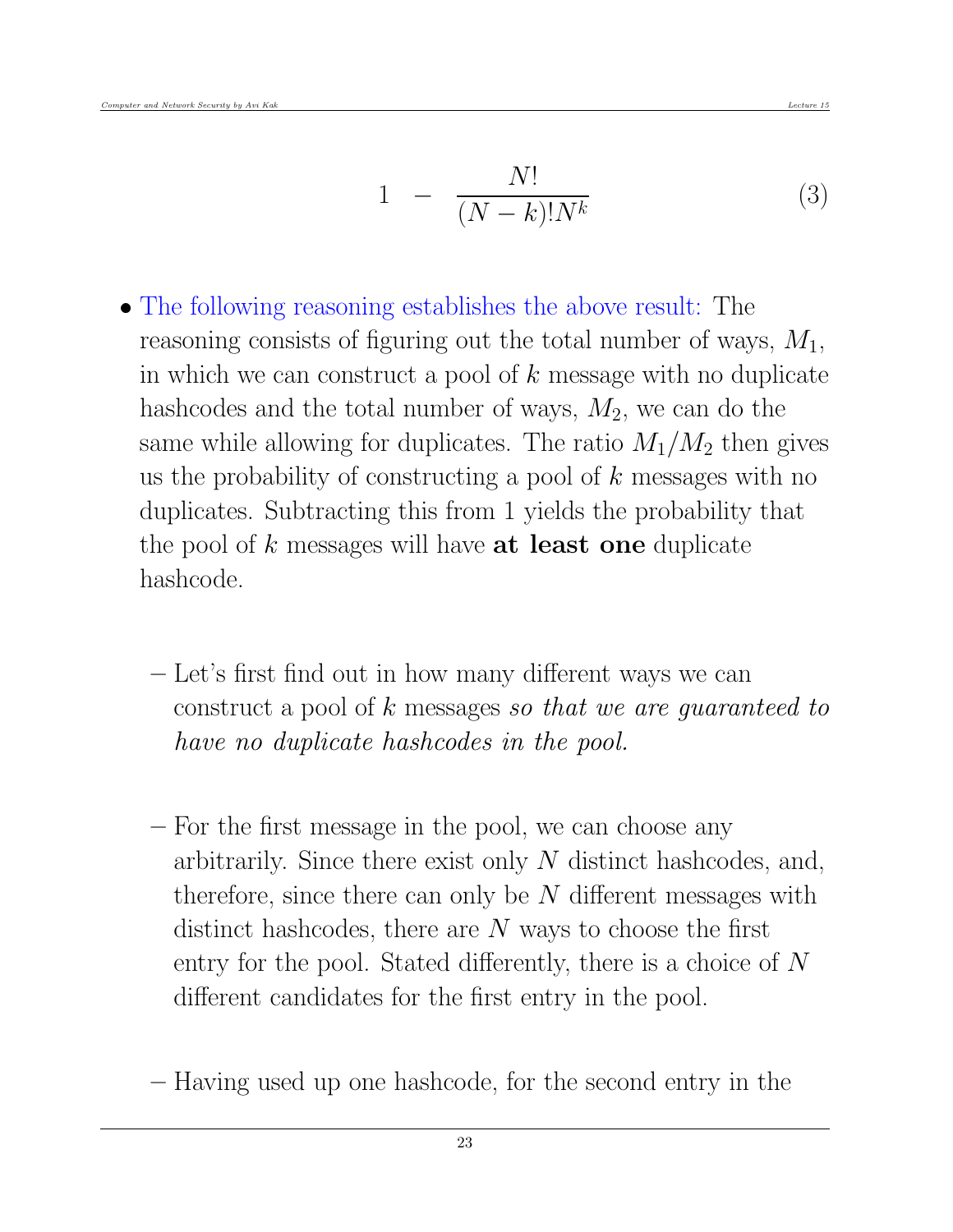$$1 \quad - \quad \frac{N!}{(N-k)!N^k} \tag{3}$$

- The following reasoning establishes the above result: The reasoning consists of figuring out the total number of ways, $M_1$, in which we can construct a pool of $k$ message with no duplicate hashcodes and the total number of ways, $M_2$, we can do the same while allowing for duplicates. The ratio $M_1/M_2$ then gives us the probability of constructing a pool of $k$ messages with no duplicates. Subtracting this from 1 yields the probability that the pool of $k$ messages will have **at least one** duplicate hashcode.

  – Let's first find out in how many different ways we can construct a pool of $k$ messages *so that we are guaranteed to have no duplicate hashcodes in the pool.*

  – For the first message in the pool, we can choose any arbitrarily. Since there exist only $N$ distinct hashcodes, and, therefore, since there can only be $N$ different messages with distinct hashcodes, there are $N$ ways to choose the first entry for the pool. Stated differently, there is a choice of $N$ different candidates for the first entry in the pool.

  – Having used up one hashcode, for the second entry in the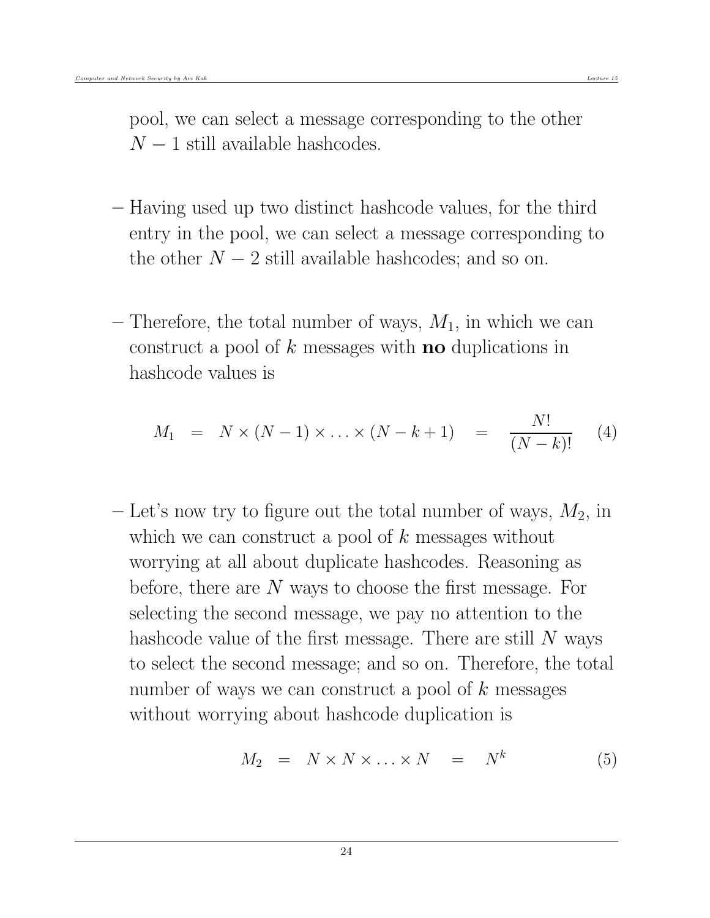pool, we can select a message corresponding to the other $N - 1$ still available hashcodes.

– Having used up two distinct hashcode values, for the third entry in the pool, we can select a message corresponding to the other $N - 2$ still available hashcodes; and so on.

– Therefore, the total number of ways, $M_1$, in which we can construct a pool of $k$ messages with **no** duplications in hashcode values is

$$M_1 \quad = \quad N \times (N-1) \times \ldots \times (N-k+1) \quad = \quad \frac{N!}{(N-k)!} \qquad (4)$$

– Let's now try to figure out the total number of ways, $M_2$, in which we can construct a pool of $k$ messages without worrying at all about duplicate hashcodes. Reasoning as before, there are $N$ ways to choose the first message. For selecting the second message, we pay no attention to the hashcode value of the first message. There are still $N$ ways to select the second message; and so on. Therefore, the total number of ways we can construct a pool of $k$ messages without worrying about hashcode duplication is

$$M_2 \quad = \quad N \times N \times \ldots \times N \quad = \quad N^k \qquad (5)$$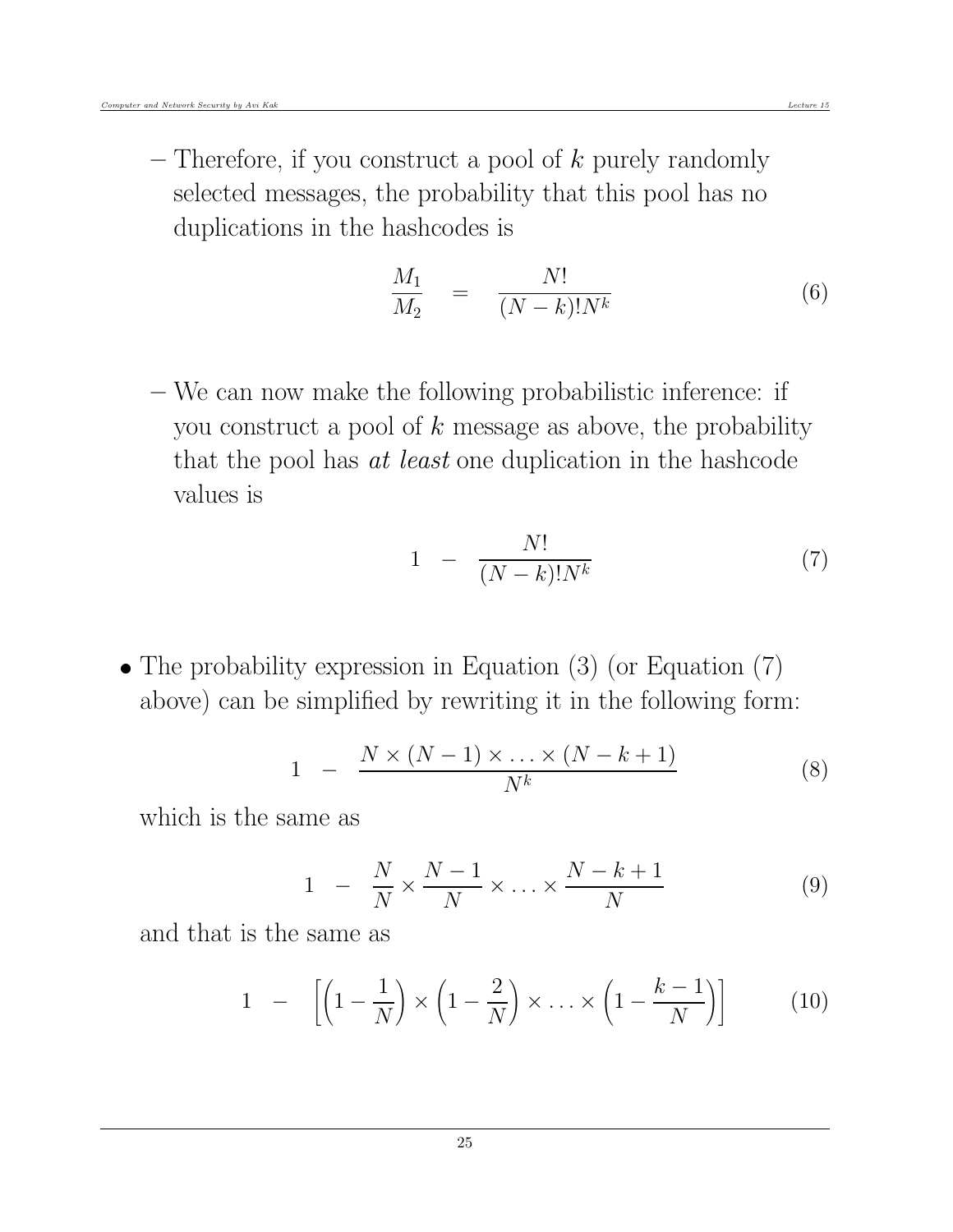– Therefore, if you construct a pool of $k$ purely randomly selected messages, the probability that this pool has no duplications in the hashcodes is

$$\frac{M_1}{M_2} \quad = \quad \frac{N!}{(N-k)!N^k} \tag{6}$$

– We can now make the following probabilistic inference: if you construct a pool of $k$ message as above, the probability that the pool has *at least* one duplication in the hashcode values is

$$1 \quad - \quad \frac{N!}{(N-k)!N^k} \tag{7}$$

- The probability expression in Equation (3) (or Equation (7) above) can be simplified by rewriting it in the following form:

$$1 \quad - \quad \frac{N \times (N-1) \times \ldots \times (N-k+1)}{N^k} \tag{8}$$

which is the same as

$$1 \quad - \quad \frac{N}{N} \times \frac{N-1}{N} \times \ldots \times \frac{N-k+1}{N} \tag{9}$$

and that is the same as

$$1 \quad - \quad \left[ \left(1 - \frac{1}{N}\right) \times \left(1 - \frac{2}{N}\right) \times \ldots \times \left(1 - \frac{k-1}{N}\right) \right] \tag{10}$$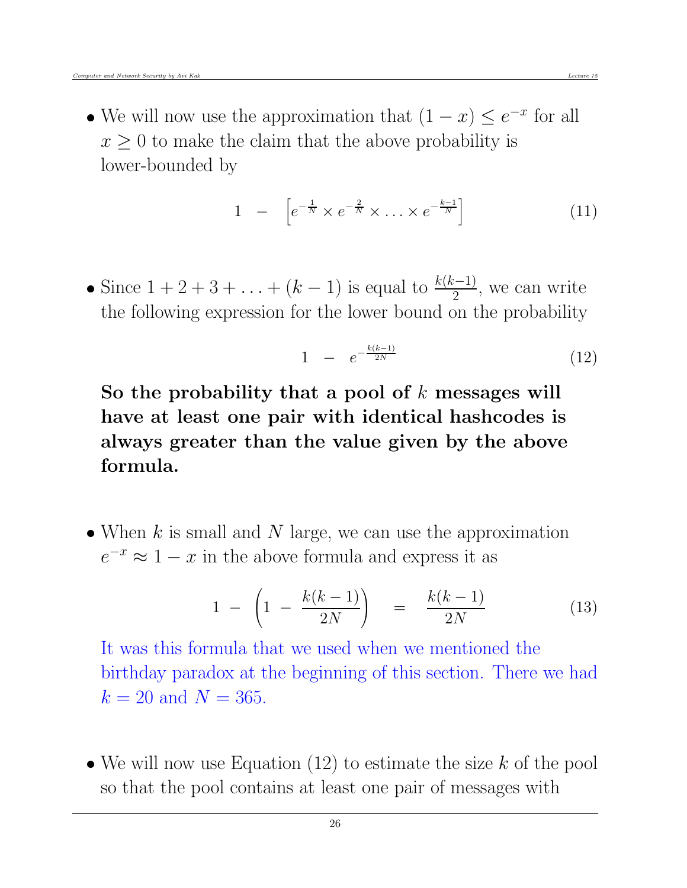- We will now use the approximation that $(1-x) \leq e^{-x}$ for all $x \geq 0$ to make the claim that the above probability is lower-bounded by

$$1 \;\; - \;\; \left[ e^{-\frac{1}{N}} \times e^{-\frac{2}{N}} \times \ldots \times e^{-\frac{k-1}{N}} \right] \tag{11}$$

- Since $1+2+3+\ldots+(k-1)$ is equal to $\frac{k(k-1)}{2}$, we can write the following expression for the lower bound on the probability

$$1 \;\; - \;\; e^{-\frac{k(k-1)}{2N}} \tag{12}$$

**So the probability that a pool of $k$ messages will have at least one pair with identical hashcodes is always greater than the value given by the above formula.**

- When $k$ is small and $N$ large, we can use the approximation $e^{-x} \approx 1 - x$ in the above formula and express it as

$$1 \; - \; \left(1 \; - \; \frac{k(k-1)}{2N}\right) \quad = \quad \frac{k(k-1)}{2N} \tag{13}$$

It was this formula that we used when we mentioned the birthday paradox at the beginning of this section. There we had $k = 20$ and $N = 365$.

- We will now use Equation (12) to estimate the size $k$ of the pool so that the pool contains at least one pair of messages with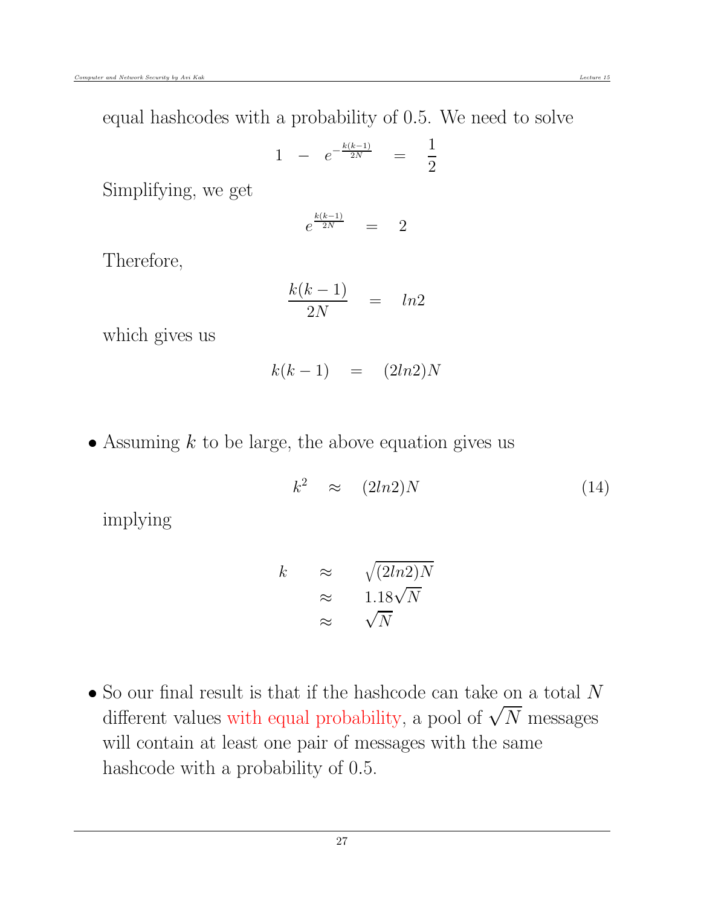equal hashcodes with a probability of 0.5. We need to solve

$$1 \quad - \quad e^{-\frac{k(k-1)}{2N}} \quad = \quad \frac{1}{2}$$

Simplifying, we get

$$e^{\frac{k(k-1)}{2N}} \quad = \quad 2$$

Therefore,

$$\frac{k(k-1)}{2N} \quad = \quad ln2$$

which gives us

$$k(k-1) \quad = \quad (2ln2)N$$

- Assuming $k$ to be large, the above equation gives us

$$k^2 \quad \approx \quad (2ln2)N \tag{14}$$

implying

$$\begin{aligned} k \quad &\approx \quad \sqrt{(2ln2)N} \\ &\approx \quad 1.18\sqrt{N} \\ &\approx \quad \sqrt{N} \end{aligned}$$

- So our final result is that if the hashcode can take on a total $N$ different values with equal probability, a pool of $\sqrt{N}$ messages will contain at least one pair of messages with the same hashcode with a probability of 0.5.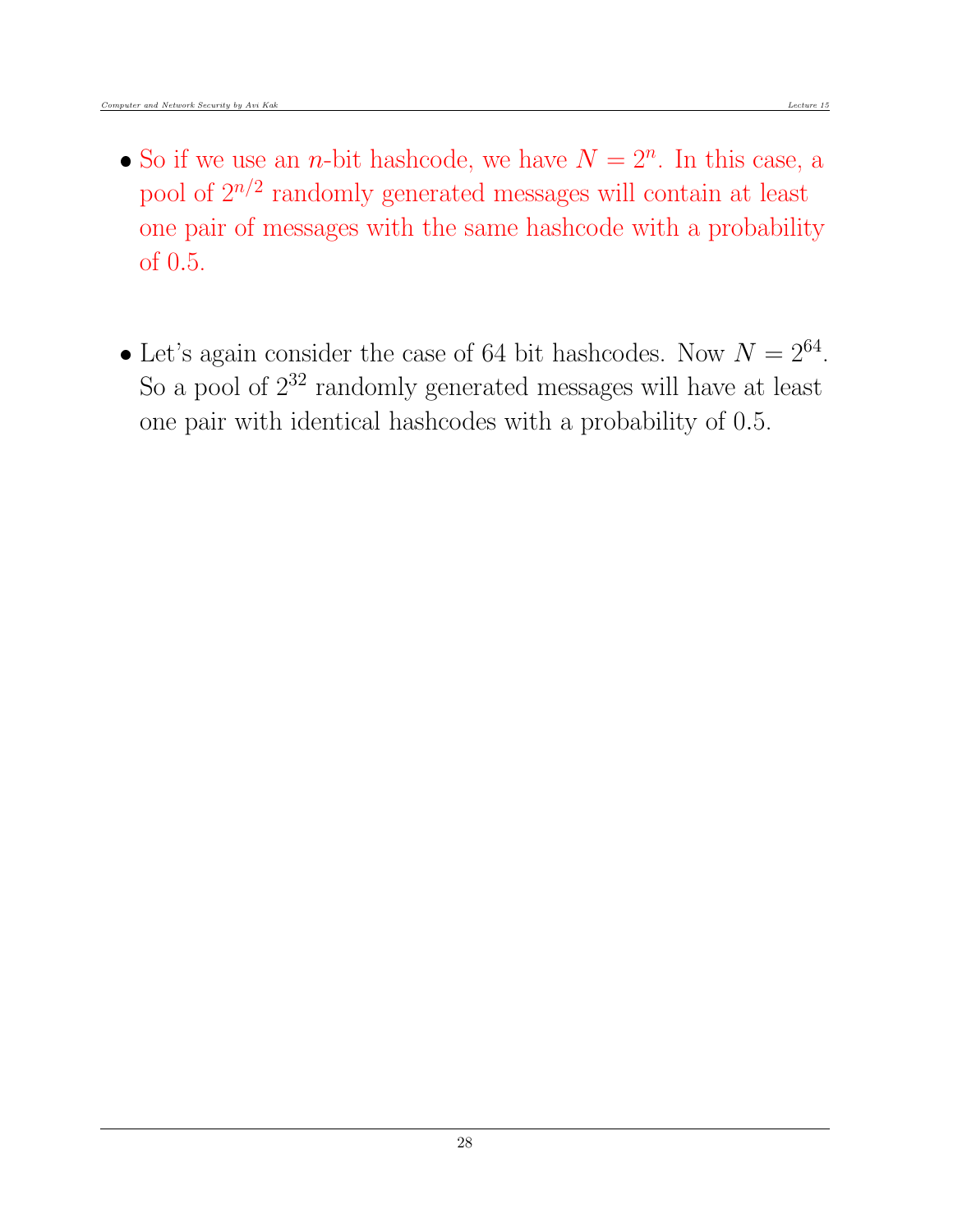- So if we use an $n$-bit hashcode, we have $N = 2^n$. In this case, a pool of $2^{n/2}$ randomly generated messages will contain at least one pair of messages with the same hashcode with a probability of 0.5.

- Let's again consider the case of 64 bit hashcodes. Now $N = 2^{64}$. So a pool of $2^{32}$ randomly generated messages will have at least one pair with identical hashcodes with a probability of 0.5.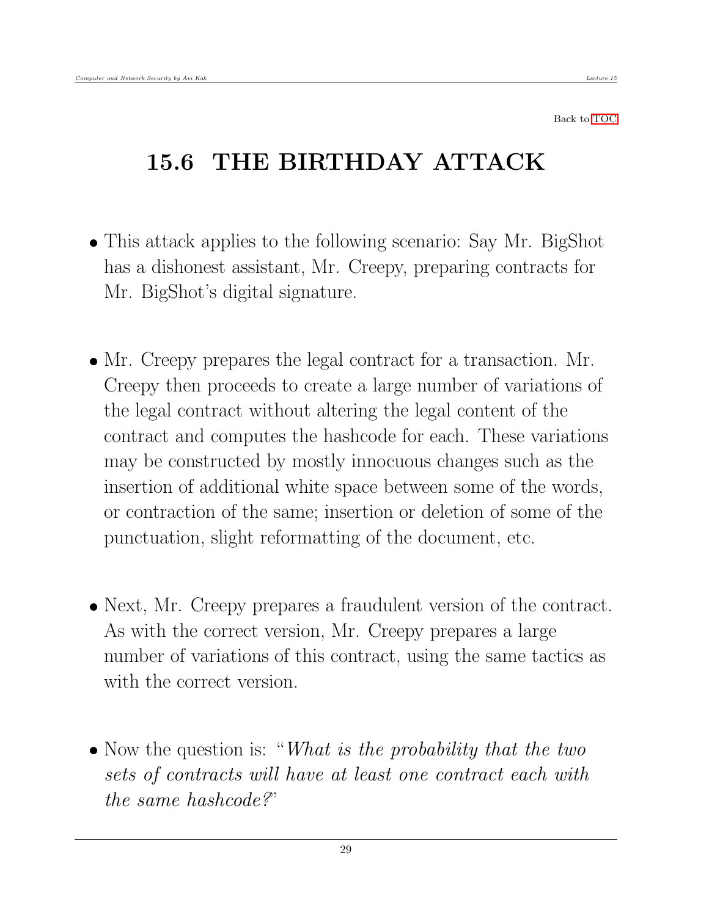Back to TOC

# 15.6 THE BIRTHDAY ATTACK

- This attack applies to the following scenario: Say Mr. BigShot has a dishonest assistant, Mr. Creepy, preparing contracts for Mr. BigShot's digital signature.

- Mr. Creepy prepares the legal contract for a transaction. Mr. Creepy then proceeds to create a large number of variations of the legal contract without altering the legal content of the contract and computes the hashcode for each. These variations may be constructed by mostly innocuous changes such as the insertion of additional white space between some of the words, or contraction of the same; insertion or deletion of some of the punctuation, slight reformatting of the document, etc.

- Next, Mr. Creepy prepares a fraudulent version of the contract. As with the correct version, Mr. Creepy prepares a large number of variations of this contract, using the same tactics as with the correct version.

- Now the question is: "*What is the probability that the two sets of contracts will have at least one contract each with the same hashcode?*"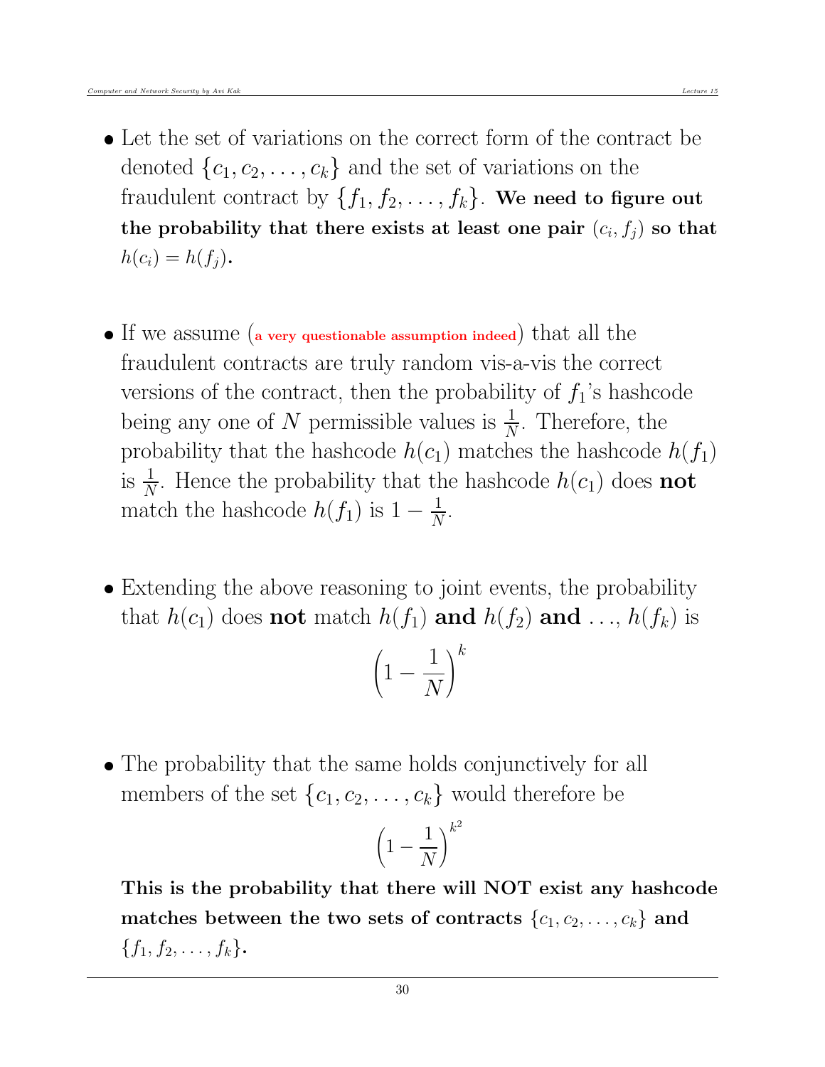- Let the set of variations on the correct form of the contract be denoted $\{c_1, c_2, \ldots, c_k\}$ and the set of variations on the fraudulent contract by $\{f_1, f_2, \ldots, f_k\}$. **We need to figure out the probability that there exists at least one pair $(c_i, f_j)$ so that $h(c_i) = h(f_j)$.**

- If we assume (a very questionable assumption indeed) that all the fraudulent contracts are truly random vis-a-vis the correct versions of the contract, then the probability of $f_1$'s hashcode being any one of $N$ permissible values is $\frac{1}{N}$. Therefore, the probability that the hashcode $h(c_1)$ matches the hashcode $h(f_1)$ is $\frac{1}{N}$. Hence the probability that the hashcode $h(c_1)$ does **not** match the hashcode $h(f_1)$ is $1 - \frac{1}{N}$.

- Extending the above reasoning to joint events, the probability that $h(c_1)$ does **not** match $h(f_1)$ **and** $h(f_2)$ **and** $\ldots$, $h(f_k)$ is

$$\left(1 - \frac{1}{N}\right)^k$$

- The probability that the same holds conjunctively for all members of the set $\{c_1, c_2, \ldots, c_k\}$ would therefore be

$$\left(1 - \frac{1}{N}\right)^{k^2}$$

  **This is the probability that there will NOT exist any hashcode matches between the two sets of contracts $\{c_1, c_2, \ldots, c_k\}$ and $\{f_1, f_2, \ldots, f_k\}$.**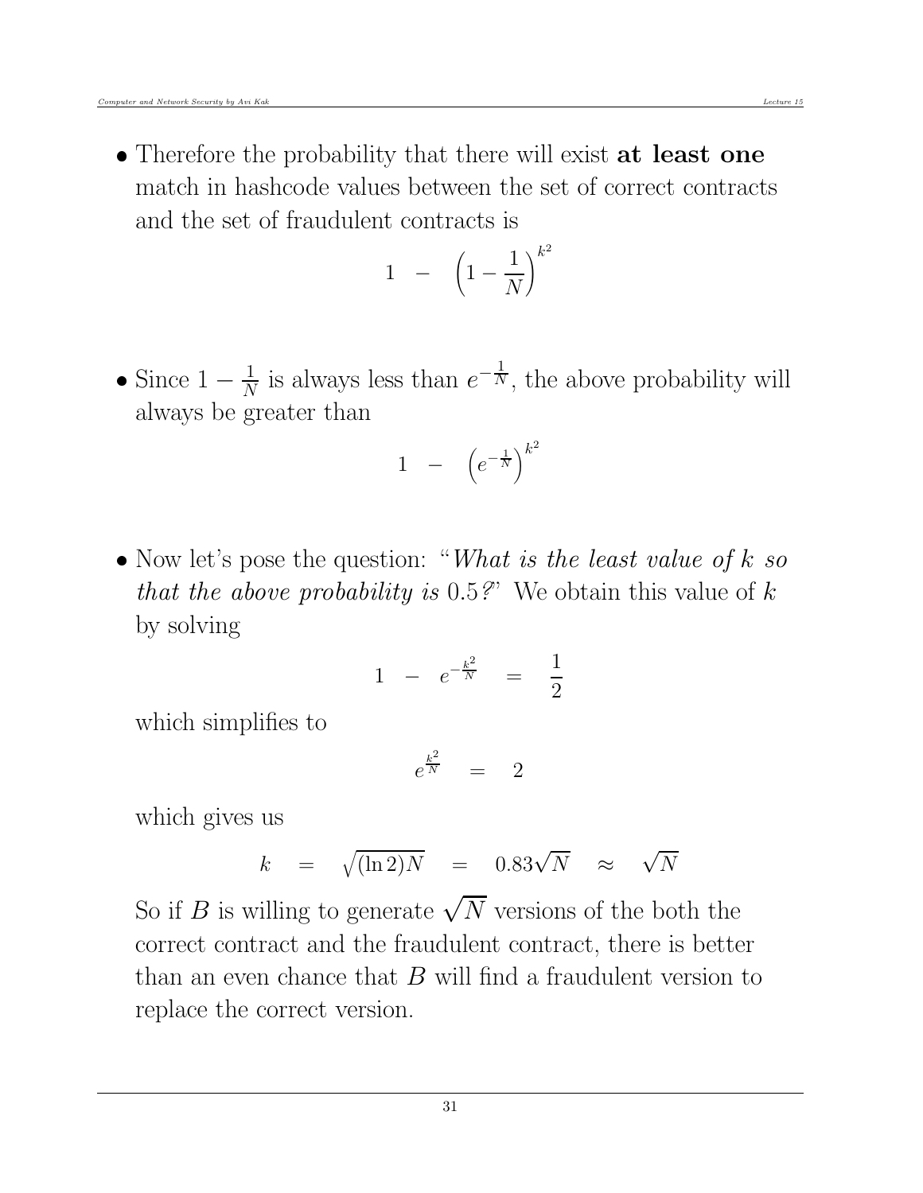- Therefore the probability that there will exist **at least one** match in hashcode values between the set of correct contracts and the set of fraudulent contracts is

$$1 \quad - \quad \left(1 - \frac{1}{N}\right)^{k^2}$$

- Since $1 - \frac{1}{N}$ is always less than $e^{-\frac{1}{N}}$, the above probability will always be greater than

$$1 \quad - \quad \left(e^{-\frac{1}{N}}\right)^{k^2}$$

- Now let's pose the question: "*What is the least value of $k$ so that the above probability is $0.5$?*" We obtain this value of $k$ by solving

$$1 \quad - \quad e^{-\frac{k^2}{N}} \quad = \quad \frac{1}{2}$$

which simplifies to

$$e^{\frac{k^2}{N}} \quad = \quad 2$$

which gives us

$$k \quad = \quad \sqrt{(\ln 2)N} \quad = \quad 0.83\sqrt{N} \quad \approx \quad \sqrt{N}$$

So if $B$ is willing to generate $\sqrt{N}$ versions of the both the correct contract and the fraudulent contract, there is better than an even chance that $B$ will find a fraudulent version to replace the correct version.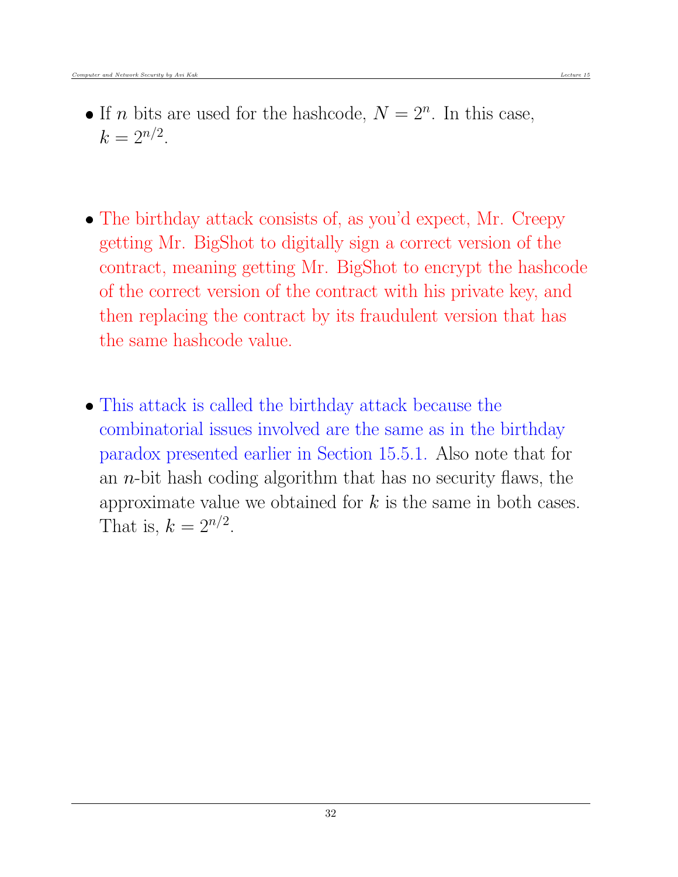- If $n$ bits are used for the hashcode, $N = 2^n$. In this case, $k = 2^{n/2}$.

- The birthday attack consists of, as you'd expect, Mr. Creepy getting Mr. BigShot to digitally sign a correct version of the contract, meaning getting Mr. BigShot to encrypt the hashcode of the correct version of the contract with his private key, and then replacing the contract by its fraudulent version that has the same hashcode value.

- This attack is called the birthday attack because the combinatorial issues involved are the same as in the birthday paradox presented earlier in Section 15.5.1. Also note that for an $n$-bit hash coding algorithm that has no security flaws, the approximate value we obtained for $k$ is the same in both cases. That is, $k = 2^{n/2}$.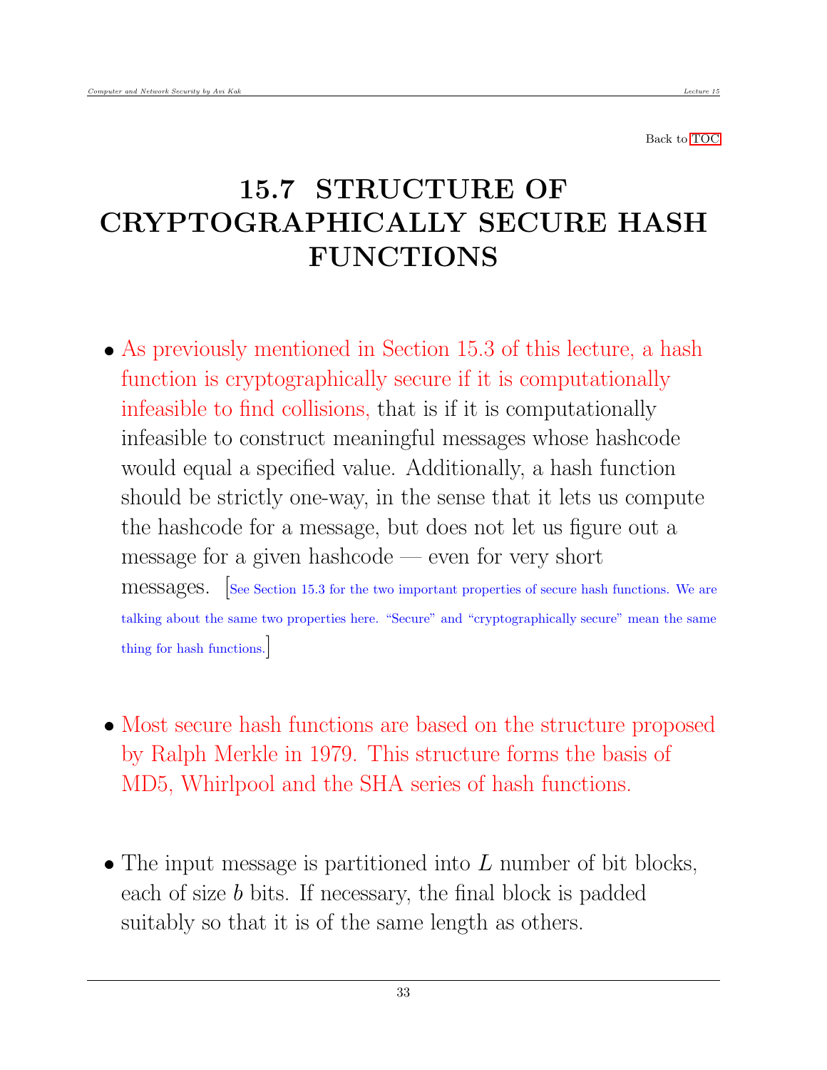# 15.7 STRUCTURE OF CRYPTOGRAPHICALLY SECURE HASH FUNCTIONS

- As previously mentioned in Section 15.3 of this lecture, a hash function is cryptographically secure if it is computationally infeasible to find collisions, that is if it is computationally infeasible to construct meaningful messages whose hashcode would equal a specified value. Additionally, a hash function should be strictly one-way, in the sense that it lets us compute the hashcode for a message, but does not let us figure out a message for a given hashcode — even for very short messages. [See Section 15.3 for the two important properties of secure hash functions. We are talking about the same two properties here. "Secure" and "cryptographically secure" mean the same thing for hash functions.]

- Most secure hash functions are based on the structure proposed by Ralph Merkle in 1979. This structure forms the basis of MD5, Whirlpool and the SHA series of hash functions.

- The input message is partitioned into $L$ number of bit blocks, each of size $b$ bits. If necessary, the final block is padded suitably so that it is of the same length as others.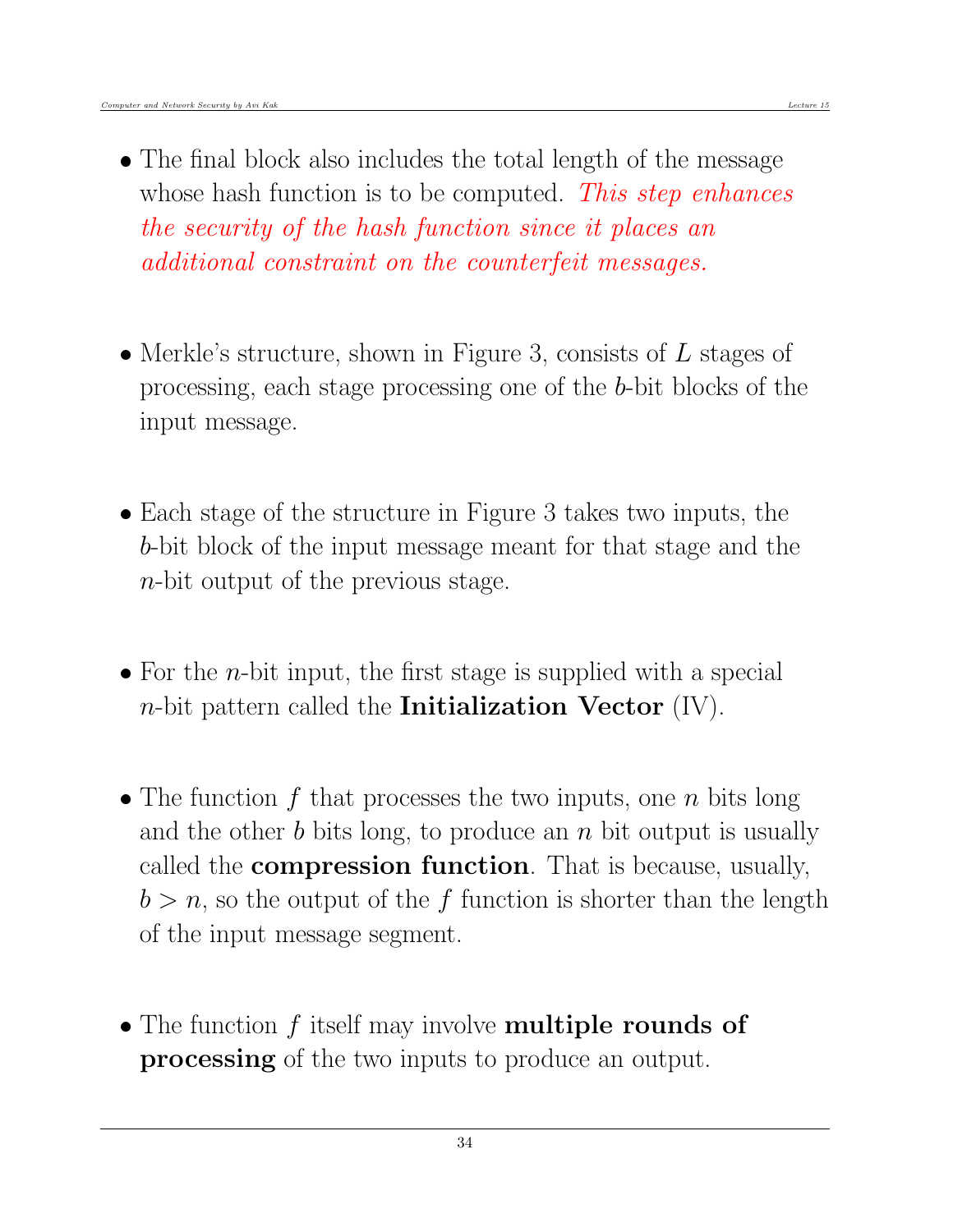- The final block also includes the total length of the message whose hash function is to be computed. *This step enhances the security of the hash function since it places an additional constraint on the counterfeit messages.*

- Merkle's structure, shown in Figure 3, consists of $L$ stages of processing, each stage processing one of the $b$-bit blocks of the input message.

- Each stage of the structure in Figure 3 takes two inputs, the $b$-bit block of the input message meant for that stage and the $n$-bit output of the previous stage.

- For the $n$-bit input, the first stage is supplied with a special $n$-bit pattern called the **Initialization Vector** (IV).

- The function $f$ that processes the two inputs, one $n$ bits long and the other $b$ bits long, to produce an $n$ bit output is usually called the **compression function**. That is because, usually, $b > n$, so the output of the $f$ function is shorter than the length of the input message segment.

- The function $f$ itself may involve **multiple rounds of processing** of the two inputs to produce an output.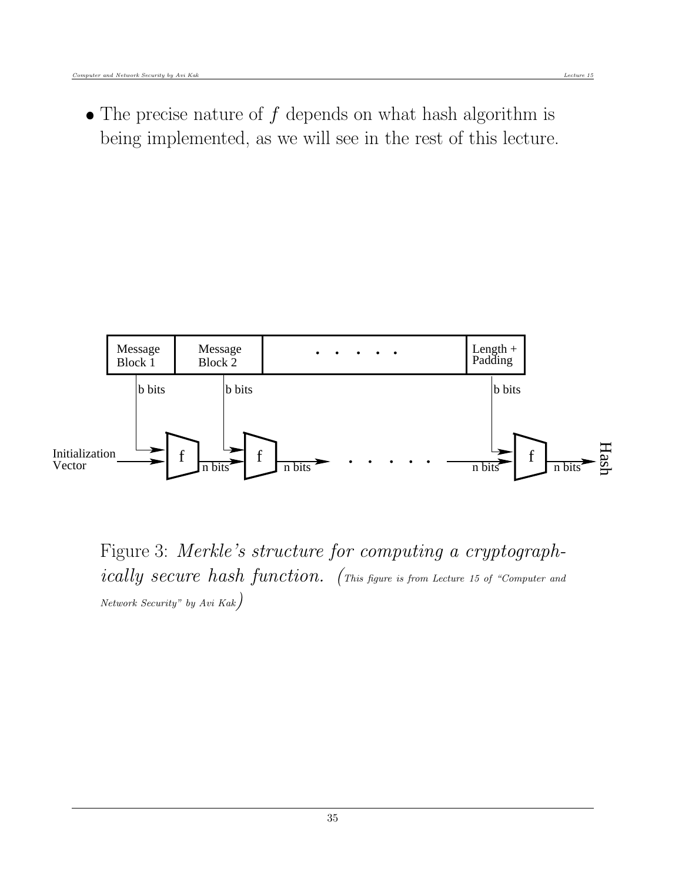- The precise nature of $f$ depends on what hash algorithm is being implemented, as we will see in the rest of this lecture.

Figure 3: *Merkle's structure for computing a cryptographically secure hash function.* (This figure is from Lecture 15 of "Computer and Network Security" by Avi Kak)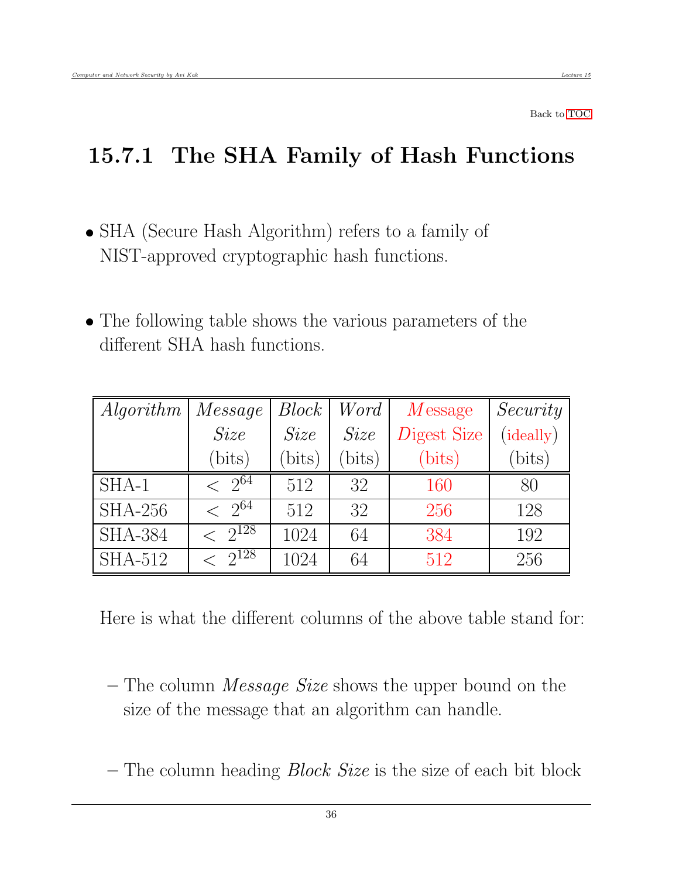Back to TOC

### 15.7.1 The SHA Family of Hash Functions

- SHA (Secure Hash Algorithm) refers to a family of NIST-approved cryptographic hash functions.

- The following table shows the various parameters of the different SHA hash functions.

| *Algorithm* | *Message Size* (bits) | *Block Size* (bits) | *Word Size* (bits) | Message Digest Size (bits) | *Security* (ideally) (bits) |
|---|---|---|---|---|---|
| SHA-1 | $< 2^{64}$ | 512 | 32 | 160 | 80 |
| SHA-256 | $< 2^{64}$ | 512 | 32 | 256 | 128 |
| SHA-384 | $< 2^{128}$ | 1024 | 64 | 384 | 192 |
| SHA-512 | $< 2^{128}$ | 1024 | 64 | 512 | 256 |

Here is what the different columns of the above table stand for:

- The column *Message Size* shows the upper bound on the size of the message that an algorithm can handle.

- The column heading *Block Size* is the size of each bit block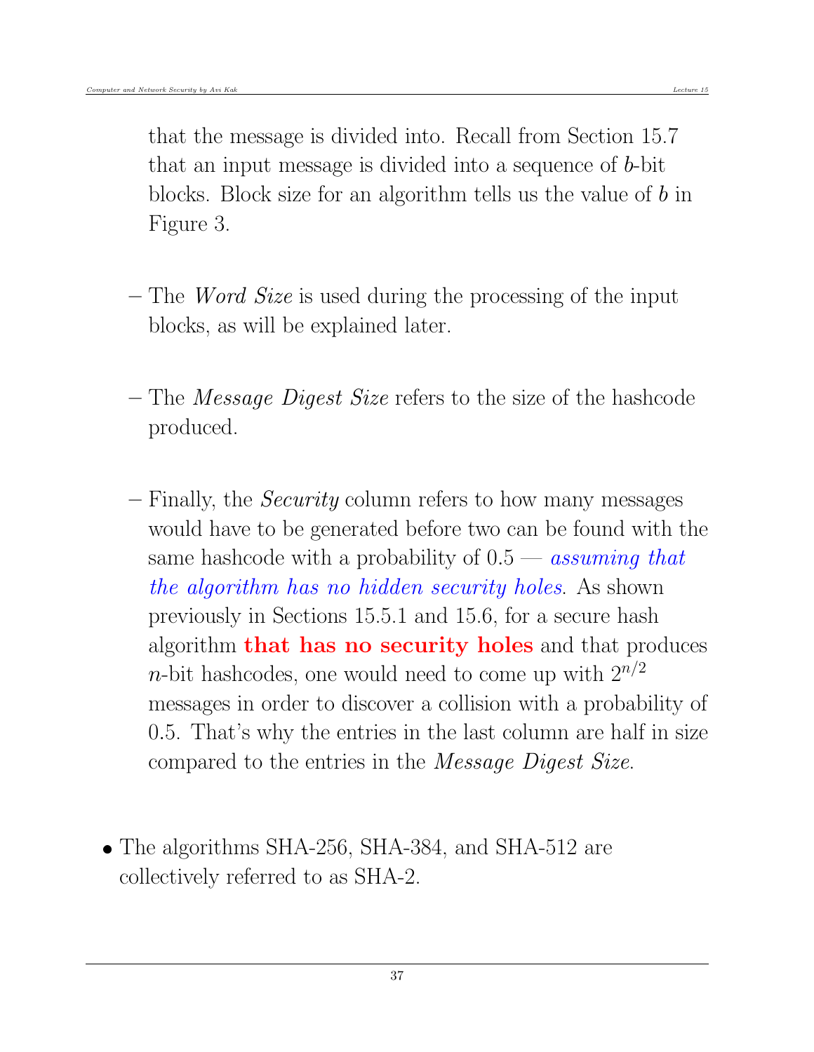that the message is divided into. Recall from Section 15.7 that an input message is divided into a sequence of $b$-bit blocks. Block size for an algorithm tells us the value of $b$ in Figure 3.

– The *Word Size* is used during the processing of the input blocks, as will be explained later.

– The *Message Digest Size* refers to the size of the hashcode produced.

– Finally, the *Security* column refers to how many messages would have to be generated before two can be found with the same hashcode with a probability of 0.5 — *assuming that the algorithm has no hidden security holes*. As shown previously in Sections 15.5.1 and 15.6, for a secure hash algorithm **that has no security holes** and that produces $n$-bit hashcodes, one would need to come up with $2^{n/2}$ messages in order to discover a collision with a probability of 0.5. That's why the entries in the last column are half in size compared to the entries in the *Message Digest Size*.

- The algorithms SHA-256, SHA-384, and SHA-512 are collectively referred to as SHA-2.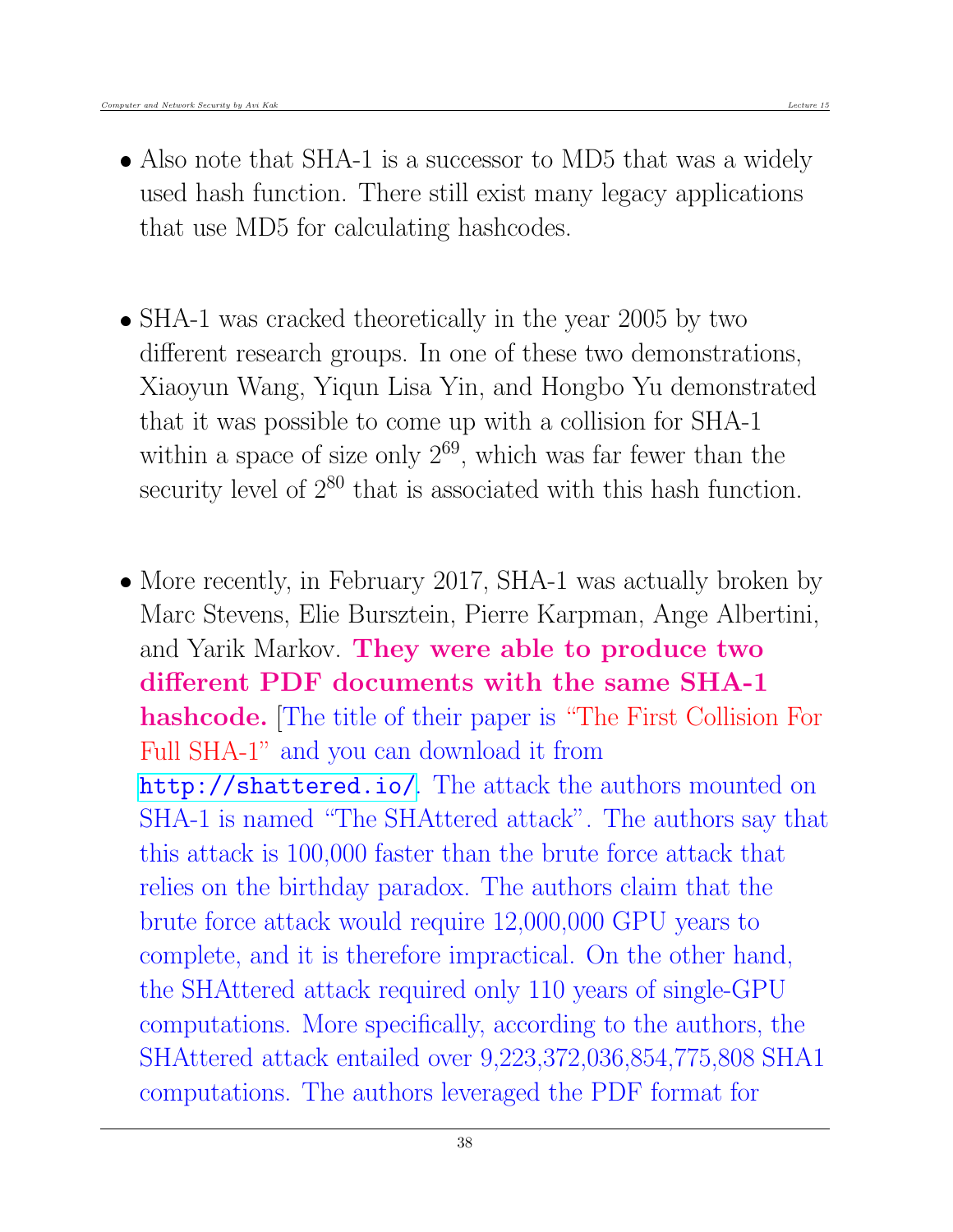- Also note that SHA-1 is a successor to MD5 that was a widely used hash function. There still exist many legacy applications that use MD5 for calculating hashcodes.

- SHA-1 was cracked theoretically in the year 2005 by two different research groups. In one of these two demonstrations, Xiaoyun Wang, Yiqun Lisa Yin, and Hongbo Yu demonstrated that it was possible to come up with a collision for SHA-1 within a space of size only $2^{69}$, which was far fewer than the security level of $2^{80}$ that is associated with this hash function.

- More recently, in February 2017, SHA-1 was actually broken by Marc Stevens, Elie Bursztein, Pierre Karpman, Ange Albertini, and Yarik Markov. **They were able to produce two different PDF documents with the same SHA-1 hashcode.** [The title of their paper is "The First Collision For Full SHA-1" and you can download it from `http://shattered.io/`. The attack the authors mounted on SHA-1 is named "The SHAttered attack". The authors say that this attack is 100,000 faster than the brute force attack that relies on the birthday paradox. The authors claim that the brute force attack would require 12,000,000 GPU years to complete, and it is therefore impractical. On the other hand, the SHAttered attack required only 110 years of single-GPU computations. More specifically, according to the authors, the SHAttered attack entailed over 9,223,372,036,854,775,808 SHA1 computations. The authors leveraged the PDF format for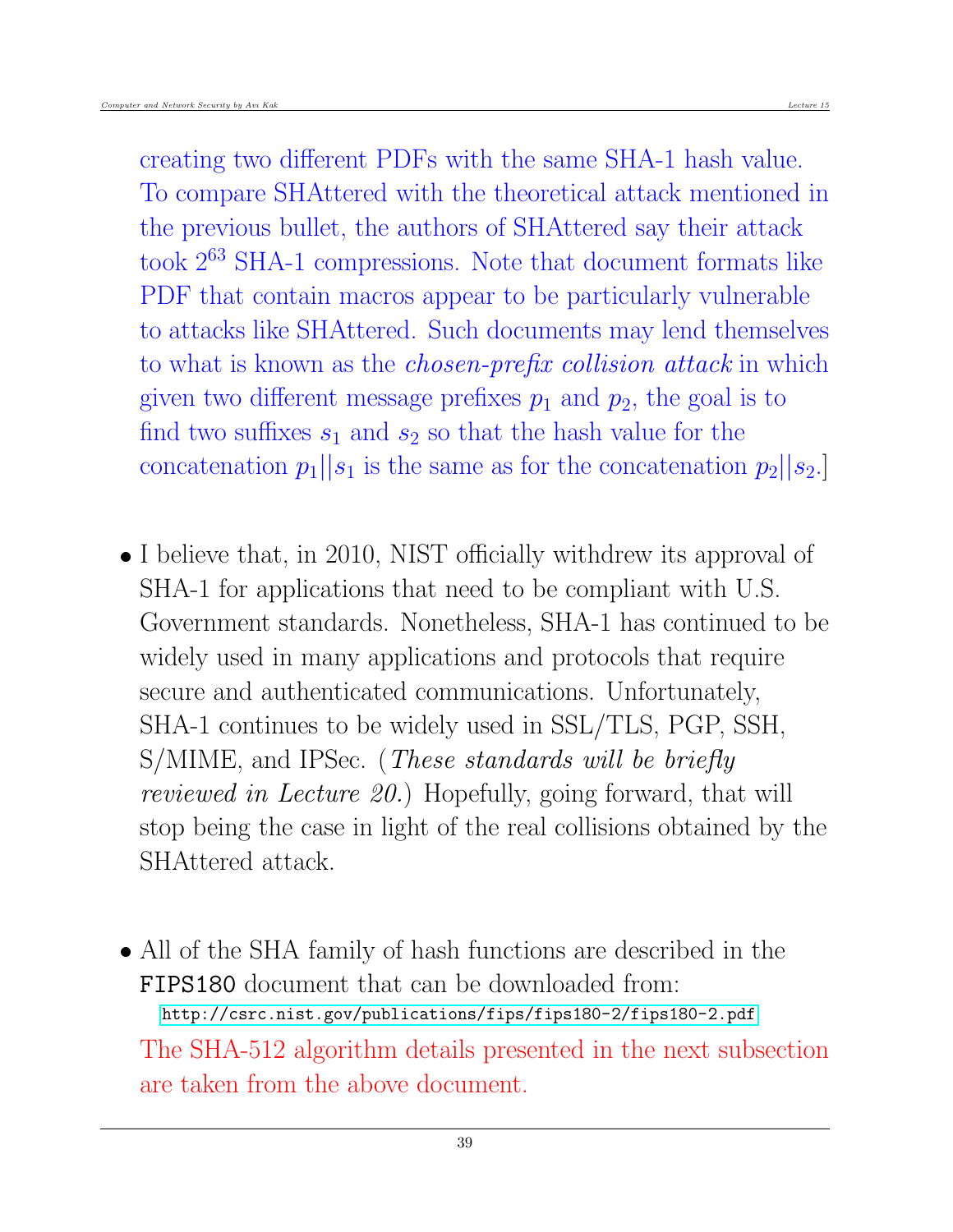creating two different PDFs with the same SHA-1 hash value. To compare SHAttered with the theoretical attack mentioned in the previous bullet, the authors of SHAttered say their attack took $2^{63}$ SHA-1 compressions. Note that document formats like PDF that contain macros appear to be particularly vulnerable to attacks like SHAttered. Such documents may lend themselves to what is known as the *chosen-prefix collision attack* in which given two different message prefixes $p_1$ and $p_2$, the goal is to find two suffixes $s_1$ and $s_2$ so that the hash value for the concatenation $p_1||s_1$ is the same as for the concatenation $p_2||s_2$.]

- I believe that, in 2010, NIST officially withdrew its approval of SHA-1 for applications that need to be compliant with U.S. Government standards. Nonetheless, SHA-1 has continued to be widely used in many applications and protocols that require secure and authenticated communications. Unfortunately, SHA-1 continues to be widely used in SSL/TLS, PGP, SSH, S/MIME, and IPSec. (*These standards will be briefly reviewed in Lecture 20.*) Hopefully, going forward, that will stop being the case in light of the real collisions obtained by the SHAttered attack.

- All of the SHA family of hash functions are described in the `FIPS180` document that can be downloaded from:
  http://csrc.nist.gov/publications/fips/fips180-2/fips180-2.pdf
  The SHA-512 algorithm details presented in the next subsection are taken from the above document.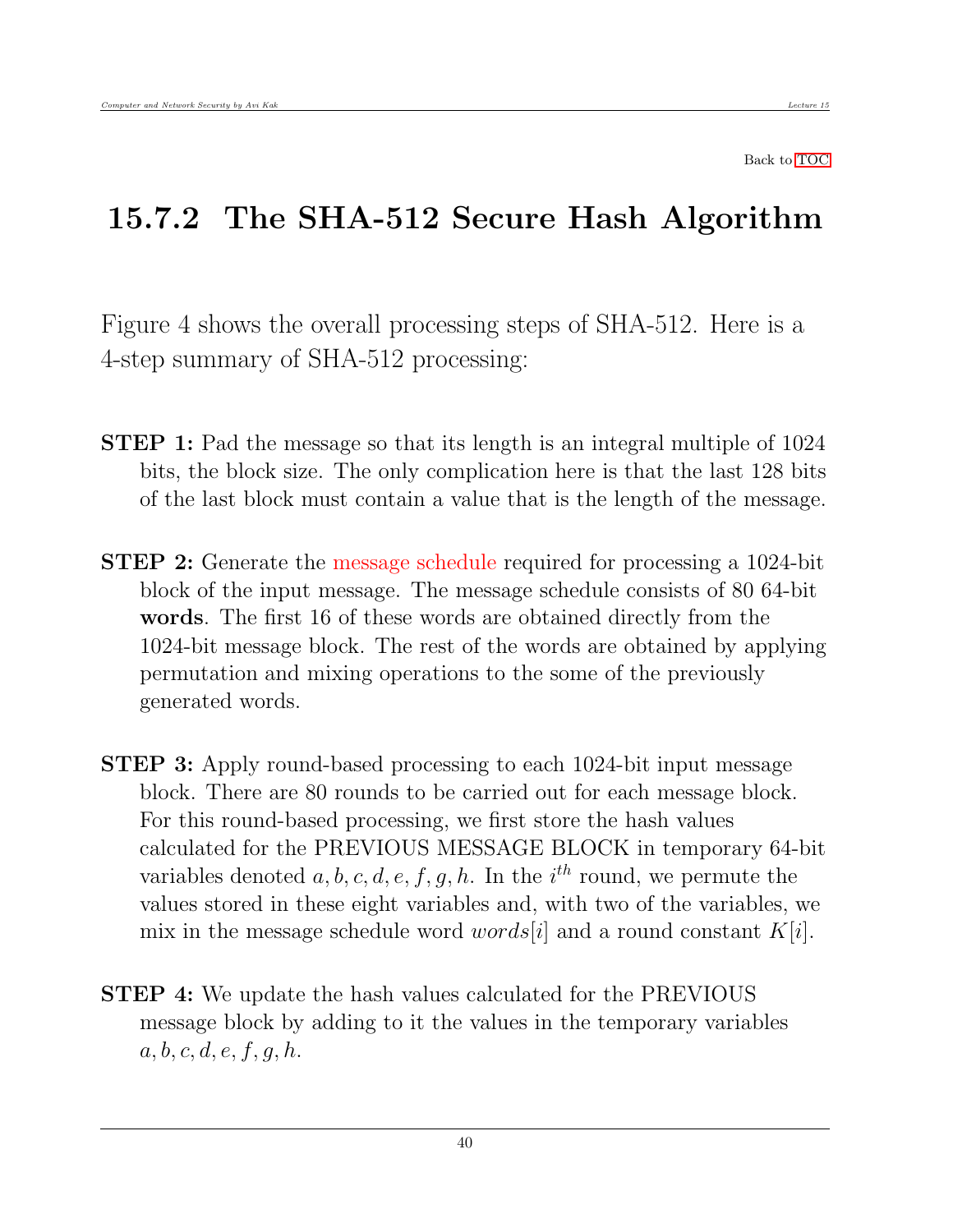Back to TOC

## 15.7.2 The SHA-512 Secure Hash Algorithm

Figure 4 shows the overall processing steps of SHA-512. Here is a 4-step summary of SHA-512 processing:

**STEP 1:** Pad the message so that its length is an integral multiple of 1024 bits, the block size. The only complication here is that the last 128 bits of the last block must contain a value that is the length of the message.

**STEP 2:** Generate the message schedule required for processing a 1024-bit block of the input message. The message schedule consists of 80 64-bit **words**. The first 16 of these words are obtained directly from the 1024-bit message block. The rest of the words are obtained by applying permutation and mixing operations to the some of the previously generated words.

**STEP 3:** Apply round-based processing to each 1024-bit input message block. There are 80 rounds to be carried out for each message block. For this round-based processing, we first store the hash values calculated for the PREVIOUS MESSAGE BLOCK in temporary 64-bit variables denoted $a, b, c, d, e, f, g, h$. In the $i^{th}$ round, we permute the values stored in these eight variables and, with two of the variables, we mix in the message schedule word $words[i]$ and a round constant $K[i]$.

**STEP 4:** We update the hash values calculated for the PREVIOUS message block by adding to it the values in the temporary variables $a, b, c, d, e, f, g, h$.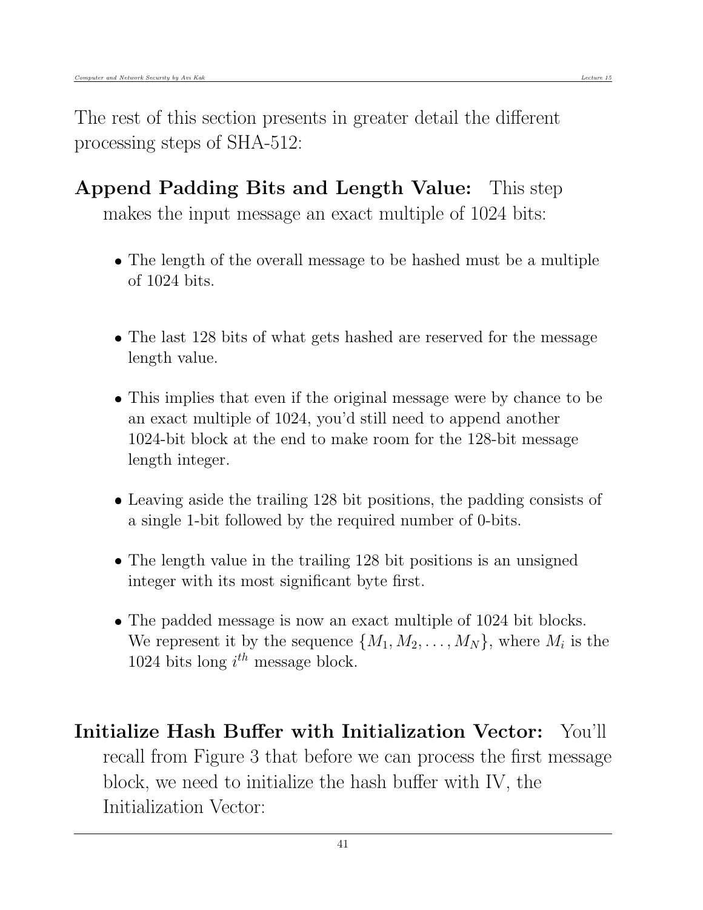The rest of this section presents in greater detail the different processing steps of SHA-512:

**Append Padding Bits and Length Value:** This step makes the input message an exact multiple of 1024 bits:

- The length of the overall message to be hashed must be a multiple of 1024 bits.
- The last 128 bits of what gets hashed are reserved for the message length value.
- This implies that even if the original message were by chance to be an exact multiple of 1024, you'd still need to append another 1024-bit block at the end to make room for the 128-bit message length integer.
- Leaving aside the trailing 128 bit positions, the padding consists of a single 1-bit followed by the required number of 0-bits.
- The length value in the trailing 128 bit positions is an unsigned integer with its most significant byte first.
- The padded message is now an exact multiple of 1024 bit blocks. We represent it by the sequence $\{M_1, M_2, \ldots, M_N\}$, where $M_i$ is the 1024 bits long $i^{th}$ message block.

**Initialize Hash Buffer with Initialization Vector:** You'll recall from Figure 3 that before we can process the first message block, we need to initialize the hash buffer with IV, the Initialization Vector: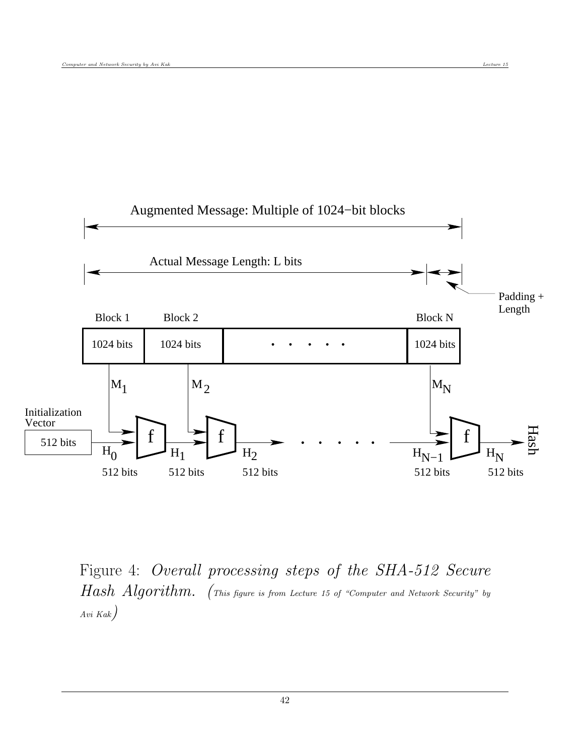Augmented Message: Multiple of 1024−bit blocks

Actual Message Length: L bits

Padding + Length

Block 1 | Block 2 | Block N

1024 bits | 1024 bits | . . . . . | 1024 bits

$M_1$ $M_2$ $M_N$

Initialization Vector 512 bits

$H_0$ 512 bits, $H_1$ 512 bits, $H_2$ 512 bits, $H_{N-1}$ 512 bits, $H_N$ 512 bits

Hash

Figure 4: *Overall processing steps of the SHA-512 Secure Hash Algorithm.* (This figure is from Lecture 15 of "Computer and Network Security" by Avi Kak)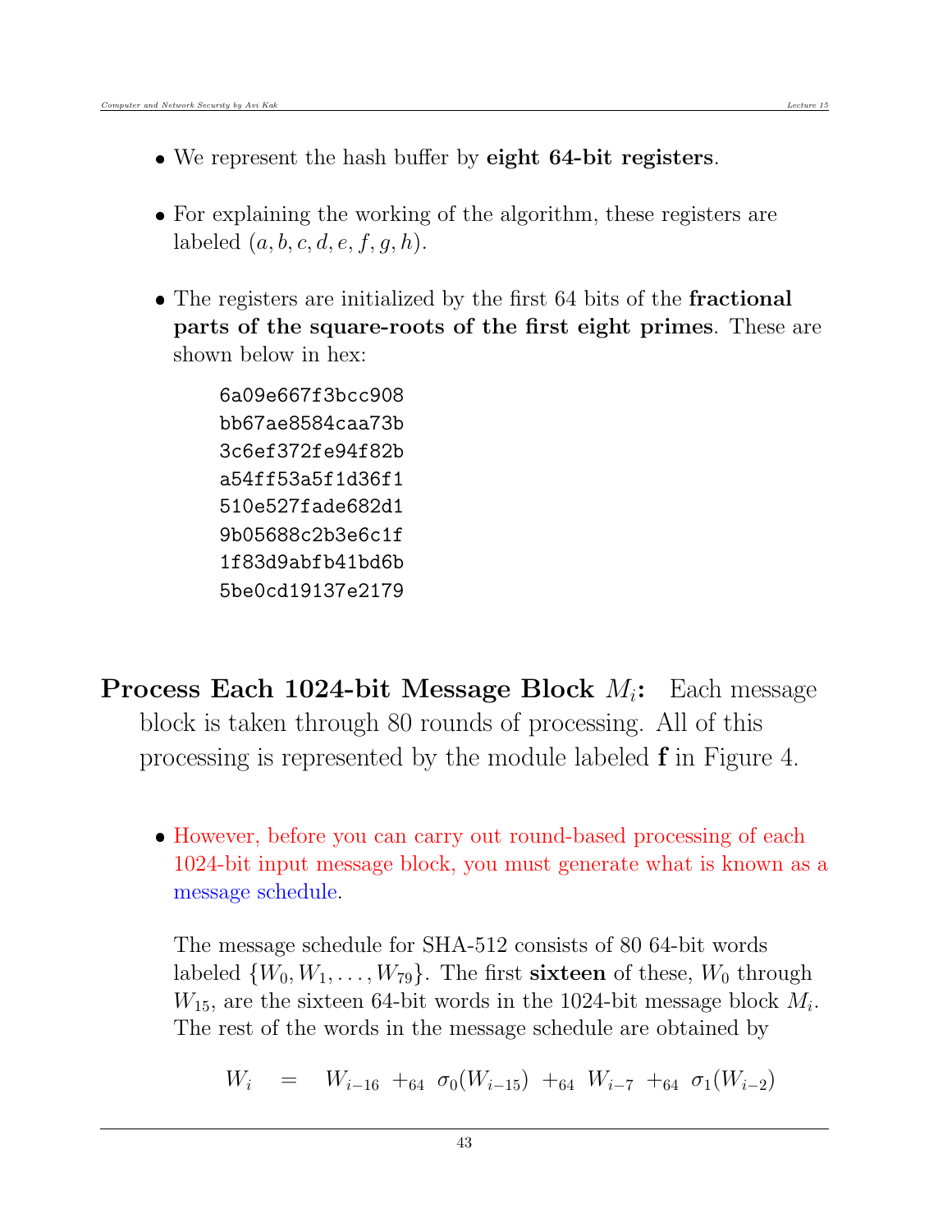- We represent the hash buffer by **eight 64-bit registers**.

- For explaining the working of the algorithm, these registers are labeled $(a, b, c, d, e, f, g, h)$.

- The registers are initialized by the first 64 bits of the **fractional parts of the square-roots of the first eight primes**. These are shown below in hex:

```
6a09e667f3bcc908
bb67ae8584caa73b
3c6ef372fe94f82b
a54ff53a5f1d36f1
510e527fade682d1
9b05688c2b3e6c1f
1f83d9abfb41bd6b
5be0cd19137e2179
```

**Process Each 1024-bit Message Block $M_i$:** Each message block is taken through 80 rounds of processing. All of this processing is represented by the module labeled **f** in Figure 4.

- However, before you can carry out round-based processing of each 1024-bit input message block, you must generate what is known as a message schedule.

  The message schedule for SHA-512 consists of 80 64-bit words labeled $\{W_0, W_1, \ldots, W_{79}\}$. The first **sixteen** of these, $W_0$ through $W_{15}$, are the sixteen 64-bit words in the 1024-bit message block $M_i$. The rest of the words in the message schedule are obtained by

$$W_i \quad = \quad W_{i-16} \; +_{64} \; \sigma_0(W_{i-15}) \; +_{64} \; W_{i-7} \; +_{64} \; \sigma_1(W_{i-2})$$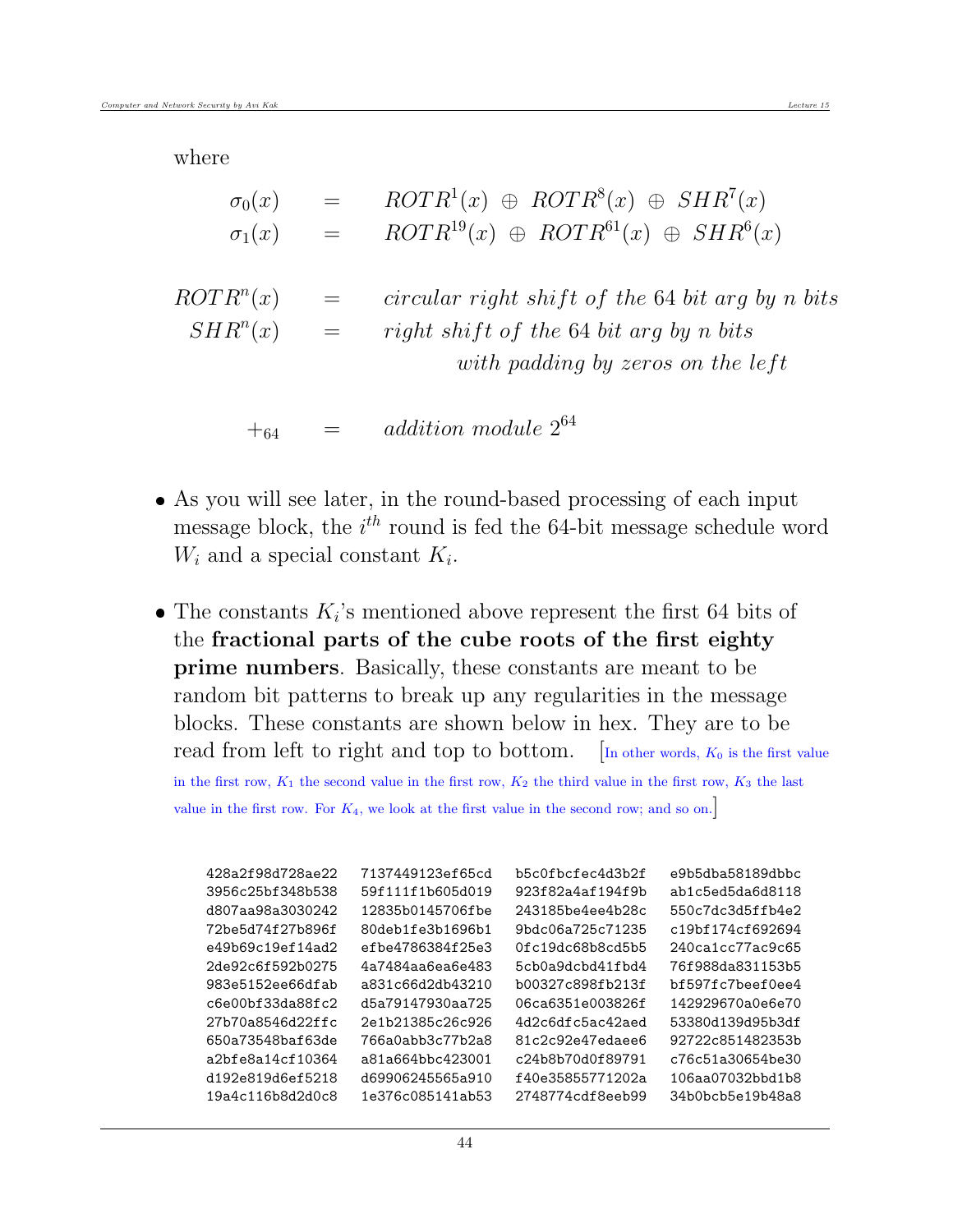where

$$\sigma_0(x) \quad = \quad ROTR^1(x) \;\oplus\; ROTR^8(x) \;\oplus\; SHR^7(x)$$

$$\sigma_1(x) \quad = \quad ROTR^{19}(x) \;\oplus\; ROTR^{61}(x) \;\oplus\; SHR^6(x)$$

$$ROTR^n(x) \quad = \quad \textit{circular right shift of the 64 bit arg by n bits}$$

$$SHR^n(x) \quad = \quad \textit{right shift of the 64 bit arg by n bits with padding by zeros on the left}$$

$$+_{64} \quad = \quad \textit{addition module } 2^{64}$$

- As you will see later, in the round-based processing of each input message block, the $i^{th}$ round is fed the 64-bit message schedule word $W_i$ and a special constant $K_i$.

- The constants $K_i$'s mentioned above represent the first 64 bits of the **fractional parts of the cube roots of the first eighty prime numbers**. Basically, these constants are meant to be random bit patterns to break up any regularities in the message blocks. These constants are shown below in hex. They are to be read from left to right and top to bottom. [In other words, $K_0$ is the first value in the first row, $K_1$ the second value in the first row, $K_2$ the third value in the first row, $K_3$ the last value in the first row. For $K_4$, we look at the first value in the second row; and so on.]

```
428a2f98d728ae22   7137449123ef65cd   b5c0fbcfec4d3b2f   e9b5dba58189dbbc
3956c25bf348b538   59f111f1b605d019   923f82a4af194f9b   ab1c5ed5da6d8118
d807aa98a3030242   12835b0145706fbe   243185be4ee4b28c   550c7dc3d5ffb4e2
72be5d74f27b896f   80deb1fe3b1696b1   9bdc06a725c71235   c19bf174cf692694
e49b69c19ef14ad2   efbe4786384f25e3   0fc19dc68b8cd5b5   240ca1cc77ac9c65
2de92c6f592b0275   4a7484aa6ea6e483   5cb0a9dcbd41fbd4   76f988da831153b5
983e5152ee66dfab   a831c66d2db43210   b00327c898fb213f   bf597fc7beef0ee4
c6e00bf33da88fc2   d5a79147930aa725   06ca6351e003826f   142929670a0e6e70
27b70a8546d22ffc   2e1b21385c26c926   4d2c6dfc5ac42aed   53380d139d95b3df
650a73548baf63de   766a0abb3c77b2a8   81c2c92e47edaee6   92722c851482353b
a2bfe8a14cf10364   a81a664bbc423001   c24b8b70d0f89791   c76c51a30654be30
d192e819d6ef5218   d69906245565a910   f40e35855771202a   106aa07032bbd1b8
19a4c116b8d2d0c8   1e376c085141ab53   2748774cdf8eeb99   34b0bcb5e19b48a8
```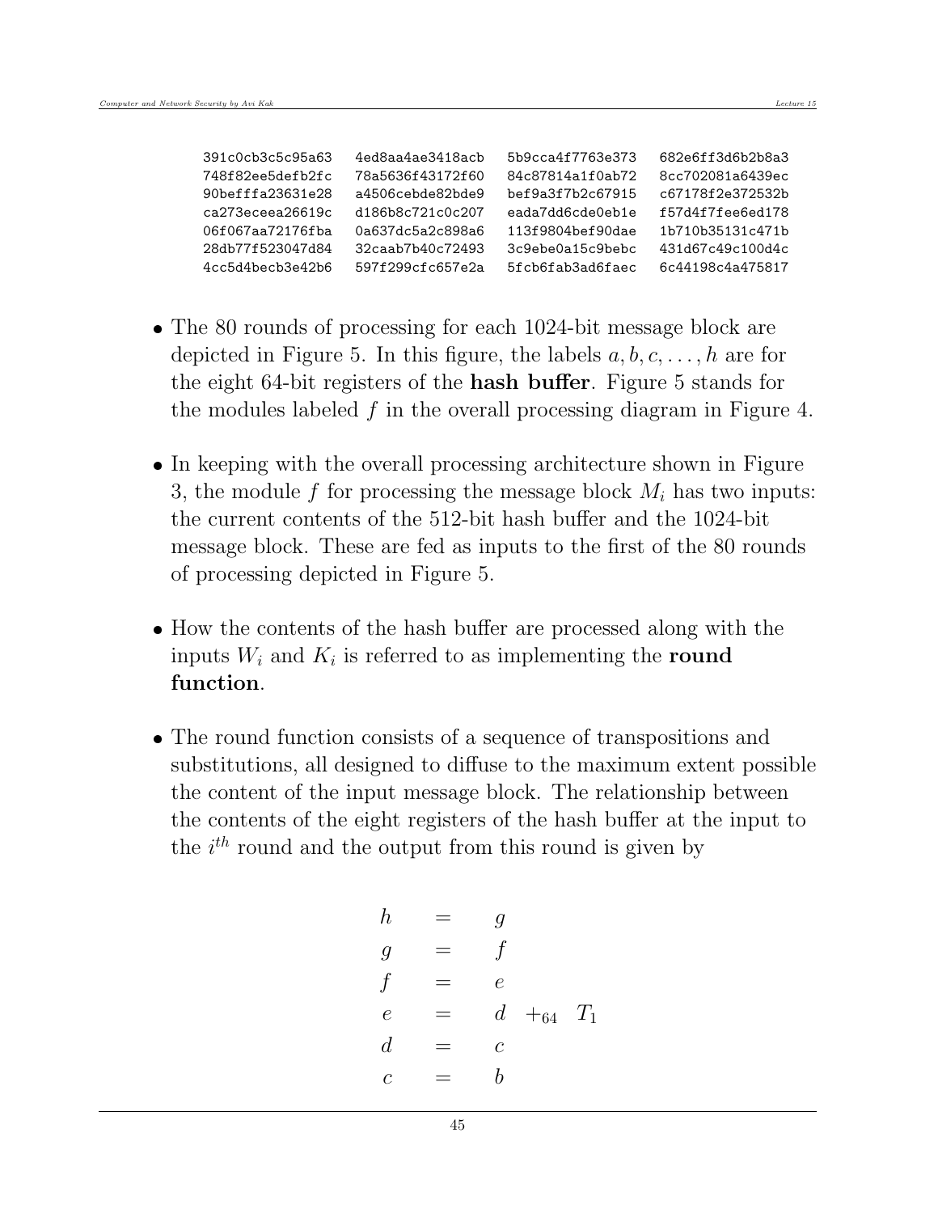```
391c0cb3c5c95a63    4ed8aa4ae3418acb    5b9cca4f7763e373    682e6ff3d6b2b8a3
748f82ee5defb2fc    78a5636f43172f60    84c87814a1f0ab72    8cc702081a6439ec
90befffa23631e28    a4506cebde82bde9    bef9a3f7b2c67915    c67178f2e372532b
ca273eceea26619c    d186b8c721c0c207    eada7dd6cde0eb1e    f57d4f7fee6ed178
06f067aa72176fba    0a637dc5a2c898a6    113f9804bef90dae    1b710b35131c471b
28db77f523047d84    32caab7b40c72493    3c9ebe0a15c9bebc    431d67c49c100d4c
4cc5d4becb3e42b6    597f299cfc657e2a    5fcb6fab3ad6faec    6c44198c4a475817
```

- The 80 rounds of processing for each 1024-bit message block are depicted in Figure 5. In this figure, the labels $a, b, c, \ldots, h$ are for the eight 64-bit registers of the **hash buffer**. Figure 5 stands for the modules labeled $f$ in the overall processing diagram in Figure 4.

- In keeping with the overall processing architecture shown in Figure 3, the module $f$ for processing the message block $M_i$ has two inputs: the current contents of the 512-bit hash buffer and the 1024-bit message block. These are fed as inputs to the first of the 80 rounds of processing depicted in Figure 5.

- How the contents of the hash buffer are processed along with the inputs $W_i$ and $K_i$ is referred to as implementing the **round function**.

- The round function consists of a sequence of transpositions and substitutions, all designed to diffuse to the maximum extent possible the content of the input message block. The relationship between the contents of the eight registers of the hash buffer at the input to the $i^{th}$ round and the output from this round is given by

$$
\begin{aligned}
h &= g \\
g &= f \\
f &= e \\
e &= d \ +_{64} \ T_1 \\
d &= c \\
c &= b
\end{aligned}
$$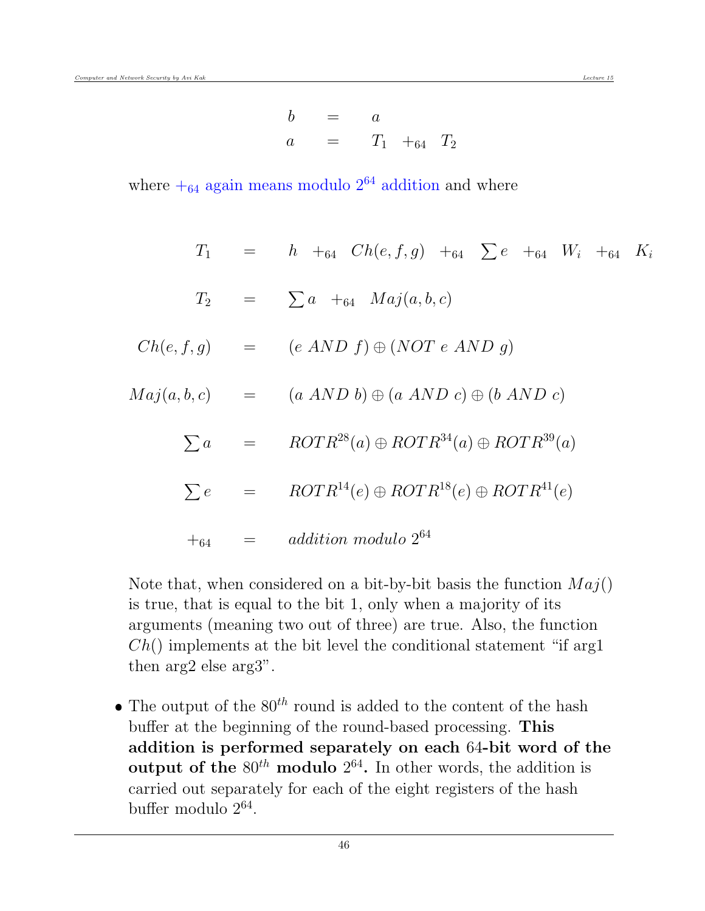$$
\begin{aligned}
b &= a \\
a &= T_1 \;\; +_{64} \;\; T_2
\end{aligned}
$$

where $+_{64}$ again means modulo $2^{64}$ addition and where

$$
\begin{aligned}
T_1 &= h \;\; +_{64} \;\; Ch(e, f, g) \;\; +_{64} \;\; \sum e \;\; +_{64} \;\; W_i \;\; +_{64} \;\; K_i \\
T_2 &= \sum a \;\; +_{64} \;\; Maj(a, b, c) \\
Ch(e, f, g) &= (e \; AND \; f) \oplus (NOT \; e \; AND \; g) \\
Maj(a, b, c) &= (a \; AND \; b) \oplus (a \; AND \; c) \oplus (b \; AND \; c) \\
\sum a &= ROTR^{28}(a) \oplus ROTR^{34}(a) \oplus ROTR^{39}(a) \\
\sum e &= ROTR^{14}(e) \oplus ROTR^{18}(e) \oplus ROTR^{41}(e) \\
+_{64} &= addition \; modulo \; 2^{64}
\end{aligned}
$$

Note that, when considered on a bit-by-bit basis the function $Maj()$ is true, that is equal to the bit 1, only when a majority of its arguments (meaning two out of three) are true. Also, the function $Ch()$ implements at the bit level the conditional statement "if arg1 then arg2 else arg3".

- The output of the $80^{th}$ round is added to the content of the hash buffer at the beginning of the round-based processing. **This addition is performed separately on each 64-bit word of the output of the $80^{th}$ modulo $2^{64}$.** In other words, the addition is carried out separately for each of the eight registers of the hash buffer modulo $2^{64}$.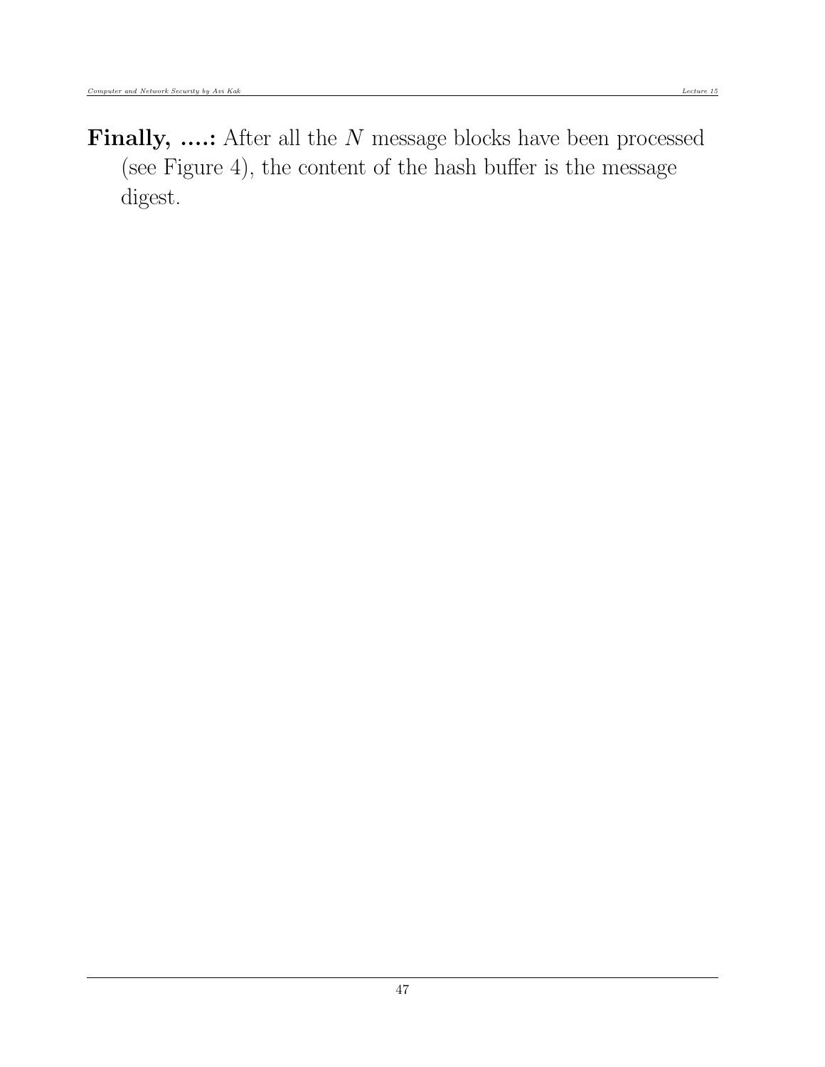**Finally, ....:** After all the $N$ message blocks have been processed (see Figure 4), the content of the hash buffer is the message digest.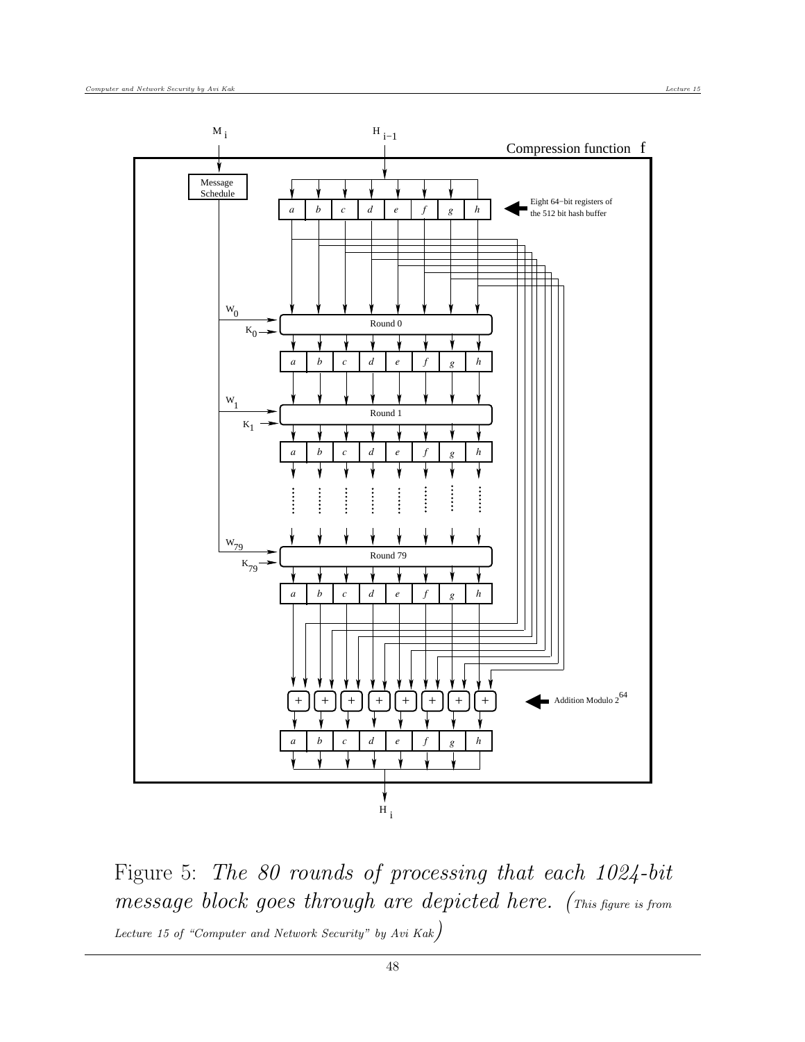Figure 5: *The 80 rounds of processing that each 1024-bit message block goes through are depicted here.* (*This figure is from Lecture 15 of "Computer and Network Security" by Avi Kak*)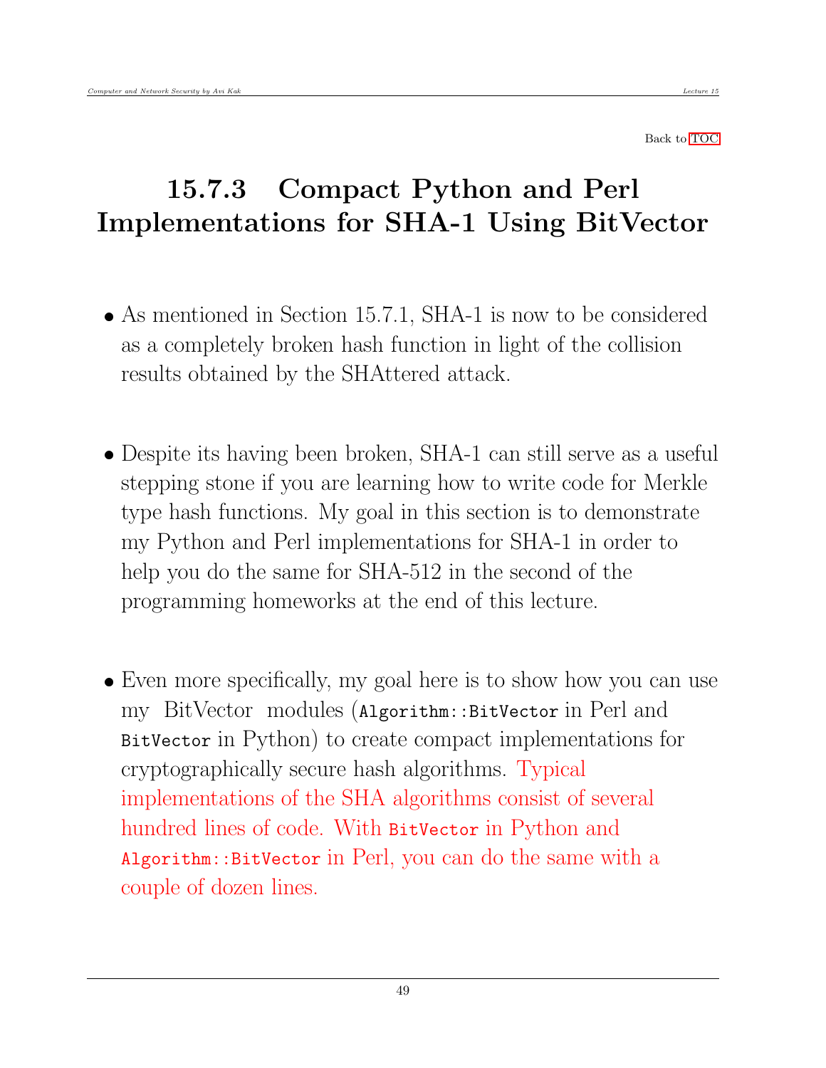Back to TOC

## 15.7.3 Compact Python and Perl Implementations for SHA-1 Using BitVector

- As mentioned in Section 15.7.1, SHA-1 is now to be considered as a completely broken hash function in light of the collision results obtained by the SHAttered attack.

- Despite its having been broken, SHA-1 can still serve as a useful stepping stone if you are learning how to write code for Merkle type hash functions. My goal in this section is to demonstrate my Python and Perl implementations for SHA-1 in order to help you do the same for SHA-512 in the second of the programming homeworks at the end of this lecture.

- Even more specifically, my goal here is to show how you can use my BitVector modules (`Algorithm::BitVector` in Perl and `BitVector` in Python) to create compact implementations for cryptographically secure hash algorithms. Typical implementations of the SHA algorithms consist of several hundred lines of code. With `BitVector` in Python and `Algorithm::BitVector` in Perl, you can do the same with a couple of dozen lines.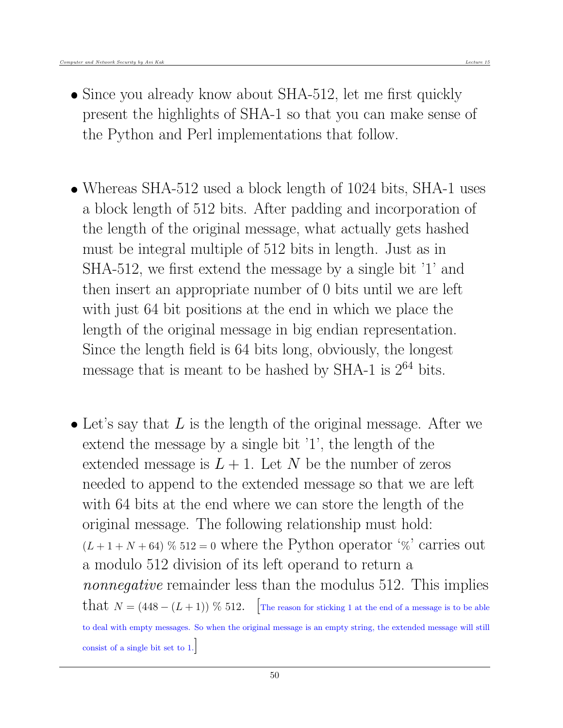- Since you already know about SHA-512, let me first quickly present the highlights of SHA-1 so that you can make sense of the Python and Perl implementations that follow.

- Whereas SHA-512 used a block length of 1024 bits, SHA-1 uses a block length of 512 bits. After padding and incorporation of the length of the original message, what actually gets hashed must be integral multiple of 512 bits in length. Just as in SHA-512, we first extend the message by a single bit '1' and then insert an appropriate number of 0 bits until we are left with just 64 bit positions at the end in which we place the length of the original message in big endian representation. Since the length field is 64 bits long, obviously, the longest message that is meant to be hashed by SHA-1 is $2^{64}$ bits.

- Let's say that $L$ is the length of the original message. After we extend the message by a single bit '1', the length of the extended message is $L + 1$. Let $N$ be the number of zeros needed to append to the extended message so that we are left with 64 bits at the end where we can store the length of the original message. The following relationship must hold: $(L + 1 + N + 64)\ \%\ 512 = 0$ where the Python operator '%' carries out a modulo 512 division of its left operand to return a *nonnegative* remainder less than the modulus 512. This implies that $N = (448 - (L + 1))\ \%\ 512$. [The reason for sticking 1 at the end of a message is to be able to deal with empty messages. So when the original message is an empty string, the extended message will still consist of a single bit set to 1.]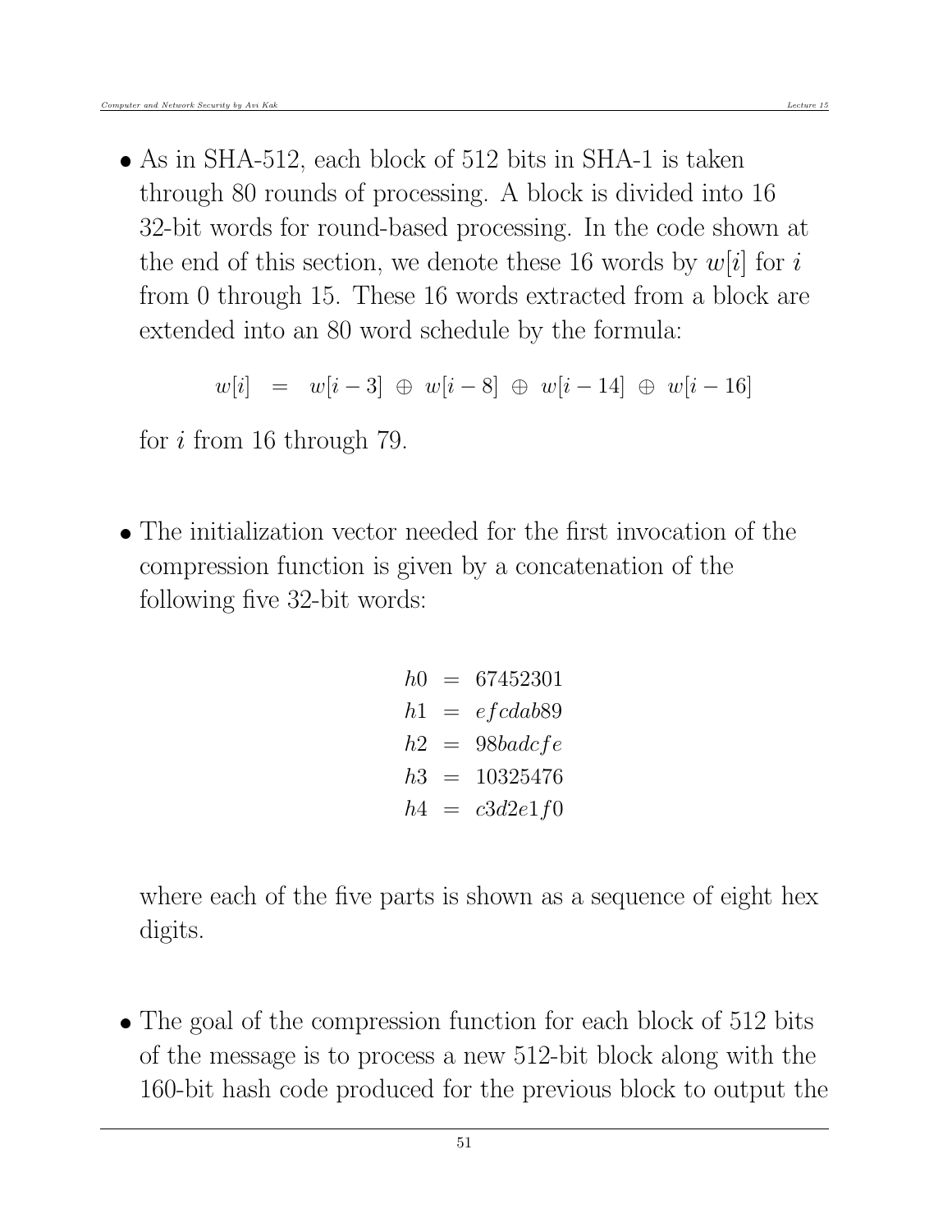- As in SHA-512, each block of 512 bits in SHA-1 is taken through 80 rounds of processing. A block is divided into 16 32-bit words for round-based processing. In the code shown at the end of this section, we denote these 16 words by $w[i]$ for $i$ from 0 through 15. These 16 words extracted from a block are extended into an 80 word schedule by the formula:

$$w[i] \;\; = \;\; w[i-3] \; \oplus \; w[i-8] \; \oplus \; w[i-14] \; \oplus \; w[i-16]$$

  for $i$ from 16 through 79.

- The initialization vector needed for the first invocation of the compression function is given by a concatenation of the following five 32-bit words:

$$\begin{aligned} h0 &= 67452301 \\ h1 &= efcdab89 \\ h2 &= 98badcfe \\ h3 &= 10325476 \\ h4 &= c3d2e1f0 \end{aligned}$$

  where each of the five parts is shown as a sequence of eight hex digits.

- The goal of the compression function for each block of 512 bits of the message is to process a new 512-bit block along with the 160-bit hash code produced for the previous block to output the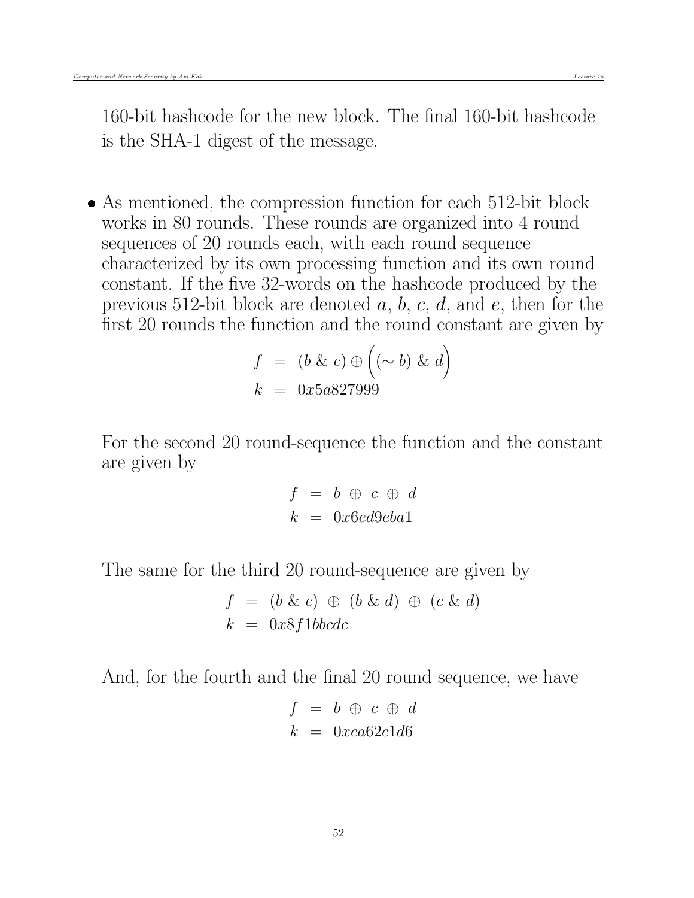160-bit hashcode for the new block. The final 160-bit hashcode is the SHA-1 digest of the message.

- As mentioned, the compression function for each 512-bit block works in 80 rounds. These rounds are organized into 4 round sequences of 20 rounds each, with each round sequence characterized by its own processing function and its own round constant. If the five 32-words on the hashcode produced by the previous 512-bit block are denoted $a$, $b$, $c$, $d$, and $e$, then for the first 20 rounds the function and the round constant are given by

$$
\begin{aligned}
f &= (b \mathbin{\&} c) \oplus \Big( (\sim b) \mathbin{\&} d \Big) \\
k &= 0x5a827999
\end{aligned}
$$

For the second 20 round-sequence the function and the constant are given by

$$
\begin{aligned}
f &= b \oplus c \oplus d \\
k &= 0x6ed9eba1
\end{aligned}
$$

The same for the third 20 round-sequence are given by

$$
\begin{aligned}
f &= (b \mathbin{\&} c) \oplus (b \mathbin{\&} d) \oplus (c \mathbin{\&} d) \\
k &= 0x8f1bbcdc
\end{aligned}
$$

And, for the fourth and the final 20 round sequence, we have

$$
\begin{aligned}
f &= b \oplus c \oplus d \\
k &= 0xca62c1d6
\end{aligned}
$$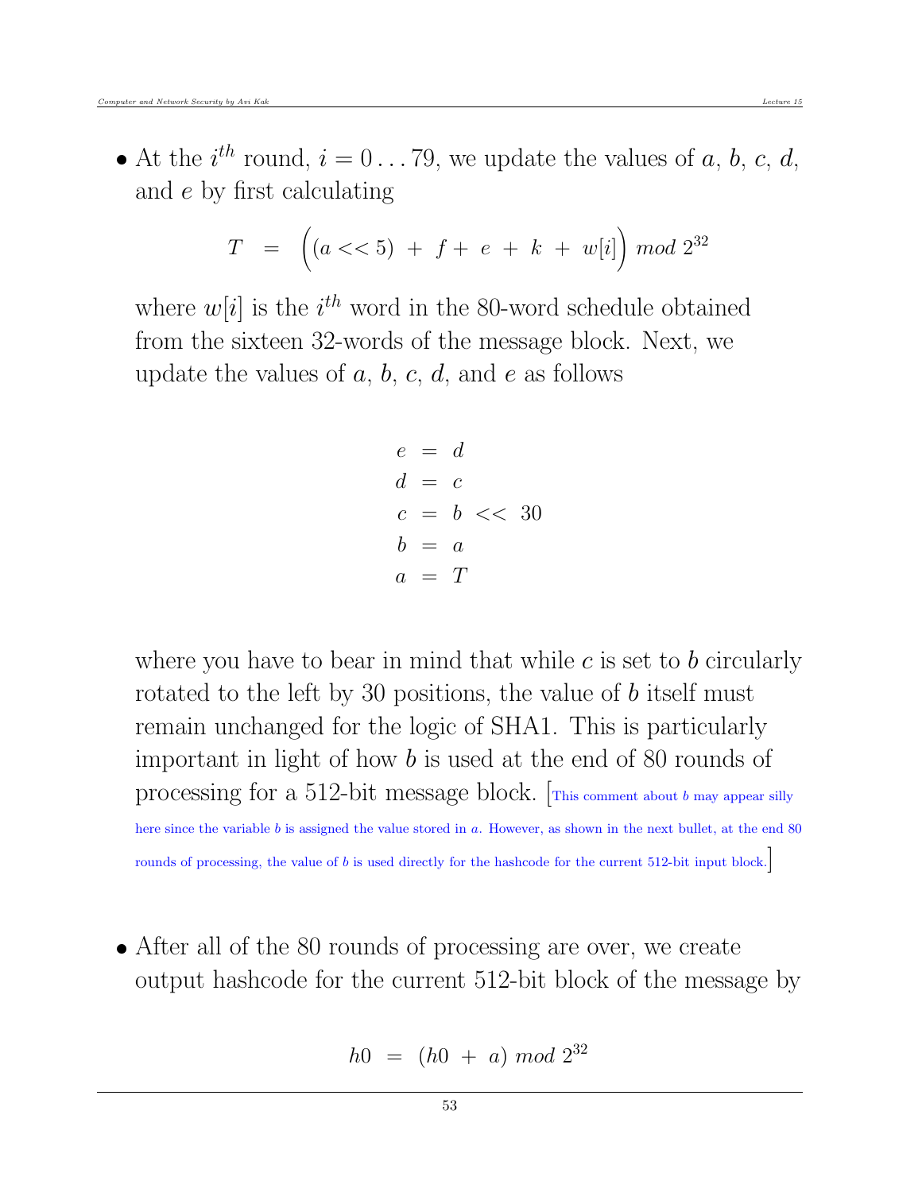- At the $i^{th}$ round, $i = 0 \ldots 79$, we update the values of $a$, $b$, $c$, $d$, and $e$ by first calculating

$$T \;=\; \Big((a << 5) \;+\; f + \;e \;+\; k \;+\; w[i]\Big) \; mod \; 2^{32}$$

where $w[i]$ is the $i^{th}$ word in the 80-word schedule obtained from the sixteen 32-words of the message block. Next, we update the values of $a$, $b$, $c$, $d$, and $e$ as follows

$$\begin{aligned} e &= d \\ d &= c \\ c &= b \;<<\; 30 \\ b &= a \\ a &= T \end{aligned}$$

where you have to bear in mind that while $c$ is set to $b$ circularly rotated to the left by 30 positions, the value of $b$ itself must remain unchanged for the logic of SHA1. This is particularly important in light of how $b$ is used at the end of 80 rounds of processing for a 512-bit message block. [This comment about $b$ may appear silly here since the variable $b$ is assigned the value stored in $a$. However, as shown in the next bullet, at the end 80 rounds of processing, the value of $b$ is used directly for the hashcode for the current 512-bit input block.]

- After all of the 80 rounds of processing are over, we create output hashcode for the current 512-bit block of the message by

$$h0 \;=\; (h0 \;+\; a) \; mod \; 2^{32}$$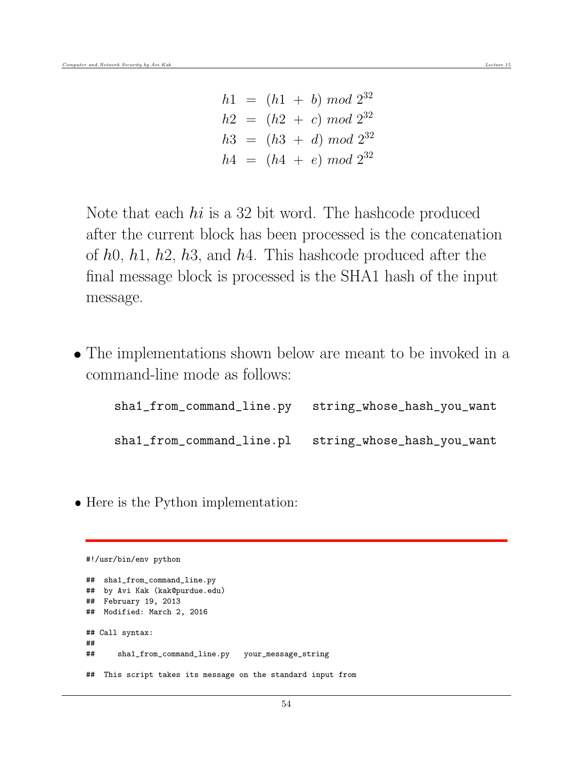$$
\begin{aligned}
h1 &= (h1 \ + \ b) \ mod \ 2^{32} \\
h2 &= (h2 \ + \ c) \ mod \ 2^{32} \\
h3 &= (h3 \ + \ d) \ mod \ 2^{32} \\
h4 &= (h4 \ + \ e) \ mod \ 2^{32}
\end{aligned}
$$

Note that each $hi$ is a 32 bit word. The hashcode produced after the current block has been processed is the concatenation of $h0$, $h1$, $h2$, $h3$, and $h4$. This hashcode produced after the final message block is processed is the SHA1 hash of the input message.

- The implementations shown below are meant to be invoked in a command-line mode as follows:

```
sha1_from_command_line.py    string_whose_hash_you_want

sha1_from_command_line.pl    string_whose_hash_you_want
```

- Here is the Python implementation:

```
#!/usr/bin/env python

##  sha1_from_command_line.py
##  by Avi Kak (kak@purdue.edu)
##  February 19, 2013
##  Modified: March 2, 2016

## Call syntax:
##
##     sha1_from_command_line.py   your_message_string

##  This script takes its message on the standard input from
```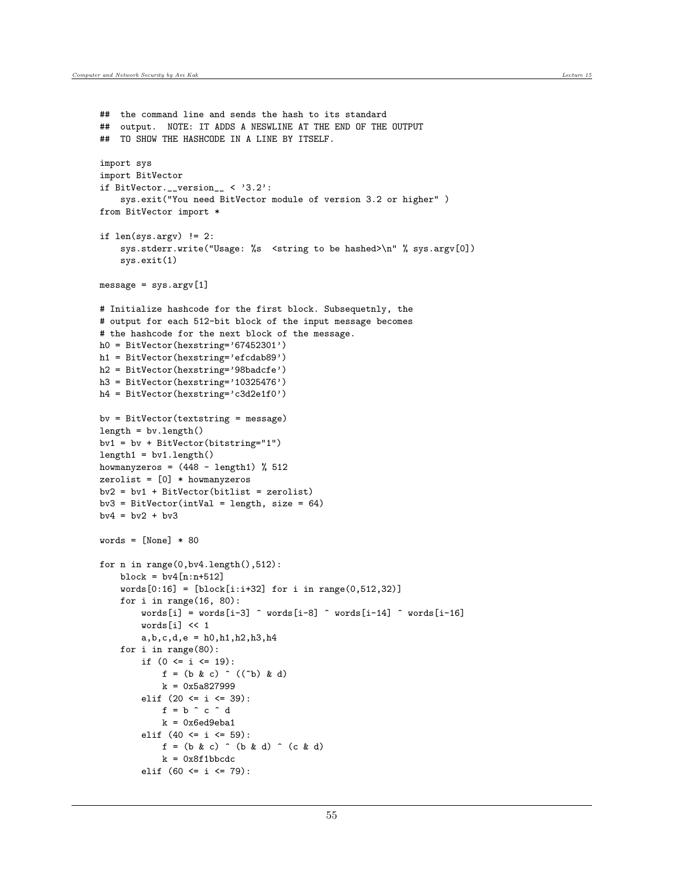```
##  the command line and sends the hash to its standard
##  output.  NOTE: IT ADDS A NESWLINE AT THE END OF THE OUTPUT
##  TO SHOW THE HASHCODE IN A LINE BY ITSELF.

import sys
import BitVector
if BitVector.__version__ < '3.2':
    sys.exit("You need BitVector module of version 3.2 or higher" )
from BitVector import *

if len(sys.argv) != 2:
    sys.stderr.write("Usage: %s  <string to be hashed>\n" % sys.argv[0])
    sys.exit(1)

message = sys.argv[1]

# Initialize hashcode for the first block. Subsequetnly, the
# output for each 512-bit block of the input message becomes
# the hashcode for the next block of the message.
h0 = BitVector(hexstring='67452301')
h1 = BitVector(hexstring='efcdab89')
h2 = BitVector(hexstring='98badcfe')
h3 = BitVector(hexstring='10325476')
h4 = BitVector(hexstring='c3d2e1f0')

bv = BitVector(textstring = message)
length = bv.length()
bv1 = bv + BitVector(bitstring="1")
length1 = bv1.length()
howmanyzeros = (448 - length1) % 512
zerolist = [0] * howmanyzeros
bv2 = bv1 + BitVector(bitlist = zerolist)
bv3 = BitVector(intVal = length, size = 64)
bv4 = bv2 + bv3

words = [None] * 80

for n in range(0,bv4.length(),512):
    block = bv4[n:n+512]
    words[0:16] = [block[i:i+32] for i in range(0,512,32)]
    for i in range(16, 80):
        words[i] = words[i-3] ^ words[i-8] ^ words[i-14] ^ words[i-16]
        words[i] << 1
        a,b,c,d,e = h0,h1,h2,h3,h4
    for i in range(80):
        if (0 <= i <= 19):
            f = (b & c) ^ ((~b) & d)
            k = 0x5a827999
        elif (20 <= i <= 39):
            f = b ^ c ^ d
            k = 0x6ed9eba1
        elif (40 <= i <= 59):
            f = (b & c) ^ (b & d) ^ (c & d)
            k = 0x8f1bbcdc
        elif (60 <= i <= 79):
```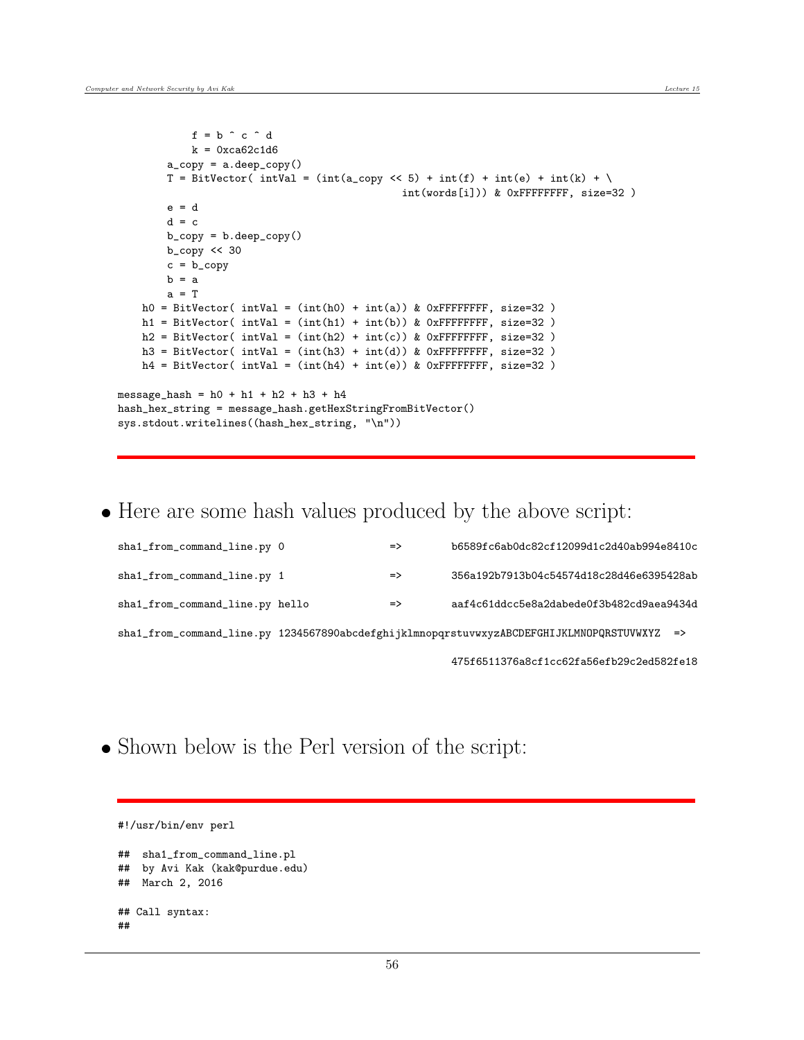```
            f = b ^ c ^ d
            k = 0xca62c1d6
        a_copy = a.deep_copy()
        T = BitVector( intVal = (int(a_copy << 5) + int(f) + int(e) + int(k) + \
                                          int(words[i])) & 0xFFFFFFFF, size=32 )
        e = d
        d = c
        b_copy = b.deep_copy()
        b_copy << 30
        c = b_copy
        b = a
        a = T
    h0 = BitVector( intVal = (int(h0) + int(a)) & 0xFFFFFFFF, size=32 )
    h1 = BitVector( intVal = (int(h1) + int(b)) & 0xFFFFFFFF, size=32 )
    h2 = BitVector( intVal = (int(h2) + int(c)) & 0xFFFFFFFF, size=32 )
    h3 = BitVector( intVal = (int(h3) + int(d)) & 0xFFFFFFFF, size=32 )
    h4 = BitVector( intVal = (int(h4) + int(e)) & 0xFFFFFFFF, size=32 )

message_hash = h0 + h1 + h2 + h3 + h4
hash_hex_string = message_hash.getHexStringFromBitVector()
sys.stdout.writelines((hash_hex_string, "\n"))
```

- Here are some hash values produced by the above script:

```
sha1_from_command_line.py 0                   =>        b6589fc6ab0dc82cf12099d1c2d40ab994e8410c

sha1_from_command_line.py 1                   =>        356a192b7913b04c54574d18c28d46e6395428ab

sha1_from_command_line.py hello               =>        aaf4c61ddcc5e8a2dabede0f3b482cd9aea9434d

sha1_from_command_line.py 1234567890abcdefghijklmnopqrstuvwxyzABCDEFGHIJKLMNOPQRSTUVWXYZ  =>

                                                        475f6511376a8cf1cc62fa56efb29c2ed582fe18
```

- Shown below is the Perl version of the script:

```
#!/usr/bin/env perl

##  sha1_from_command_line.pl
##  by Avi Kak (kak@purdue.edu)
##  March 2, 2016

## Call syntax:
##
```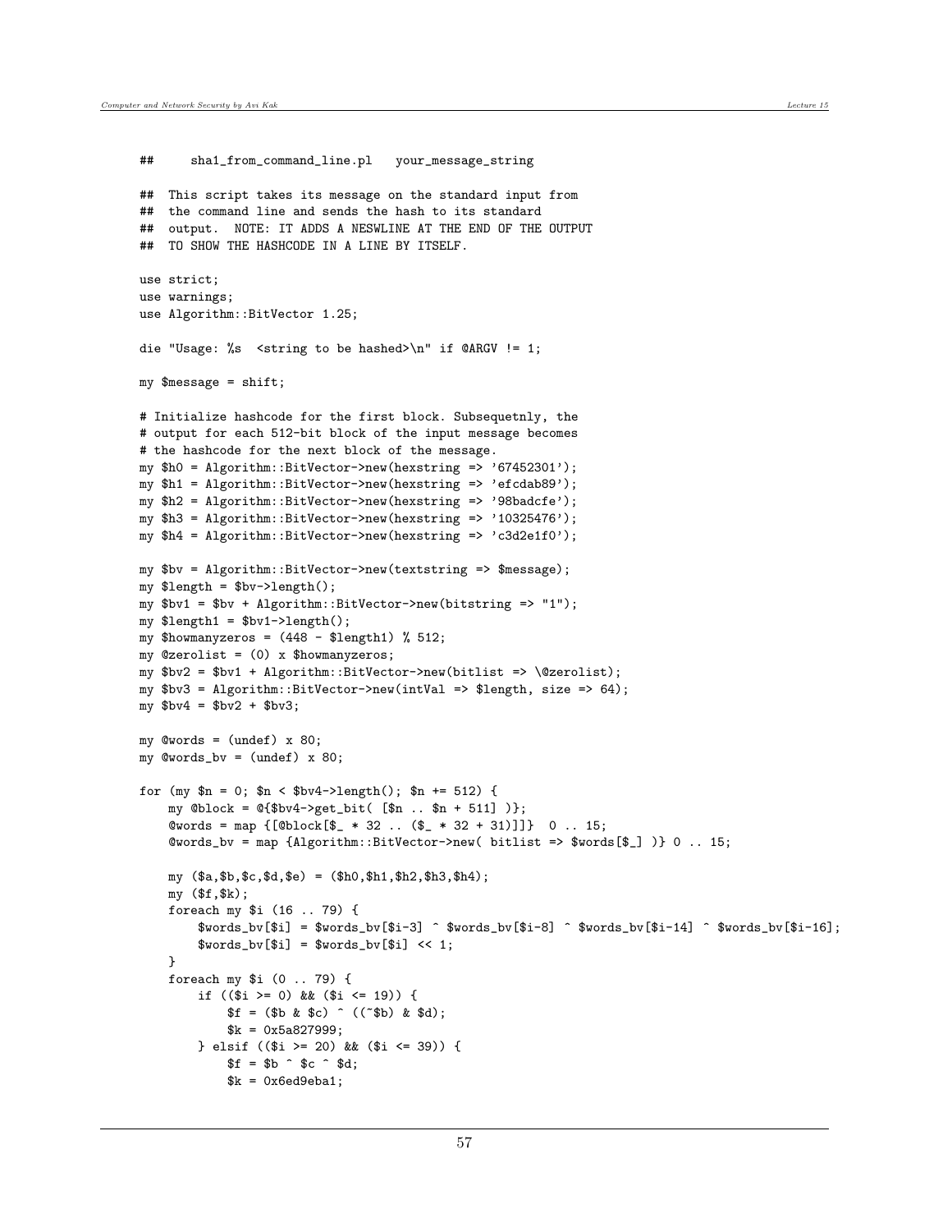```
##     sha1_from_command_line.pl   your_message_string

##  This script takes its message on the standard input from
##  the command line and sends the hash to its standard
##  output.  NOTE: IT ADDS A NESWLINE AT THE END OF THE OUTPUT
##  TO SHOW THE HASHCODE IN A LINE BY ITSELF.

use strict;
use warnings;
use Algorithm::BitVector 1.25;

die "Usage: %s  <string to be hashed>\n" if @ARGV != 1;

my $message = shift;

# Initialize hashcode for the first block. Subsequetnly, the
# output for each 512-bit block of the input message becomes
# the hashcode for the next block of the message.
my $h0 = Algorithm::BitVector->new(hexstring => '67452301');
my $h1 = Algorithm::BitVector->new(hexstring => 'efcdab89');
my $h2 = Algorithm::BitVector->new(hexstring => '98badcfe');
my $h3 = Algorithm::BitVector->new(hexstring => '10325476');
my $h4 = Algorithm::BitVector->new(hexstring => 'c3d2e1f0');

my $bv = Algorithm::BitVector->new(textstring => $message);
my $length = $bv->length();
my $bv1 = $bv + Algorithm::BitVector->new(bitstring => "1");
my $length1 = $bv1->length();
my $howmanyzeros = (448 - $length1) % 512;
my @zerolist = (0) x $howmanyzeros;
my $bv2 = $bv1 + Algorithm::BitVector->new(bitlist => \@zerolist);
my $bv3 = Algorithm::BitVector->new(intVal => $length, size => 64);
my $bv4 = $bv2 + $bv3;

my @words = (undef) x 80;
my @words_bv = (undef) x 80;

for (my $n = 0; $n < $bv4->length(); $n += 512) {
    my @block = @{$bv4->get_bit( [$n .. $n + 511] )};
    @words = map {[@block[$_ * 32 .. ($_ * 32 + 31)]]}  0 .. 15;
    @words_bv = map {Algorithm::BitVector->new( bitlist => $words[$_] )} 0 .. 15;

    my ($a,$b,$c,$d,$e) = ($h0,$h1,$h2,$h3,$h4);
    my ($f,$k);
    foreach my $i (16 .. 79) {
        $words_bv[$i] = $words_bv[$i-3] ^ $words_bv[$i-8] ^ $words_bv[$i-14] ^ $words_bv[$i-16];
        $words_bv[$i] = $words_bv[$i] << 1;
    }
    foreach my $i (0 .. 79) {
        if (($i >= 0) && ($i <= 19)) {
            $f = ($b & $c) ^ ((~$b) & $d);
            $k = 0x5a827999;
        } elsif (($i >= 20) && ($i <= 39)) {
            $f = $b ^ $c ^ $d;
            $k = 0x6ed9eba1;
```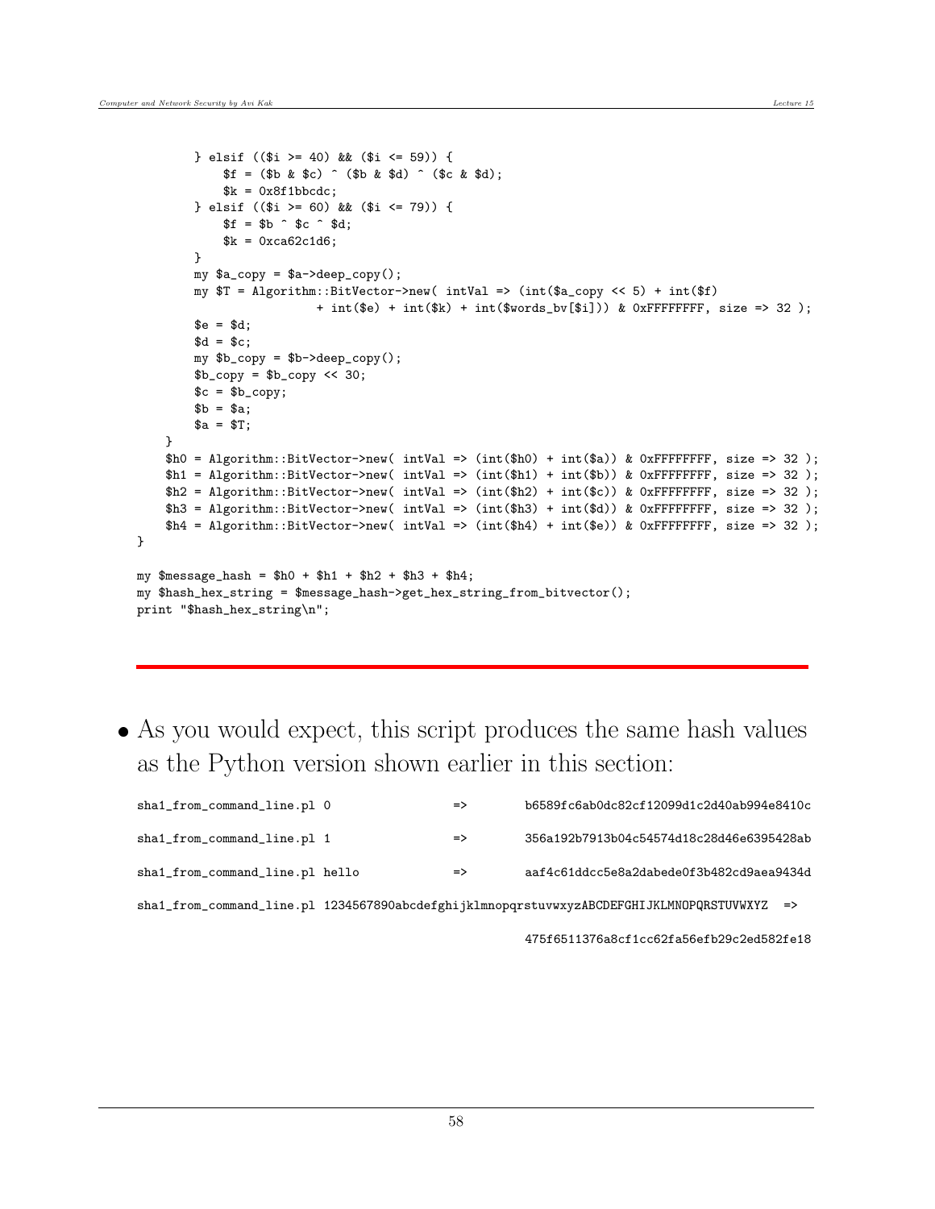```
        } elsif (($i >= 40) && ($i <= 59)) {
            $f = ($b & $c) ^ ($b & $d) ^ ($c & $d);
            $k = 0x8f1bbcdc;
        } elsif (($i >= 60) && ($i <= 79)) {
            $f = $b ^ $c ^ $d;
            $k = 0xca62c1d6;
        }
        my $a_copy = $a->deep_copy();
        my $T = Algorithm::BitVector->new( intVal => (int($a_copy << 5) + int($f)
                        + int($e) + int($k) + int($words_bv[$i])) & 0xFFFFFFFF, size => 32 );
        $e = $d;
        $d = $c;
        my $b_copy = $b->deep_copy();
        $b_copy = $b_copy << 30;
        $c = $b_copy;
        $b = $a;
        $a = $T;
    }
    $h0 = Algorithm::BitVector->new( intVal => (int($h0) + int($a)) & 0xFFFFFFFF, size => 32 );
    $h1 = Algorithm::BitVector->new( intVal => (int($h1) + int($b)) & 0xFFFFFFFF, size => 32 );
    $h2 = Algorithm::BitVector->new( intVal => (int($h2) + int($c)) & 0xFFFFFFFF, size => 32 );
    $h3 = Algorithm::BitVector->new( intVal => (int($h3) + int($d)) & 0xFFFFFFFF, size => 32 );
    $h4 = Algorithm::BitVector->new( intVal => (int($h4) + int($e)) & 0xFFFFFFFF, size => 32 );
}

my $message_hash = $h0 + $h1 + $h2 + $h3 + $h4;
my $hash_hex_string = $message_hash->get_hex_string_from_bitvector();
print "$hash_hex_string\n";
```

---

- As you would expect, this script produces the same hash values as the Python version shown earlier in this section:

```
sha1_from_command_line.pl 0                  =>        b6589fc6ab0dc82cf12099d1c2d40ab994e8410c

sha1_from_command_line.pl 1                  =>        356a192b7913b04c54574d18c28d46e6395428ab

sha1_from_command_line.pl hello              =>        aaf4c61ddcc5e8a2dabede0f3b482cd9aea9434d

sha1_from_command_line.pl 1234567890abcdefghijklmnopqrstuvwxyzABCDEFGHIJKLMNOPQRSTUVWXYZ  =>

                                                       475f6511376a8cf1cc62fa56efb29c2ed582fe18
```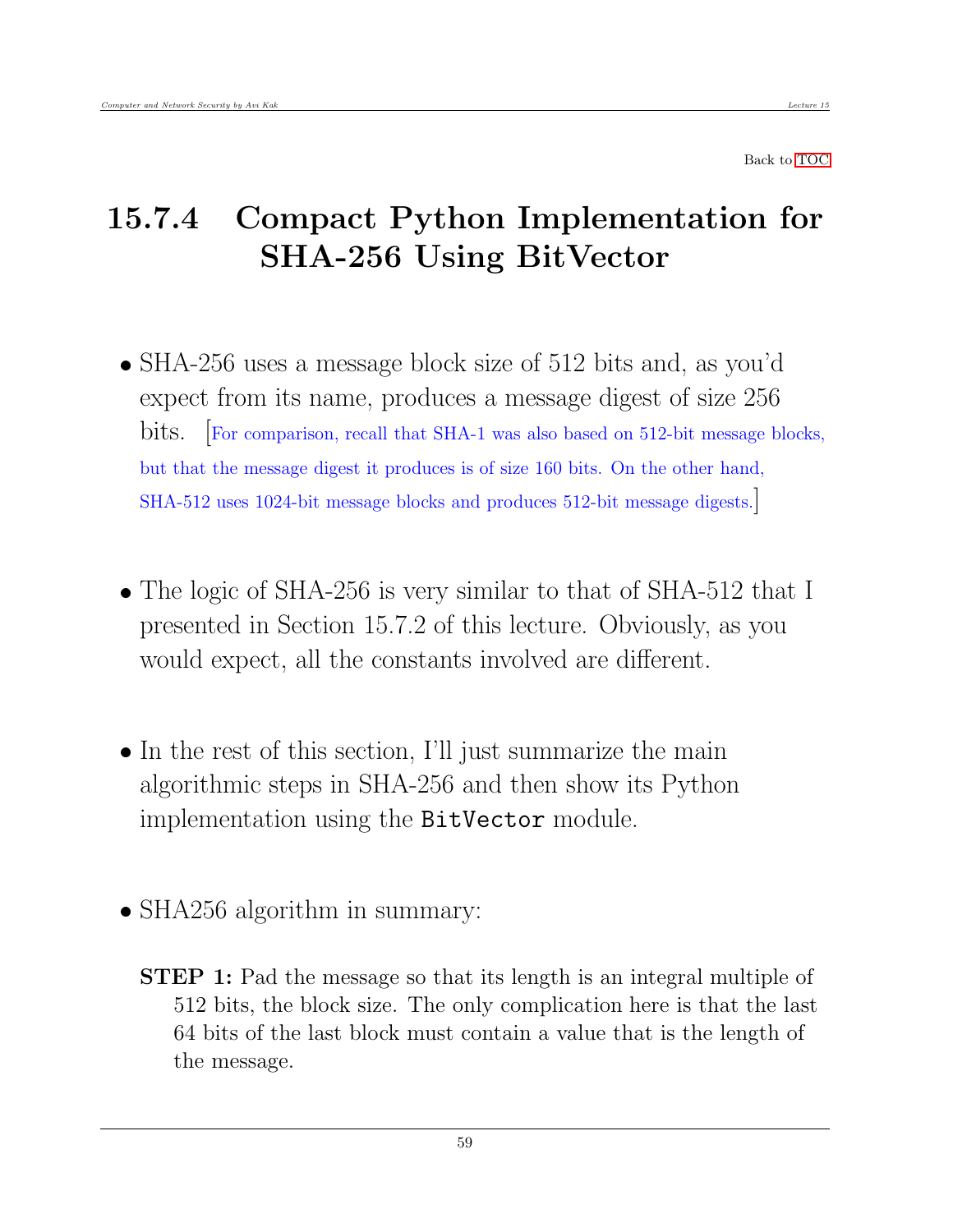Back to TOC

## 15.7.4 Compact Python Implementation for SHA-256 Using BitVector

- SHA-256 uses a message block size of 512 bits and, as you'd expect from its name, produces a message digest of size 256 bits. [For comparison, recall that SHA-1 was also based on 512-bit message blocks, but that the message digest it produces is of size 160 bits. On the other hand, SHA-512 uses 1024-bit message blocks and produces 512-bit message digests.]

- The logic of SHA-256 is very similar to that of SHA-512 that I presented in Section 15.7.2 of this lecture. Obviously, as you would expect, all the constants involved are different.

- In the rest of this section, I'll just summarize the main algorithmic steps in SHA-256 and then show its Python implementation using the `BitVector` module.

- SHA256 algorithm in summary:

  **STEP 1:** Pad the message so that its length is an integral multiple of 512 bits, the block size. The only complication here is that the last 64 bits of the last block must contain a value that is the length of the message.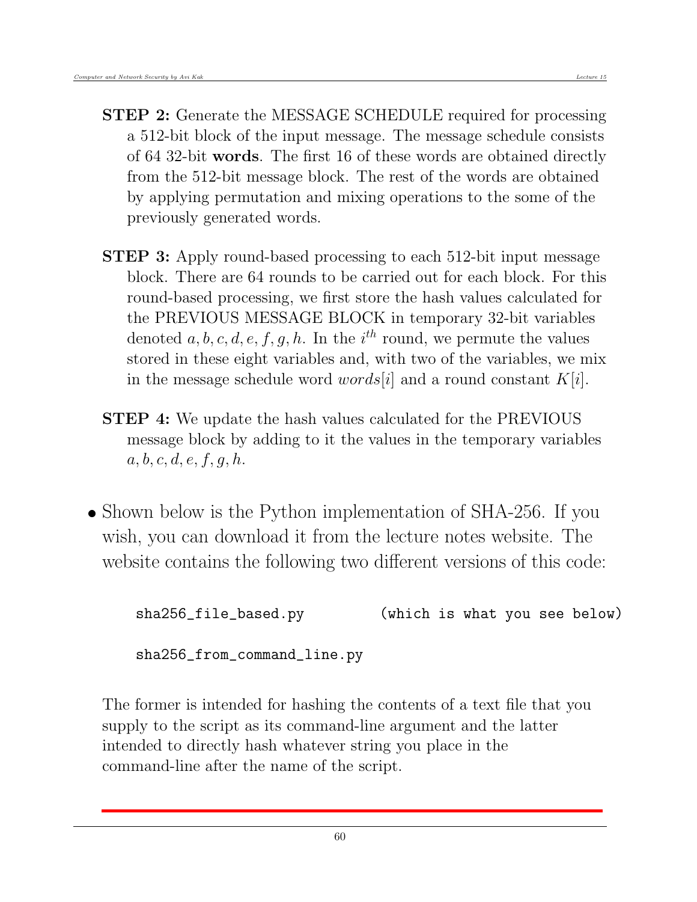**STEP 2:** Generate the MESSAGE SCHEDULE required for processing a 512-bit block of the input message. The message schedule consists of 64 32-bit **words**. The first 16 of these words are obtained directly from the 512-bit message block. The rest of the words are obtained by applying permutation and mixing operations to the some of the previously generated words.

**STEP 3:** Apply round-based processing to each 512-bit input message block. There are 64 rounds to be carried out for each block. For this round-based processing, we first store the hash values calculated for the PREVIOUS MESSAGE BLOCK in temporary 32-bit variables denoted $a, b, c, d, e, f, g, h$. In the $i^{th}$ round, we permute the values stored in these eight variables and, with two of the variables, we mix in the message schedule word $words[i]$ and a round constant $K[i]$.

**STEP 4:** We update the hash values calculated for the PREVIOUS message block by adding to it the values in the temporary variables $a, b, c, d, e, f, g, h$.

- Shown below is the Python implementation of SHA-256. If you wish, you can download it from the lecture notes website. The website contains the following two different versions of this code:

```
sha256_file_based.py          (which is what you see below)

sha256_from_command_line.py
```

The former is intended for hashing the contents of a text file that you supply to the script as its command-line argument and the latter intended to directly hash whatever string you place in the command-line after the name of the script.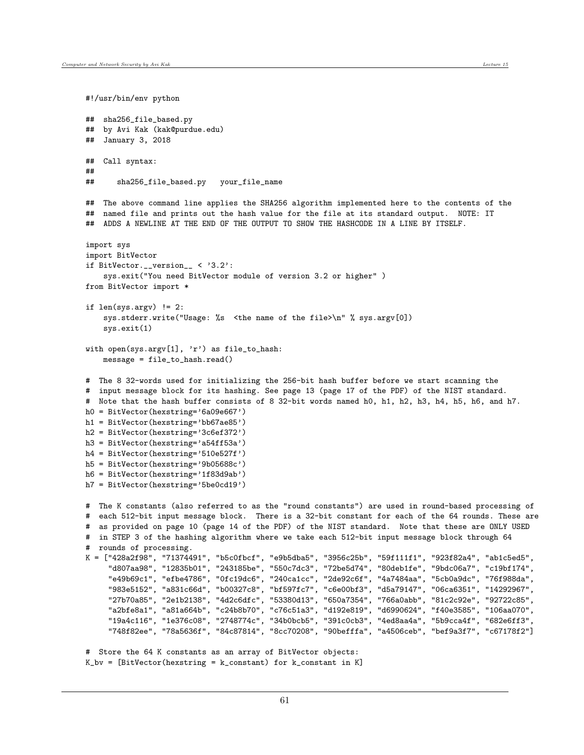```
#!/usr/bin/env python

##  sha256_file_based.py
##  by Avi Kak (kak@purdue.edu)
##  January 3, 2018

##  Call syntax:
##
##      sha256_file_based.py   your_file_name

##  The above command line applies the SHA256 algorithm implemented here to the contents of the
##  named file and prints out the hash value for the file at its standard output.  NOTE: IT
##  ADDS A NEWLINE AT THE END OF THE OUTPUT TO SHOW THE HASHCODE IN A LINE BY ITSELF.

import sys
import BitVector
if BitVector.__version__ < '3.2':
    sys.exit("You need BitVector module of version 3.2 or higher" )
from BitVector import *

if len(sys.argv) != 2:
    sys.stderr.write("Usage: %s  <the name of the file>\n" % sys.argv[0])
    sys.exit(1)

with open(sys.argv[1], 'r') as file_to_hash:
    message = file_to_hash.read()

#  The 8 32-words used for initializing the 256-bit hash buffer before we start scanning the
#  input message block for its hashing. See page 13 (page 17 of the PDF) of the NIST standard.
#  Note that the hash buffer consists of 8 32-bit words named h0, h1, h2, h3, h4, h5, h6, and h7.
h0 = BitVector(hexstring='6a09e667')
h1 = BitVector(hexstring='bb67ae85')
h2 = BitVector(hexstring='3c6ef372')
h3 = BitVector(hexstring='a54ff53a')
h4 = BitVector(hexstring='510e527f')
h5 = BitVector(hexstring='9b05688c')
h6 = BitVector(hexstring='1f83d9ab')
h7 = BitVector(hexstring='5be0cd19')

#  The K constants (also referred to as the "round constants") are used in round-based processing of
#  each 512-bit input message block.  There is a 32-bit constant for each of the 64 rounds. These are
#  as provided on page 10 (page 14 of the PDF) of the NIST standard.  Note that these are ONLY USED
#  in STEP 3 of the hashing algorithm where we take each 512-bit input message block through 64
#  rounds of processing.
K = ["428a2f98", "71374491", "b5c0fbcf", "e9b5dba5", "3956c25b", "59f111f1", "923f82a4", "ab1c5ed5",
     "d807aa98", "12835b01", "243185be", "550c7dc3", "72be5d74", "80deb1fe", "9bdc06a7", "c19bf174",
     "e49b69c1", "efbe4786", "0fc19dc6", "240ca1cc", "2de92c6f", "4a7484aa", "5cb0a9dc", "76f988da",
     "983e5152", "a831c66d", "b00327c8", "bf597fc7", "c6e00bf3", "d5a79147", "06ca6351", "14292967",
     "27b70a85", "2e1b2138", "4d2c6dfc", "53380d13", "650a7354", "766a0abb", "81c2c92e", "92722c85",
     "a2bfe8a1", "a81a664b", "c24b8b70", "c76c51a3", "d192e819", "d6990624", "f40e3585", "106aa070",
     "19a4c116", "1e376c08", "2748774c", "34b0bcb5", "391c0cb3", "4ed8aa4a", "5b9cca4f", "682e6ff3",
     "748f82ee", "78a5636f", "84c87814", "8cc70208", "90befffa", "a4506ceb", "bef9a3f7", "c67178f2"]

#  Store the 64 K constants as an array of BitVector objects:
K_bv = [BitVector(hexstring = k_constant) for k_constant in K]
```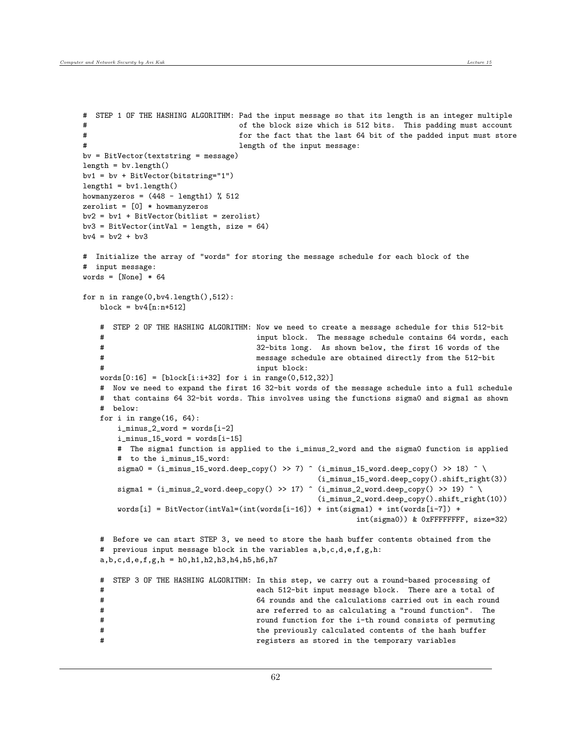```
#  STEP 1 OF THE HASHING ALGORITHM: Pad the input message so that its length is an integer multiple
#                                   of the block size which is 512 bits.  This padding must account
#                                   for the fact that the last 64 bit of the padded input must store
#                                   length of the input message:
bv = BitVector(textstring = message)
length = bv.length()
bv1 = bv + BitVector(bitstring="1")
length1 = bv1.length()
howmanyzeros = (448 - length1) % 512
zerolist = [0] * howmanyzeros
bv2 = bv1 + BitVector(bitlist = zerolist)
bv3 = BitVector(intVal = length, size = 64)
bv4 = bv2 + bv3

#  Initialize the array of "words" for storing the message schedule for each block of the
#  input message:
words = [None] * 64

for n in range(0,bv4.length(),512):
    block = bv4[n:n+512]

    #  STEP 2 OF THE HASHING ALGORITHM: Now we need to create a message schedule for this 512-bit
    #                                   input block.  The message schedule contains 64 words, each
    #                                   32-bits long.  As shown below, the first 16 words of the
    #                                   message schedule are obtained directly from the 512-bit
    #                                   input block:
    words[0:16] = [block[i:i+32] for i in range(0,512,32)]
    #  Now we need to expand the first 16 32-bit words of the message schedule into a full schedule
    #  that contains 64 32-bit words. This involves using the functions sigma0 and sigma1 as shown
    #  below:
    for i in range(16, 64):
        i_minus_2_word = words[i-2]
        i_minus_15_word = words[i-15]
        #  The sigma1 function is applied to the i_minus_2_word and the sigma0 function is applied
        #  to the i_minus_15_word:
        sigma0 = (i_minus_15_word.deep_copy() >> 7) ^ (i_minus_15_word.deep_copy() >> 18) ^ \
                                                    (i_minus_15_word.deep_copy().shift_right(3))
        sigma1 = (i_minus_2_word.deep_copy() >> 17) ^ (i_minus_2_word.deep_copy() >> 19) ^ \
                                                    (i_minus_2_word.deep_copy().shift_right(10))
        words[i] = BitVector(intVal=(int(words[i-16]) + int(sigma1) + int(words[i-7]) +
                                                               int(sigma0)) & 0xFFFFFFFF, size=32)

    #  Before we can start STEP 3, we need to store the hash buffer contents obtained from the
    #  previous input message block in the variables a,b,c,d,e,f,g,h:
    a,b,c,d,e,f,g,h = h0,h1,h2,h3,h4,h5,h6,h7

    #  STEP 3 OF THE HASHING ALGORITHM: In this step, we carry out a round-based processing of
    #                                   each 512-bit input message block.  There are a total of
    #                                   64 rounds and the calculations carried out in each round
    #                                   are referred to as calculating a "round function".  The
    #                                   round function for the i-th round consists of permuting
    #                                   the previously calculated contents of the hash buffer
    #                                   registers as stored in the temporary variables
```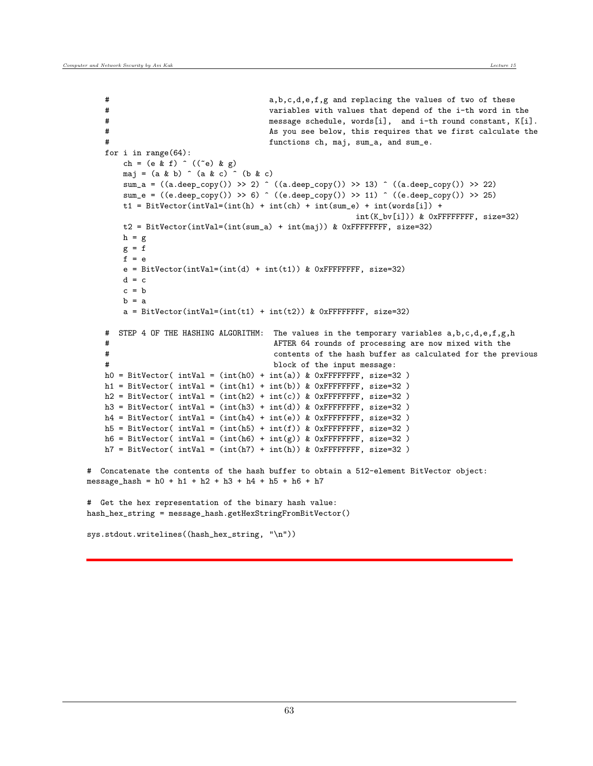```
    #                                   a,b,c,d,e,f,g and replacing the values of two of these
    #                                   variables with values that depend of the i-th word in the
    #                                   message schedule, words[i],  and i-th round constant, K[i].
    #                                   As you see below, this requires that we first calculate the
    #                                   functions ch, maj, sum_a, and sum_e.
    for i in range(64):
        ch = (e & f) ^ ((~e) & g)
        maj = (a & b) ^ (a & c) ^ (b & c)
        sum_a = ((a.deep_copy()) >> 2) ^ ((a.deep_copy()) >> 13) ^ ((a.deep_copy()) >> 22)
        sum_e = ((e.deep_copy()) >> 6) ^ ((e.deep_copy()) >> 11) ^ ((e.deep_copy()) >> 25)
        t1 = BitVector(intVal=(int(h) + int(ch) + int(sum_e) + int(words[i]) +
                                                        int(K_bv[i])) & 0xFFFFFFFF, size=32)
        t2 = BitVector(intVal=(int(sum_a) + int(maj)) & 0xFFFFFFFF, size=32)
        h = g
        g = f
        f = e
        e = BitVector(intVal=(int(d) + int(t1)) & 0xFFFFFFFF, size=32)
        d = c
        c = b
        b = a
        a = BitVector(intVal=(int(t1) + int(t2)) & 0xFFFFFFFF, size=32)

    #  STEP 4 OF THE HASHING ALGORITHM:  The values in the temporary variables a,b,c,d,e,f,g,h
    #                                    AFTER 64 rounds of processing are now mixed with the
    #                                    contents of the hash buffer as calculated for the previous
    #                                    block of the input message:
    h0 = BitVector( intVal = (int(h0) + int(a)) & 0xFFFFFFFF, size=32 )
    h1 = BitVector( intVal = (int(h1) + int(b)) & 0xFFFFFFFF, size=32 )
    h2 = BitVector( intVal = (int(h2) + int(c)) & 0xFFFFFFFF, size=32 )
    h3 = BitVector( intVal = (int(h3) + int(d)) & 0xFFFFFFFF, size=32 )
    h4 = BitVector( intVal = (int(h4) + int(e)) & 0xFFFFFFFF, size=32 )
    h5 = BitVector( intVal = (int(h5) + int(f)) & 0xFFFFFFFF, size=32 )
    h6 = BitVector( intVal = (int(h6) + int(g)) & 0xFFFFFFFF, size=32 )
    h7 = BitVector( intVal = (int(h7) + int(h)) & 0xFFFFFFFF, size=32 )

#  Concatenate the contents of the hash buffer to obtain a 512-element BitVector object:
message_hash = h0 + h1 + h2 + h3 + h4 + h5 + h6 + h7

#  Get the hex representation of the binary hash value:
hash_hex_string = message_hash.getHexStringFromBitVector()

sys.stdout.writelines((hash_hex_string, "\n"))
```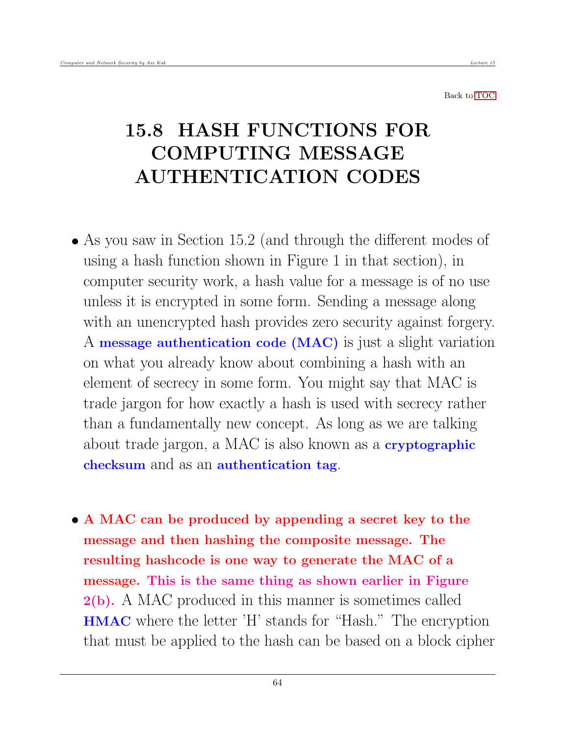Back to TOC

# 15.8 HASH FUNCTIONS FOR COMPUTING MESSAGE AUTHENTICATION CODES

- As you saw in Section 15.2 (and through the different modes of using a hash function shown in Figure 1 in that section), in computer security work, a hash value for a message is of no use unless it is encrypted in some form. Sending a message along with an unencrypted hash provides zero security against forgery. A **message authentication code (MAC)** is just a slight variation on what you already know about combining a hash with an element of secrecy in some form. You might say that MAC is trade jargon for how exactly a hash is used with secrecy rather than a fundamentally new concept. As long as we are talking about trade jargon, a MAC is also known as a **cryptographic checksum** and as an **authentication tag**.

- **A MAC can be produced by appending a secret key to the message and then hashing the composite message. The resulting hashcode is one way to generate the MAC of a message. This is the same thing as shown earlier in Figure 2(b).** A MAC produced in this manner is sometimes called **HMAC** where the letter 'H' stands for "Hash." The encryption that must be applied to the hash can be based on a block cipher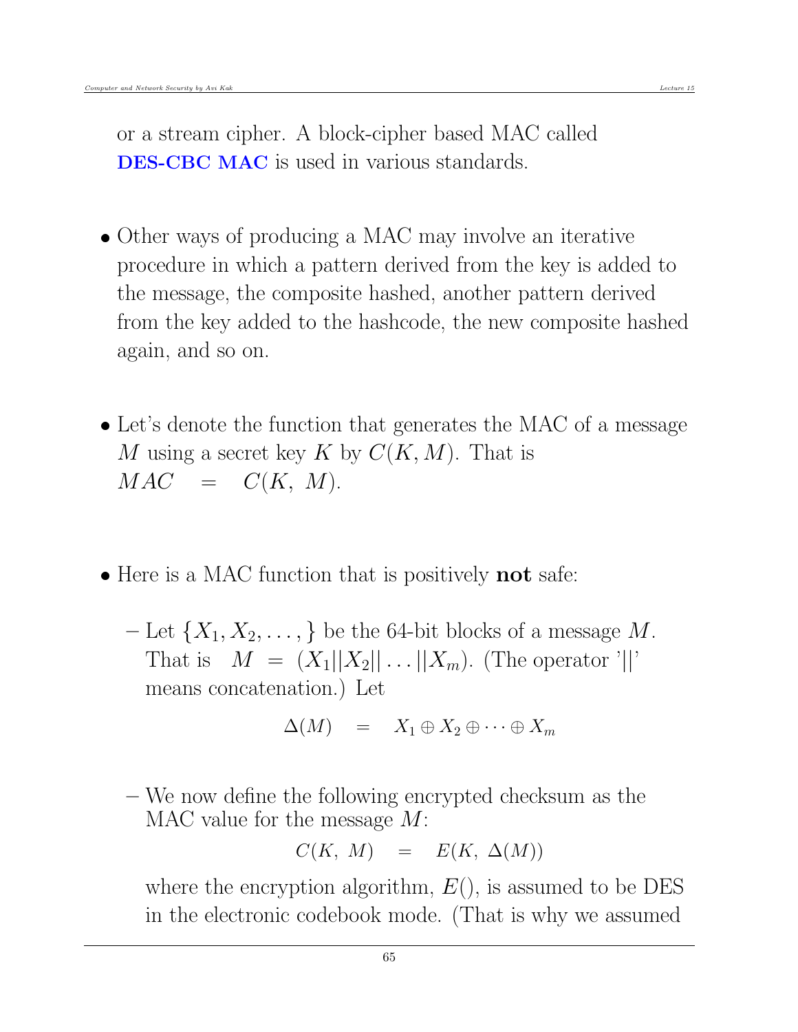or a stream cipher. A block-cipher based MAC called **DES-CBC MAC** is used in various standards.

- Other ways of producing a MAC may involve an iterative procedure in which a pattern derived from the key is added to the message, the composite hashed, another pattern derived from the key added to the hashcode, the new composite hashed again, and so on.

- Let's denote the function that generates the MAC of a message $M$ using a secret key $K$ by $C(K, M)$. That is
  $MAC \quad = \quad C(K,\ M)$.

- Here is a MAC function that is positively **not** safe:

  – Let $\{X_1, X_2, \ldots, \}$ be the 64-bit blocks of a message $M$. That is $M \ = \ (X_1||X_2|| \ldots ||X_m)$. (The operator '$||$' means concatenation.) Let

  $$\Delta(M) \quad = \quad X_1 \oplus X_2 \oplus \cdots \oplus X_m$$

  – We now define the following encrypted checksum as the MAC value for the message $M$:

  $$C(K,\ M) \quad = \quad E(K,\ \Delta(M))$$

  where the encryption algorithm, $E()$, is assumed to be DES in the electronic codebook mode. (That is why we assumed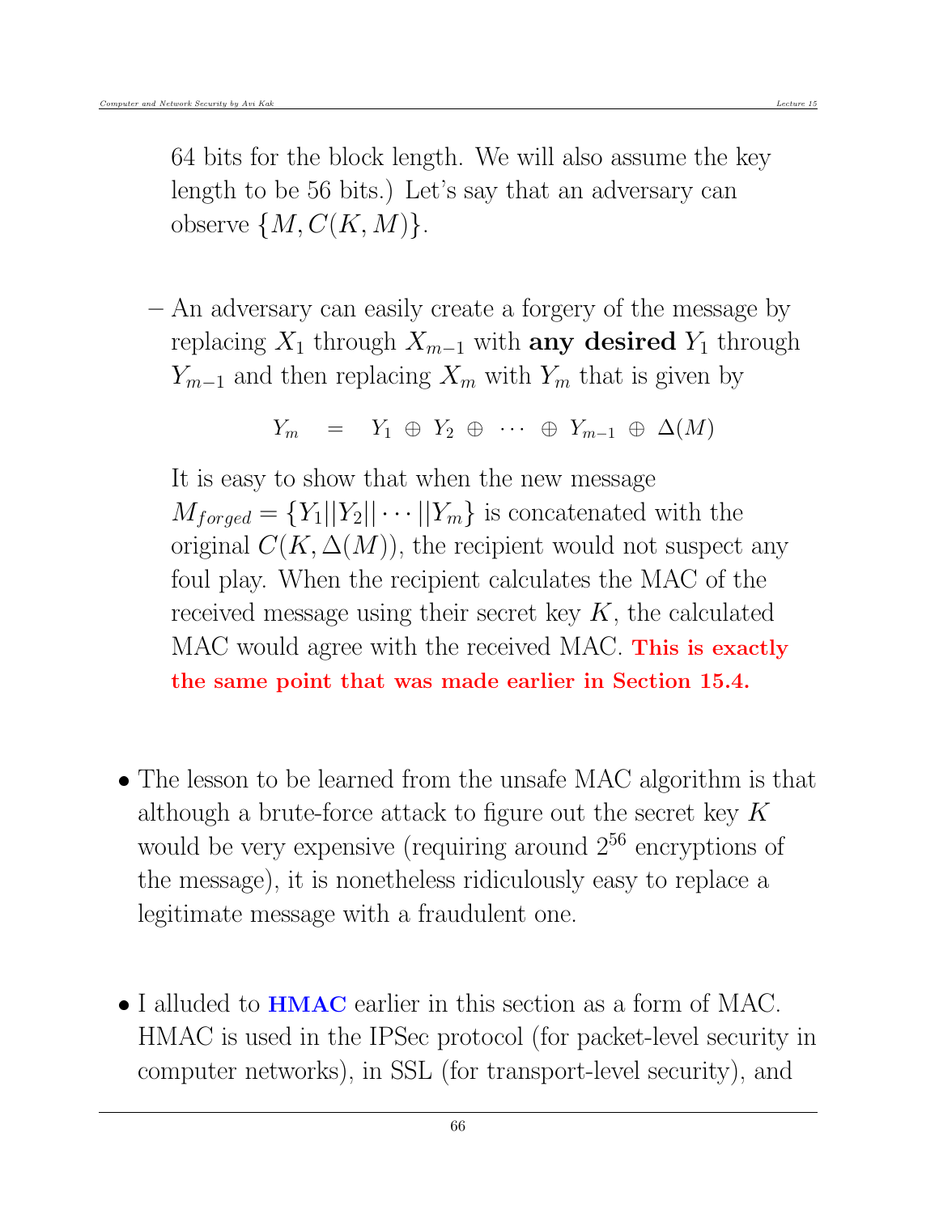64 bits for the block length. We will also assume the key length to be 56 bits.) Let's say that an adversary can observe $\{M, C(K, M)\}$.

– An adversary can easily create a forgery of the message by replacing $X_1$ through $X_{m-1}$ with **any desired** $Y_1$ through $Y_{m-1}$ and then replacing $X_m$ with $Y_m$ that is given by

$$Y_m \quad = \quad Y_1 \oplus Y_2 \oplus \cdots \oplus Y_{m-1} \oplus \Delta(M)$$

It is easy to show that when the new message $M_{forged} = \{Y_1 || Y_2 || \cdots || Y_m\}$ is concatenated with the original $C(K, \Delta(M))$, the recipient would not suspect any foul play. When the recipient calculates the MAC of the received message using their secret key $K$, the calculated MAC would agree with the received MAC. **This is exactly the same point that was made earlier in Section 15.4.**

- The lesson to be learned from the unsafe MAC algorithm is that although a brute-force attack to figure out the secret key $K$ would be very expensive (requiring around $2^{56}$ encryptions of the message), it is nonetheless ridiculously easy to replace a legitimate message with a fraudulent one.

- I alluded to **HMAC** earlier in this section as a form of MAC. HMAC is used in the IPSec protocol (for packet-level security in computer networks), in SSL (for transport-level security), and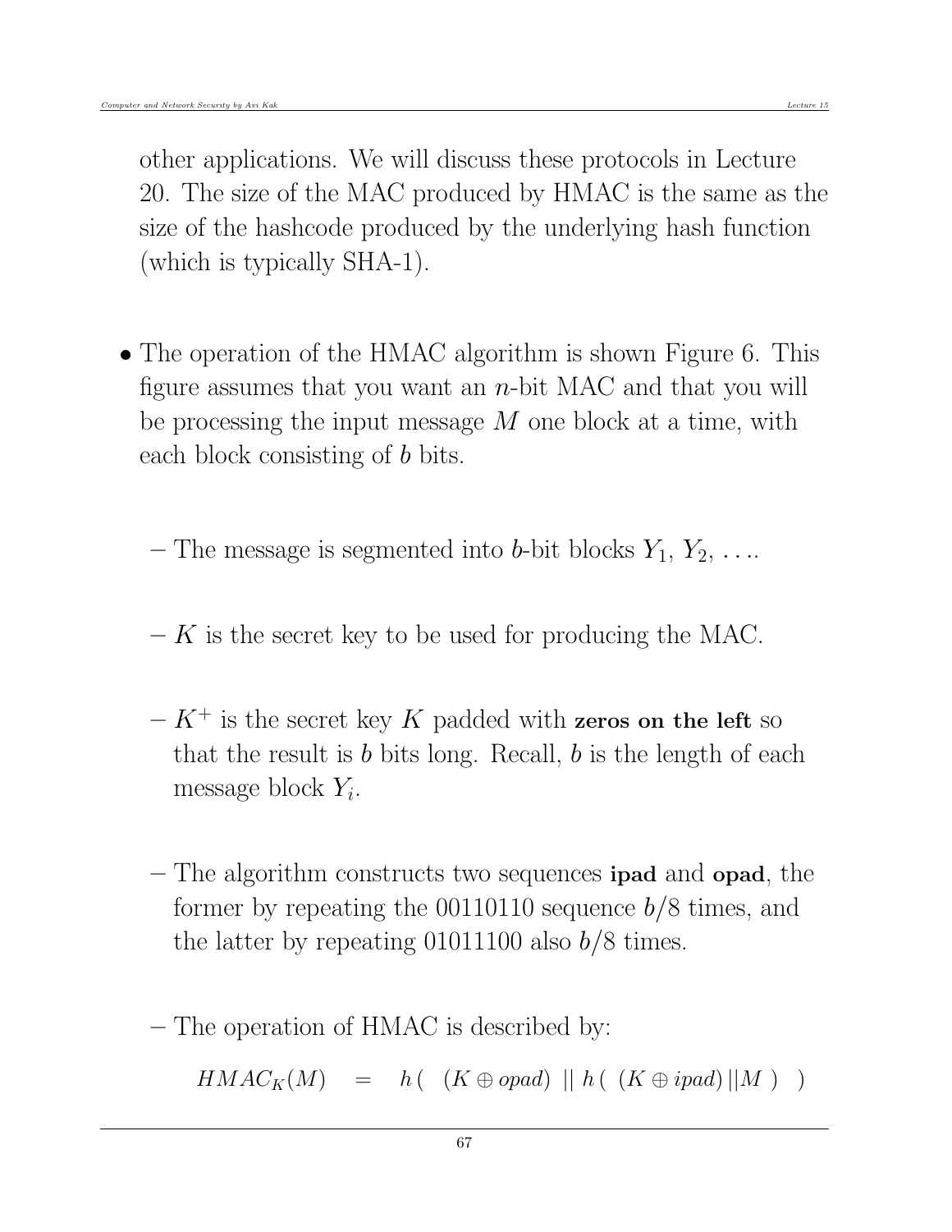other applications. We will discuss these protocols in Lecture 20. The size of the MAC produced by HMAC is the same as the size of the hashcode produced by the underlying hash function (which is typically SHA-1).

- The operation of the HMAC algorithm is shown Figure 6. This figure assumes that you want an $n$-bit MAC and that you will be processing the input message $M$ one block at a time, with each block consisting of $b$ bits.

  - The message is segmented into $b$-bit blocks $Y_1$, $Y_2$, ....

  - $K$ is the secret key to be used for producing the MAC.

  - $K^+$ is the secret key $K$ padded with **zeros on the left** so that the result is $b$ bits long. Recall, $b$ is the length of each message block $Y_i$.

  - The algorithm constructs two sequences **ipad** and **opad**, the former by repeating the 00110110 sequence $b/8$ times, and the latter by repeating 01011100 also $b/8$ times.

  - The operation of HMAC is described by:

$$HMAC_K(M) \quad = \quad h\left( \; (K \oplus opad) \; || \; h\left( \; (K \oplus ipad) \, || M \; \right) \; \right)$$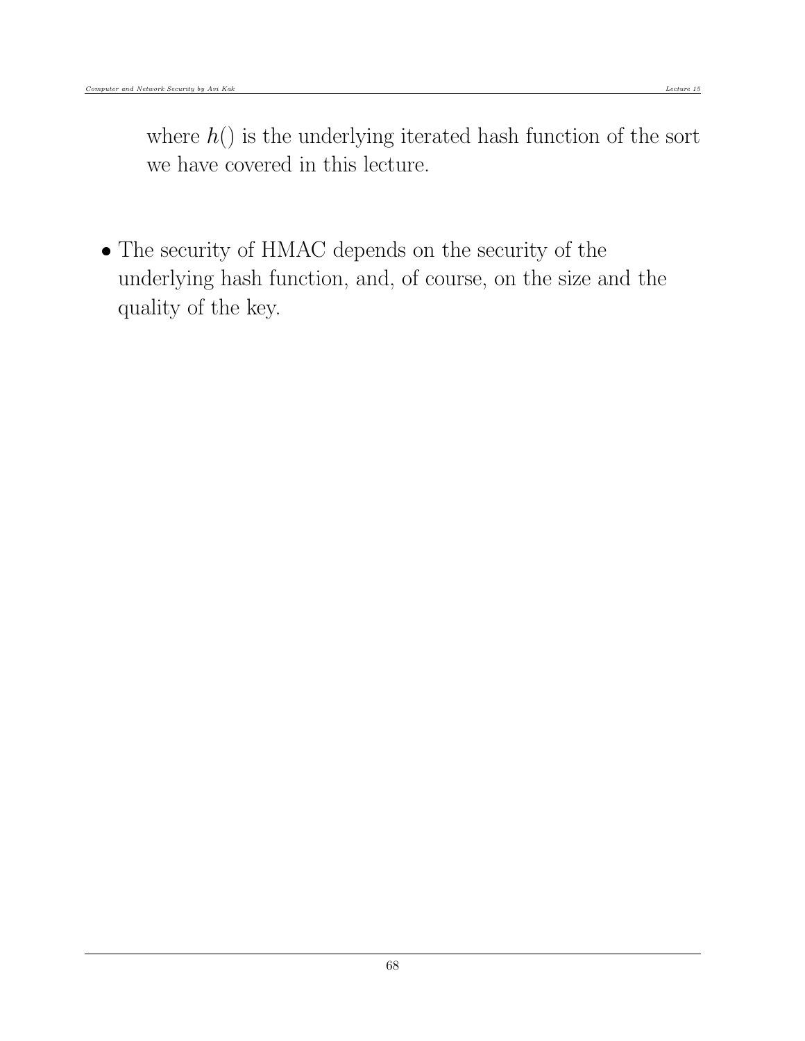where $h()$ is the underlying iterated hash function of the sort we have covered in this lecture.

- The security of HMAC depends on the security of the underlying hash function, and, of course, on the size and the quality of the key.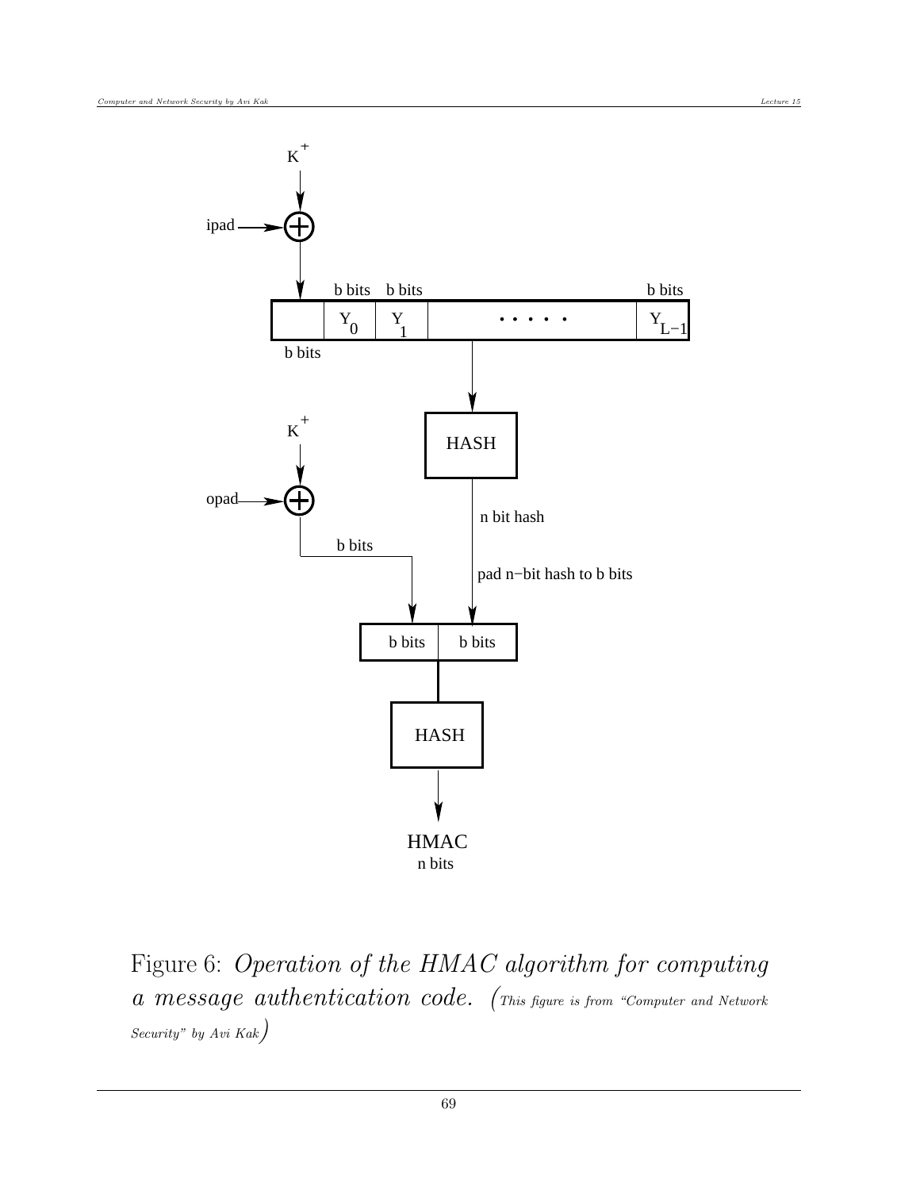Figure 6: *Operation of the HMAC algorithm for computing a message authentication code.* (This figure is from "Computer and Network Security" by Avi Kak)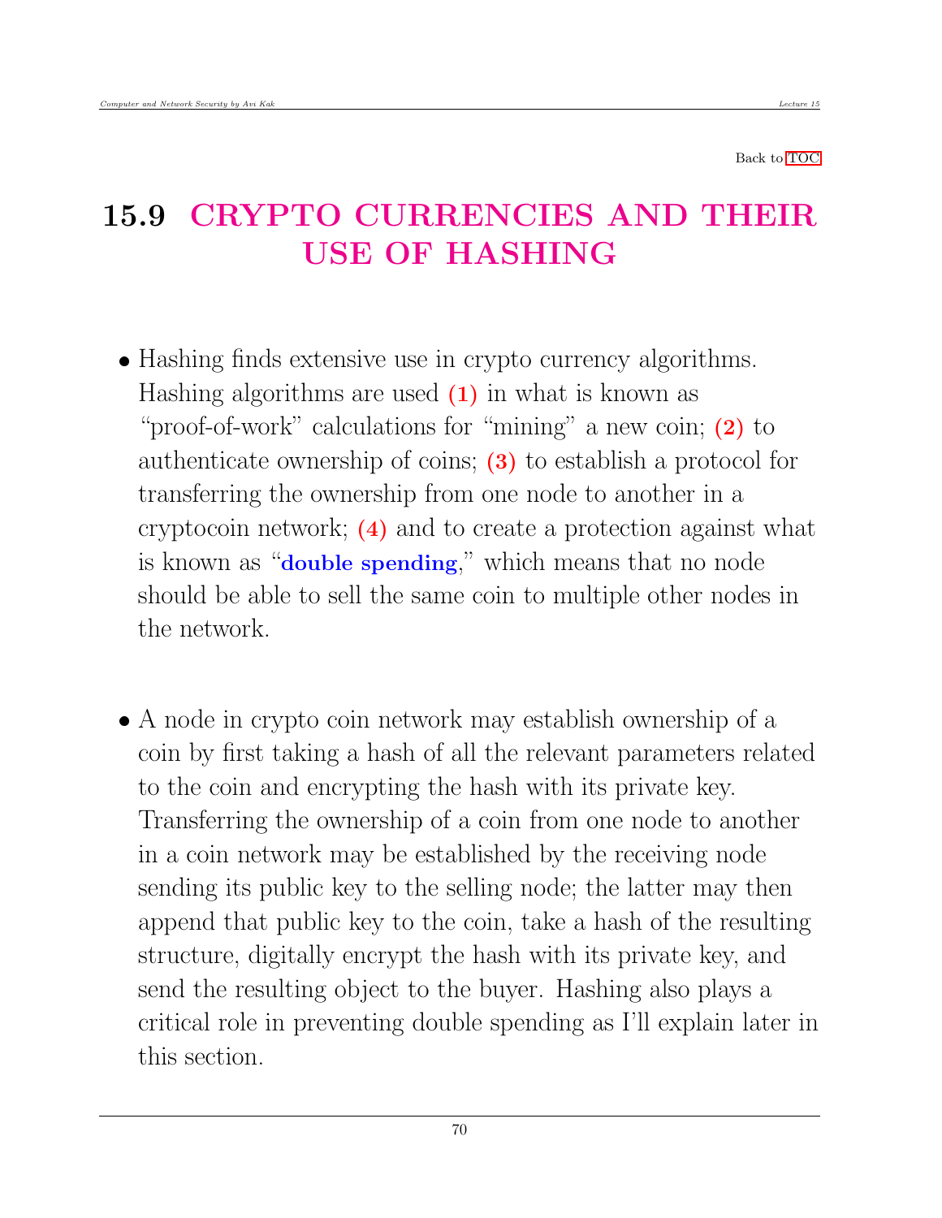Back to TOC

## 15.9 CRYPTO CURRENCIES AND THEIR USE OF HASHING

- Hashing finds extensive use in crypto currency algorithms. Hashing algorithms are used **(1)** in what is known as "proof-of-work" calculations for "mining" a new coin; **(2)** to authenticate ownership of coins; **(3)** to establish a protocol for transferring the ownership from one node to another in a cryptocoin network; **(4)** and to create a protection against what is known as "**double spending**," which means that no node should be able to sell the same coin to multiple other nodes in the network.

- A node in crypto coin network may establish ownership of a coin by first taking a hash of all the relevant parameters related to the coin and encrypting the hash with its private key. Transferring the ownership of a coin from one node to another in a coin network may be established by the receiving node sending its public key to the selling node; the latter may then append that public key to the coin, take a hash of the resulting structure, digitally encrypt the hash with its private key, and send the resulting object to the buyer. Hashing also plays a critical role in preventing double spending as I'll explain later in this section.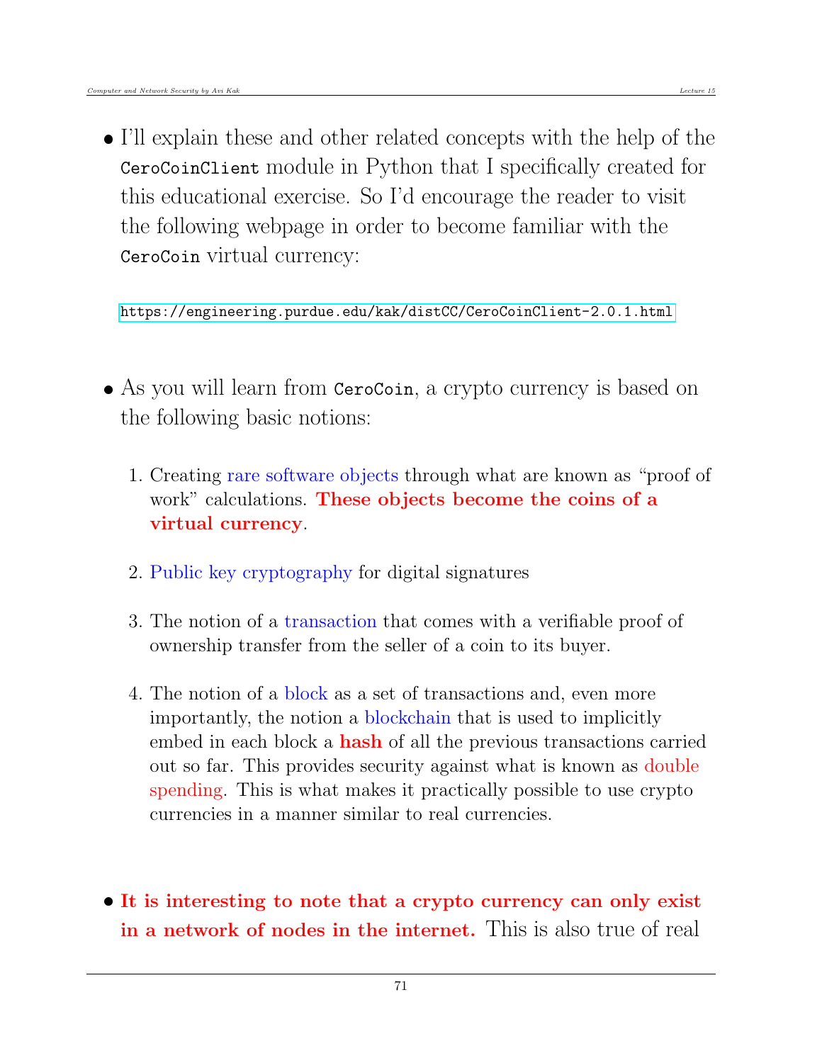- I'll explain these and other related concepts with the help of the `CeroCoinClient` module in Python that I specifically created for this educational exercise. So I'd encourage the reader to visit the following webpage in order to become familiar with the `CeroCoin` virtual currency:

  https://engineering.purdue.edu/kak/distCC/CeroCoinClient-2.0.1.html

- As you will learn from `CeroCoin`, a crypto currency is based on the following basic notions:

  1. Creating rare software objects through what are known as "proof of work" calculations. **These objects become the coins of a virtual currency**.

  2. Public key cryptography for digital signatures

  3. The notion of a transaction that comes with a verifiable proof of ownership transfer from the seller of a coin to its buyer.

  4. The notion of a block as a set of transactions and, even more importantly, the notion a blockchain that is used to implicitly embed in each block a **hash** of all the previous transactions carried out so far. This provides security against what is known as double spending. This is what makes it practically possible to use crypto currencies in a manner similar to real currencies.

- **It is interesting to note that a crypto currency can only exist in a network of nodes in the internet.** This is also true of real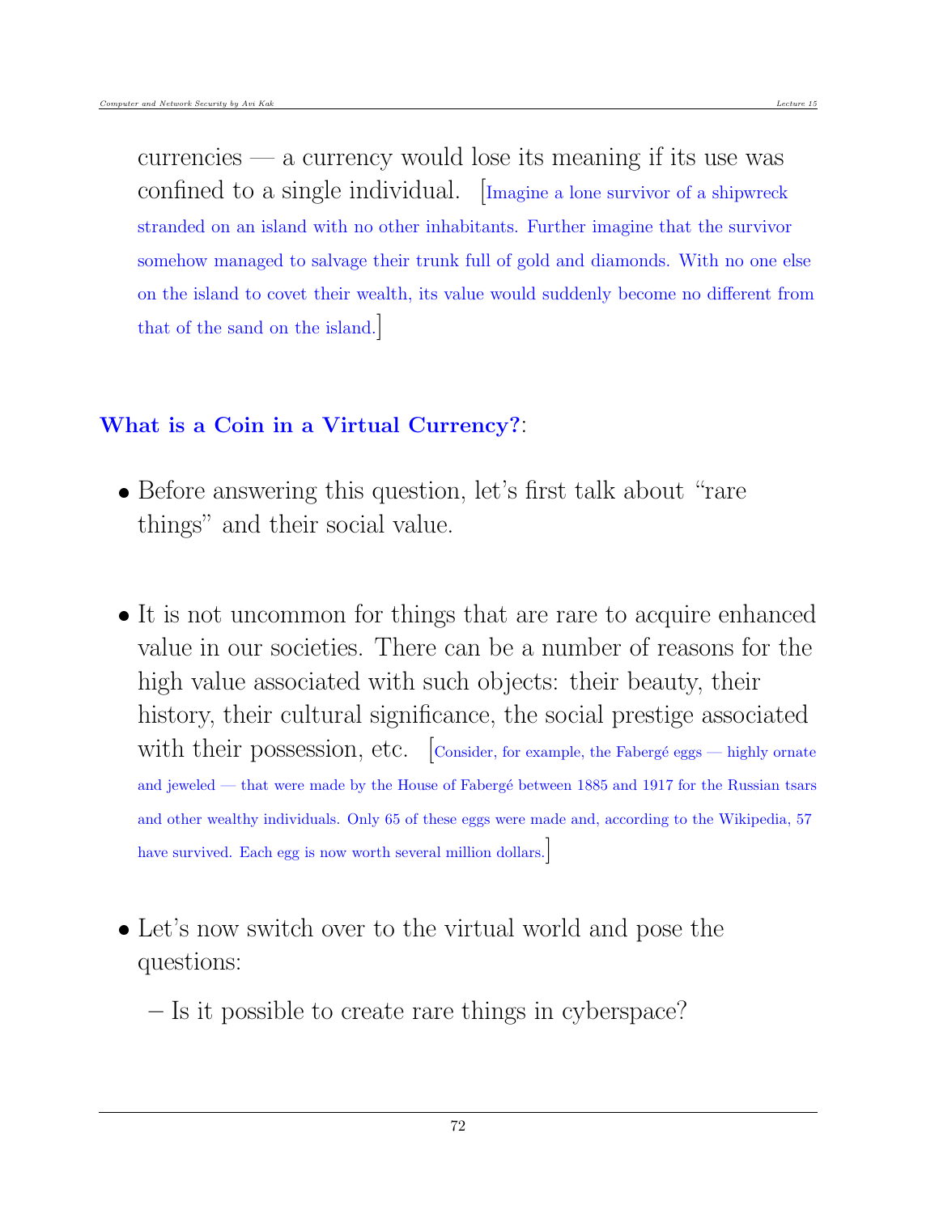currencies — a currency would lose its meaning if its use was confined to a single individual. [Imagine a lone survivor of a shipwreck stranded on an island with no other inhabitants. Further imagine that the survivor somehow managed to salvage their trunk full of gold and diamonds. With no one else on the island to covet their wealth, its value would suddenly become no different from that of the sand on the island.]

**What is a Coin in a Virtual Currency?**:

- Before answering this question, let's first talk about "rare things" and their social value.

- It is not uncommon for things that are rare to acquire enhanced value in our societies. There can be a number of reasons for the high value associated with such objects: their beauty, their history, their cultural significance, the social prestige associated with their possession, etc. [Consider, for example, the Fabergé eggs — highly ornate and jeweled — that were made by the House of Fabergé between 1885 and 1917 for the Russian tsars and other wealthy individuals. Only 65 of these eggs were made and, according to the Wikipedia, 57 have survived. Each egg is now worth several million dollars.]

- Let's now switch over to the virtual world and pose the questions:
  - Is it possible to create rare things in cyberspace?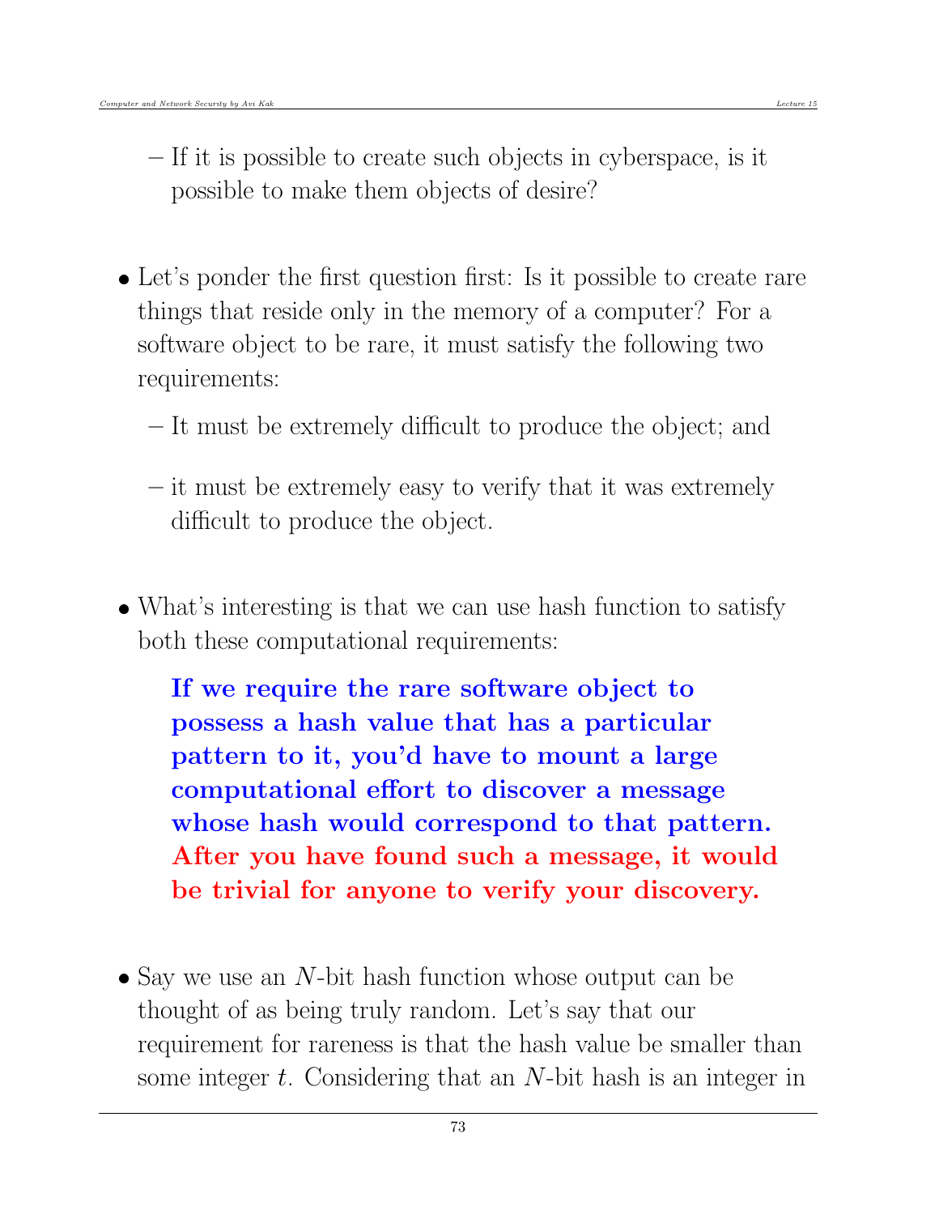- If it is possible to create such objects in cyberspace, is it possible to make them objects of desire?

- Let's ponder the first question first: Is it possible to create rare things that reside only in the memory of a computer? For a software object to be rare, it must satisfy the following two requirements:

  - It must be extremely difficult to produce the object; and

  - it must be extremely easy to verify that it was extremely difficult to produce the object.

- What's interesting is that we can use hash function to satisfy both these computational requirements:

  **If we require the rare software object to possess a hash value that has a particular pattern to it, you'd have to mount a large computational effort to discover a message whose hash would correspond to that pattern. After you have found such a message, it would be trivial for anyone to verify your discovery.**

- Say we use an $N$-bit hash function whose output can be thought of as being truly random. Let's say that our requirement for rareness is that the hash value be smaller than some integer $t$. Considering that an $N$-bit hash is an integer in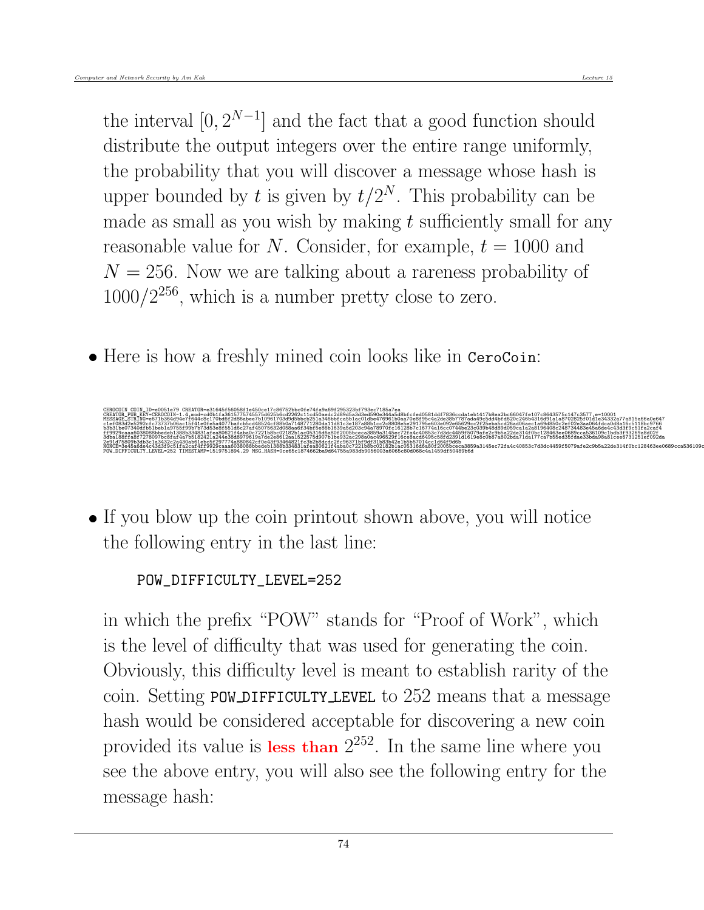the interval $[0, 2^{N-1}]$ and the fact that a good function should distribute the output integers over the entire range uniformly, the probability that you will discover a message whose hash is upper bounded by $t$ is given by $t/2^N$. This probability can be made as small as you wish by making $t$ sufficiently small for any reasonable value for $N$. Consider, for example, $t = 1000$ and $N = 256$. Now we are talking about a rareness probability of $1000/2^{256}$, which is a number pretty close to zero.

- Here is how a freshly mined coin looks like in `CeroCoin`:

```
CEROCOIN COIN_ID=e0051e79 CREATOR=e31645f56058f1e450ce17c86752bbc0fe74fa9a69f295323bf793ec7185a7ea
CREATOR_PUB_KEY=CEROCOIN-1.4,mod=cd0b1fa3615775745575d625b6cd2262c11cd50aedc2d89d5a3d3ed590e344a5d8bfcfed0581ddf7836ccda1eb1417b8ea2bc66047fe107c8643575c147c3577,e=10001
MESSAGE_STRING=e671b364d94e7f644c8c170bd6f2d86abee7b10961703d9d5bbcb251a346bbfca5b1ac01dbe476961b0aa70e8f95c4a2de38b7787ada49c5dd4bbfd620c246b4316d91a1a8702825f01d1e34332a77a815a66a0e647
c1ef083d2e5292cfc73737b06ac15f41e0fe5a4077bafcb5cd48524cf88b0a7148771280da11d81c3e187a88b1cc2c8808e5e291795e603e092e65629cc2f25eba5cd26ad06aec1a69d850c2ef02e3aa064fdca0d8a16c5118bc9766
b3b31be07340dfb51beb1a9755f99b7b73d53e8f551d6c27af45075632d058aa6f34bf5e86b1639a5d203c94a78970fc16128b7c16774a16cc0744be23c039b48d89d059ca1a2a8196408c248734483e45a6de4c43d3f9c51fa2caf4
ff9929caaa6038088bbedeb1388b334831afea80621f4aba0c7221b8bc02182b1ac05316d6a80f2005bceca3859a3145ec72fa4c40853c7d3dc4459f5079afe2c9b5a22de314f0bc128463ee0689cca536109c1bdb3f93269a8d02f
3dba188ffa8f7278097bc8faf4a7b5182421a244e38d8979619a7de2e8612aa1522575d907b1be932ac298a0ac496529f16ce8acd6495c58fd2391d1619e8c0b87a802bda71da177ca7b55ed35fdae33bda98a81cee6731251ef092da
2e91d75809b3db3c1a3432c2a430ab61ebc5f297774a880842cf0e43f93464821fc3b2b8dcdc2fc96371bf9df31b83b42e1b5b57014cc1d64f9d6b
NONCE=3e45a6de4c43d3f9c51fa2caf4ff9929caaa6038088bbedeb1388b334831afea80621f4aba0c7221b8bc02182b1ac05316d6a80f2005bceca3859a3145ec72fa4c40853c7d3dc4459f5079afe2c9b5a22de314f0bc128463ee0689cca536109c
POW_DIFFICULTY_LEVEL=252 TIMESTAMP=1519751894.29 MSG_HASH=0ce65c1874662ba9d64755a983db9056003a6065c80d068c4a1459df50489b6d
```

- If you blow up the coin printout shown above, you will notice the following entry in the last line:

```
POW_DIFFICULTY_LEVEL=252
```

in which the prefix "POW" stands for "Proof of Work", which is the level of difficulty that was used for generating the coin. Obviously, this difficulty level is meant to establish rarity of the coin. Setting `POW_DIFFICULTY_LEVEL` to 252 means that a message hash would be considered acceptable for discovering a new coin provided its value is **less than** $2^{252}$. In the same line where you see the above entry, you will also see the following entry for the message hash: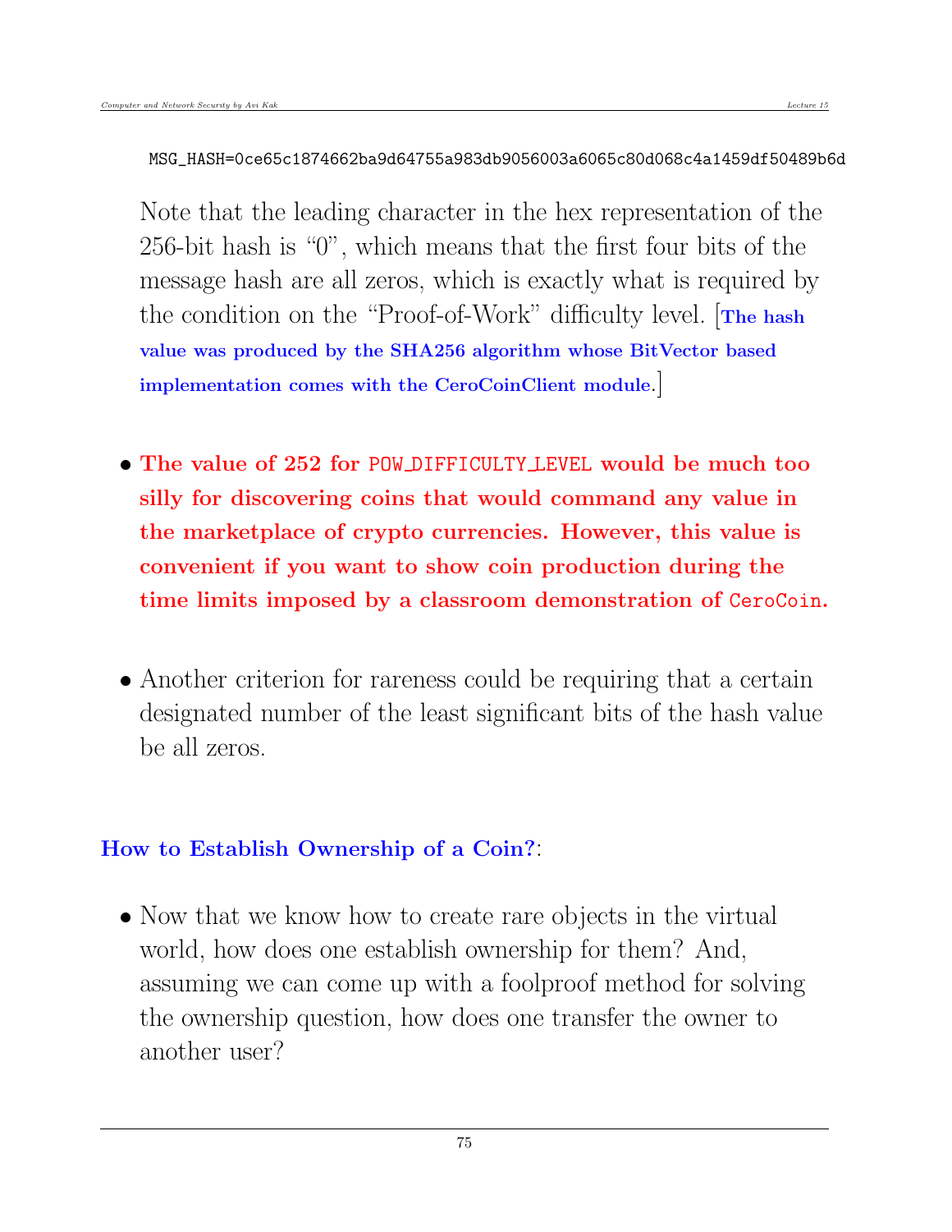```
MSG_HASH=0ce65c1874662ba9d64755a983db9056003a6065c80d068c4a1459df50489b6d
```

Note that the leading character in the hex representation of the 256-bit hash is "0", which means that the first four bits of the message hash are all zeros, which is exactly what is required by the condition on the "Proof-of-Work" difficulty level. [**The hash value was produced by the SHA256 algorithm whose BitVector based implementation comes with the CeroCoinClient module**.]

- **The value of 252 for `POW_DIFFICULTY_LEVEL` would be much too silly for discovering coins that would command any value in the marketplace of crypto currencies. However, this value is convenient if you want to show coin production during the time limits imposed by a classroom demonstration of `CeroCoin`.**

- Another criterion for rareness could be requiring that a certain designated number of the least significant bits of the hash value be all zeros.

### How to Establish Ownership of a Coin?:

- Now that we know how to create rare objects in the virtual world, how does one establish ownership for them? And, assuming we can come up with a foolproof method for solving the ownership question, how does one transfer the owner to another user?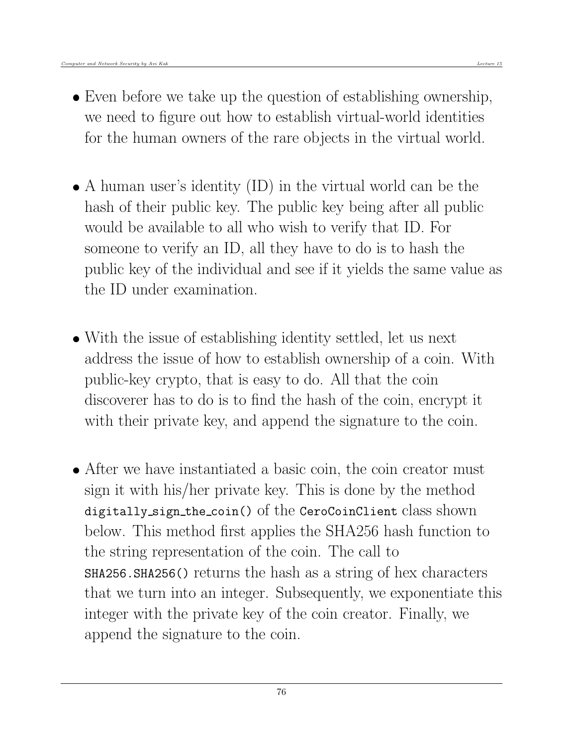- Even before we take up the question of establishing ownership, we need to figure out how to establish virtual-world identities for the human owners of the rare objects in the virtual world.

- A human user's identity (ID) in the virtual world can be the hash of their public key. The public key being after all public would be available to all who wish to verify that ID. For someone to verify an ID, all they have to do is to hash the public key of the individual and see if it yields the same value as the ID under examination.

- With the issue of establishing identity settled, let us next address the issue of how to establish ownership of a coin. With public-key crypto, that is easy to do. All that the coin discoverer has to do is to find the hash of the coin, encrypt it with their private key, and append the signature to the coin.

- After we have instantiated a basic coin, the coin creator must sign it with his/her private key. This is done by the method `digitally_sign_the_coin()` of the `CeroCoinClient` class shown below. This method first applies the SHA256 hash function to the string representation of the coin. The call to `SHA256.SHA256()` returns the hash as a string of hex characters that we turn into an integer. Subsequently, we exponentiate this integer with the private key of the coin creator. Finally, we append the signature to the coin.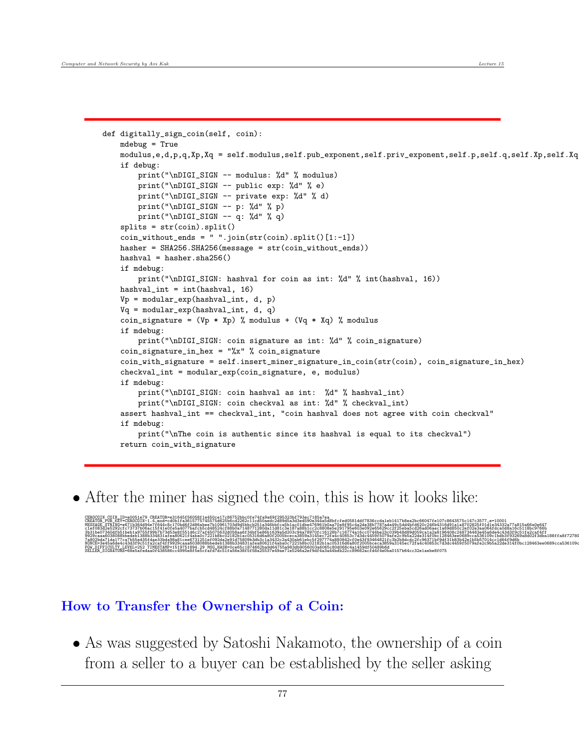```
def digitally_sign_coin(self, coin):
    mdebug = True
    modulus,e,d,p,q,Xp,Xq = self.modulus,self.pub_exponent,self.priv_exponent,self.p,self.q,self.Xp,self.Xq
    if debug:
        print("\nDIGI_SIGN -- modulus: %d" % modulus)
        print("\nDIGI_SIGN -- public exp: %d" % e)
        print("\nDIGI_SIGN -- private exp: %d" % d)
        print("\nDIGI_SIGN -- p: %d" % p)
        print("\nDIGI_SIGN -- q: %d" % q)
    splits = str(coin).split()
    coin_without_ends = " ".join(str(coin).split()[1:-1])
    hasher = SHA256.SHA256(message = str(coin_without_ends))
    hashval = hasher.sha256()
    if mdebug:
        print("\nDIGI_SIGN: hashval for coin as int: %d" % int(hashval, 16))
    hashval_int = int(hashval, 16)
    Vp = modular_exp(hashval_int, d, p)
    Vq = modular_exp(hashval_int, d, q)
    coin_signature = (Vp * Xp) % modulus + (Vq * Xq) % modulus
    if mdebug:
        print("\nDIGI_SIGN: coin signature as int: %d" % coin_signature)
    coin_signature_in_hex = "%x" % coin_signature
    coin_with_signature = self.insert_miner_signature_in_coin(str(coin), coin_signature_in_hex)
    checkval_int = modular_exp(coin_signature, e, modulus)
    if mdebug:
        print("\nDIGI_SIGN: coin hashval as int:  %d" % hashval_int)
        print("\nDIGI_SIGN: coin checkval as int: %d" % checkval_int)
    assert hashval_int == checkval_int, "coin hashval does not agree with coin checkval"
    if mdebug:
        print("\nThe coin is authentic since its hashval is equal to its checkval")
    return coin_with_signature
```

- After the miner has signed the coin, this is how it looks like:

```
CEROCOIN_COIN_ID=e0051e79 CREATOR=a31645f56058f1e450ce17c86752bbc0fe74fa9a69f295323bf793ec7185a7ea
CREATOR_PUB_KEY=CEROCOIN-1.4,mod=cd0b1fa3615775745575d625b6cd2262c11cd50aedc2d89d5a3d3ed590e344a5d8bfcfed0581ddf7836ccda1eb1417b8ea2bc66047fe107c8643575c147c3577,e=10001
MESSAGE_STRING=e671b364d94e7f644c8c170bd6f2d86abee7b10961703d9d5bbcb251a346bbfca5b1ac01dbe476961b0aa70e8f95c4a2de38b7787ada49c5dd4bfd620c246b4316d91a1a8702825f01d1e34332a77a815a66a0e647
c1ef083d2e5292cfc73737b06ac15f41e0fe5a4077bafcb5cd48524cf88b0a7148771280da11d81c3e187a88b1cc2c8808e5e291795e603e092e65629cc2f25eba5cd26ad06aec1a69d850c2ef02e3aa064fdca0d8a16c5118bc9766b
3b31be07340dfb51beb1a9755f99b7b73d53e8f551d6c27af45075632d058aa6f34bf5e86b1639a5d203c94a78970fc16128b7c16774a16cc0744be23c039b48d89d059ca1a2a8196408c248734483e45a6de4c43d3f9c51fa2caf4ff
9929caaa6038088bbedeb1388b334831afea80621f4aba0c7221b8bc02182b1ac05316d6a80f2005bceca3859a3145ec72fa4c40853c7d3dc4459f5079afe2c9b5a22de314f0bc128463ee0689cca536109c1bdb3f93269a8d02f3dba188ffa8f72780
7a802bda71da177ca7b55ed35fdae33bda98a81cee6731251ef092da2e91d75809b3db3c1a3432c2a430ab61ebc5f297774a880842cf0e43f93464821fc3b2b8dcdc2fc96371bf9df31b83b42e1b5b57014cc1d64f9d6b
NONCE=3e45a6de4c43d3f9c51fa2caf4ff9929caaa6038088bbedeb1388b334831afea80621f4aba0c7221b8bc02182b1ac05316d6a80f2005bceca3859a3145ec72fa4c40853c7d3dc4459f5079afe2c9b5a22de314f0bc128463ee0689cca536109c
POW_DIFFICULTY_LEVEL=252 TIMESTAMP=1519751894.29 MSG_HASH=0ce65c1874662ba9d64755a983db9056003a6065c80d068c4a1459df50489b6d
SELLER_SIGNATURE=68e5afedaa0f438586cc4995e8f5e5cfafd7dc51fa56e38f5f58a25537e49ae71e5246a2ef9df4a3a44bdb22cc89662acfd4f4e0ba0157b64cc32e1aebe8f075
```

## How to Transfer the Ownership of a Coin:

- As was suggested by Satoshi Nakamoto, the ownership of a coin from a seller to a buyer can be established by the seller asking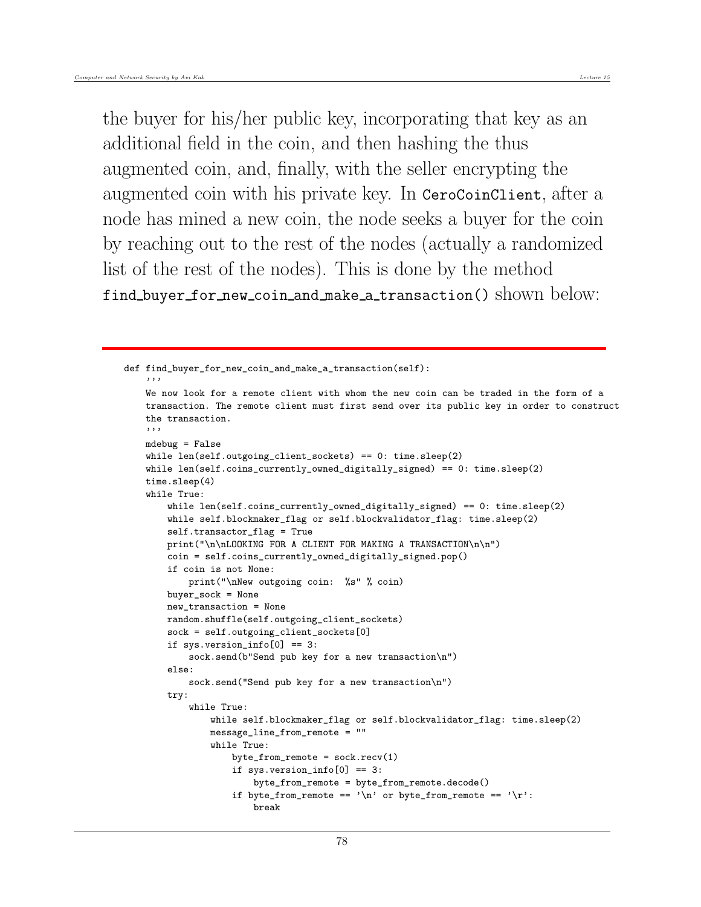the buyer for his/her public key, incorporating that key as an additional field in the coin, and then hashing the thus augmented coin, and, finally, with the seller encrypting the augmented coin with his private key. In `CeroCoinClient`, after a node has mined a new coin, the node seeks a buyer for the coin by reaching out to the rest of the nodes (actually a randomized list of the rest of the nodes). This is done by the method `find_buyer_for_new_coin_and_make_a_transaction()` shown below:

```
def find_buyer_for_new_coin_and_make_a_transaction(self):
    '''
    We now look for a remote client with whom the new coin can be traded in the form of a
    transaction. The remote client must first send over its public key in order to construct
    the transaction.
    '''
    mdebug = False
    while len(self.outgoing_client_sockets) == 0: time.sleep(2)
    while len(self.coins_currently_owned_digitally_signed) == 0: time.sleep(2)
    time.sleep(4)
    while True:
        while len(self.coins_currently_owned_digitally_signed) == 0: time.sleep(2)
        while self.blockmaker_flag or self.blockvalidator_flag: time.sleep(2)
        self.transactor_flag = True
        print("\n\nLOOKING FOR A CLIENT FOR MAKING A TRANSACTION\n\n")
        coin = self.coins_currently_owned_digitally_signed.pop()
        if coin is not None:
            print("\nNew outgoing coin:  %s" % coin)
        buyer_sock = None
        new_transaction = None
        random.shuffle(self.outgoing_client_sockets)
        sock = self.outgoing_client_sockets[0]
        if sys.version_info[0] == 3:
            sock.send(b"Send pub key for a new transaction\n")
        else:
            sock.send("Send pub key for a new transaction\n")
        try:
            while True:
                while self.blockmaker_flag or self.blockvalidator_flag: time.sleep(2)
                message_line_from_remote = ""
                while True:
                    byte_from_remote = sock.recv(1)
                    if sys.version_info[0] == 3:
                        byte_from_remote = byte_from_remote.decode()
                    if byte_from_remote == '\n' or byte_from_remote == '\r':
                        break
```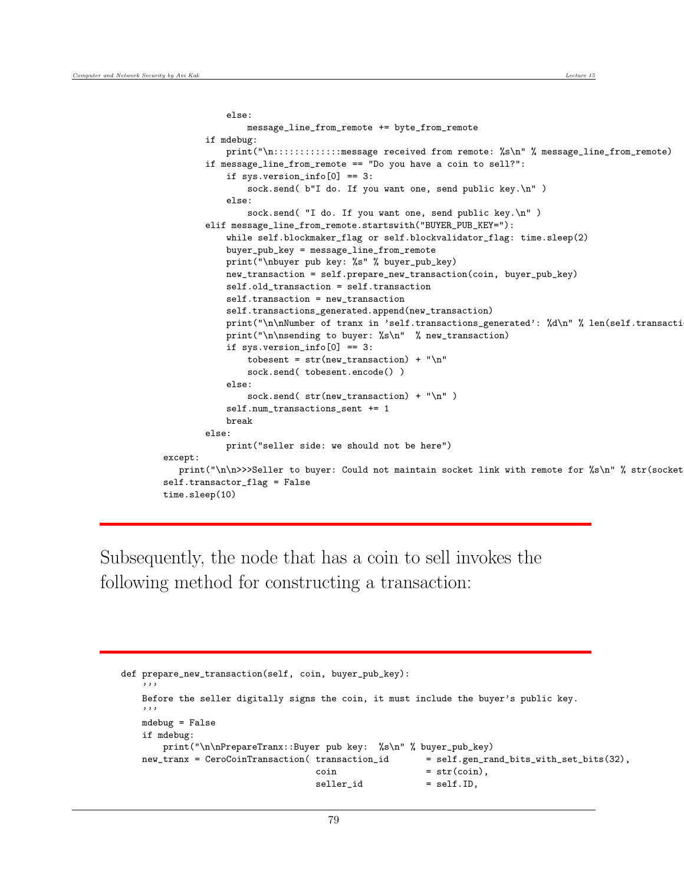```
                else:
                    message_line_from_remote += byte_from_remote
            if mdebug:
                print("\n::::::::::::message received from remote: %s\n" % message_line_from_remote)
            if message_line_from_remote == "Do you have a coin to sell?":
                if sys.version_info[0] == 3:
                    sock.send( b"I do. If you want one, send public key.\n" )
                else:
                    sock.send( "I do. If you want one, send public key.\n" )
            elif message_line_from_remote.startswith("BUYER_PUB_KEY="):
                while self.blockmaker_flag or self.blockvalidator_flag: time.sleep(2)
                buyer_pub_key = message_line_from_remote
                print("\nbuyer pub key: %s" % buyer_pub_key)
                new_transaction = self.prepare_new_transaction(coin, buyer_pub_key)
                self.old_transaction = self.transaction
                self.transaction = new_transaction
                self.transactions_generated.append(new_transaction)
                print("\n\nNumber of tranx in 'self.transactions_generated': %d\n" % len(self.transacti
                print("\n\nsending to buyer: %s\n"  % new_transaction)
                if sys.version_info[0] == 3:
                    tobesent = str(new_transaction) + "\n"
                    sock.send( tobesent.encode() )
                else:
                    sock.send( str(new_transaction) + "\n" )
                self.num_transactions_sent += 1
                break
            else:
                print("seller side: we should not be here")
        except:
           print("\n\n>>>Seller to buyer: Could not maintain socket link with remote for %s\n" % str(socket
        self.transactor_flag = False
        time.sleep(10)
```

Subsequently, the node that has a coin to sell invokes the following method for constructing a transaction:

```
    def prepare_new_transaction(self, coin, buyer_pub_key):
        '''
        Before the seller digitally signs the coin, it must include the buyer's public key.
        '''
        mdebug = False
        if mdebug:
            print("\n\nPrepareTranx::Buyer pub key:  %s\n" % buyer_pub_key)
        new_tranx = CeroCoinTransaction( transaction_id       = self.gen_rand_bits_with_set_bits(32),
                                         coin                 = str(coin),
                                         seller_id            = self.ID,
```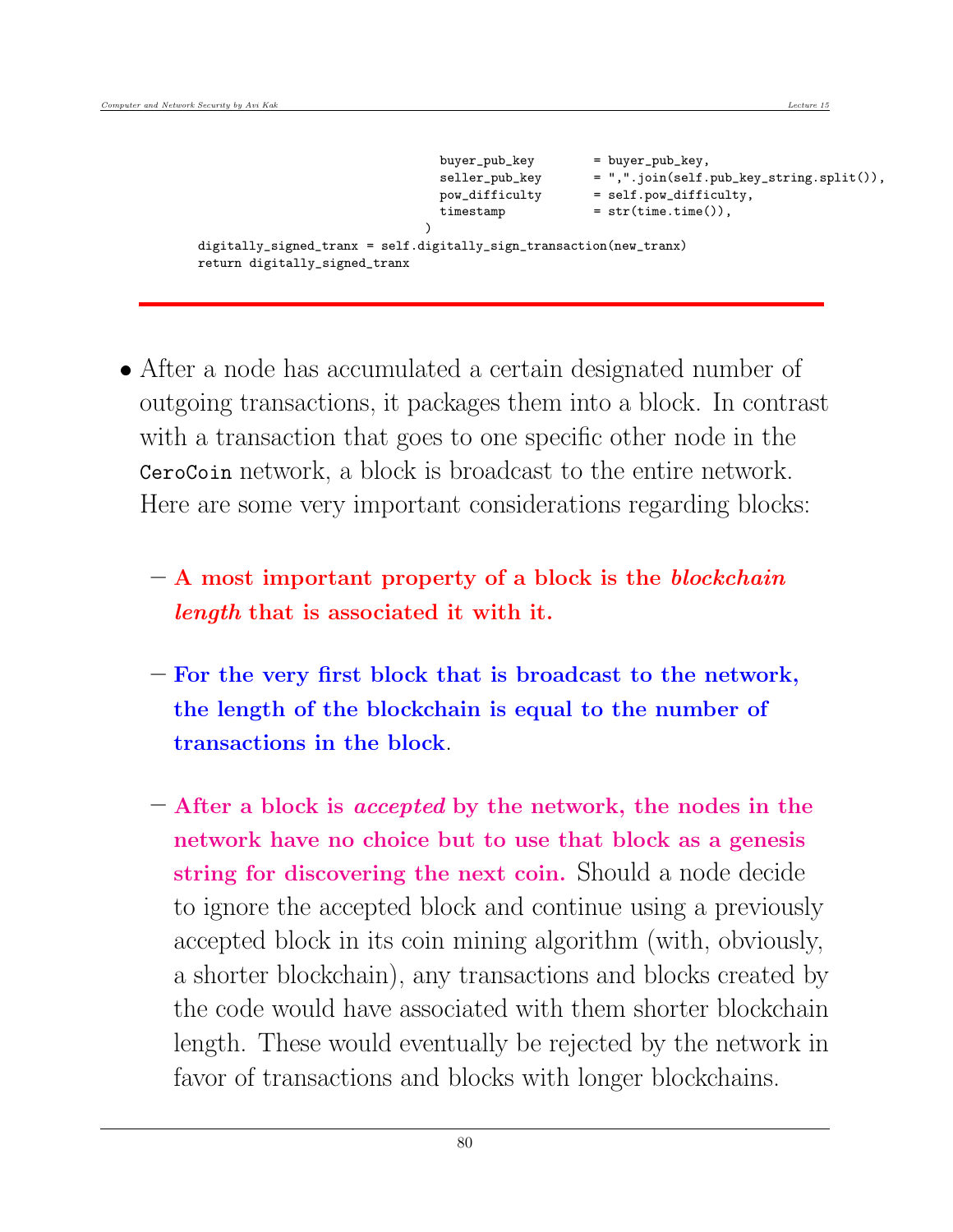```
                                        buyer_pub_key       = buyer_pub_key,
                                        seller_pub_key      = ",".join(self.pub_key_string.split()),
                                        pow_difficulty      = self.pow_difficulty,
                                        timestamp           = str(time.time()),
                                      )
        digitally_signed_tranx = self.digitally_sign_transaction(new_tranx)
        return digitally_signed_tranx
```

---

- After a node has accumulated a certain designated number of outgoing transactions, it packages them into a block. In contrast with a transaction that goes to one specific other node in the `CeroCoin` network, a block is broadcast to the entire network. Here are some very important considerations regarding blocks:

  - **A most important property of a block is the *blockchain length* that is associated it with it.**

  - **For the very first block that is broadcast to the network, the length of the blockchain is equal to the number of transactions in the block**.

  - **After a block is *accepted* by the network, the nodes in the network have no choice but to use that block as a genesis string for discovering the next coin.** Should a node decide to ignore the accepted block and continue using a previously accepted block in its coin mining algorithm (with, obviously, a shorter blockchain), any transactions and blocks created by the code would have associated with them shorter blockchain length. These would eventually be rejected by the network in favor of transactions and blocks with longer blockchains.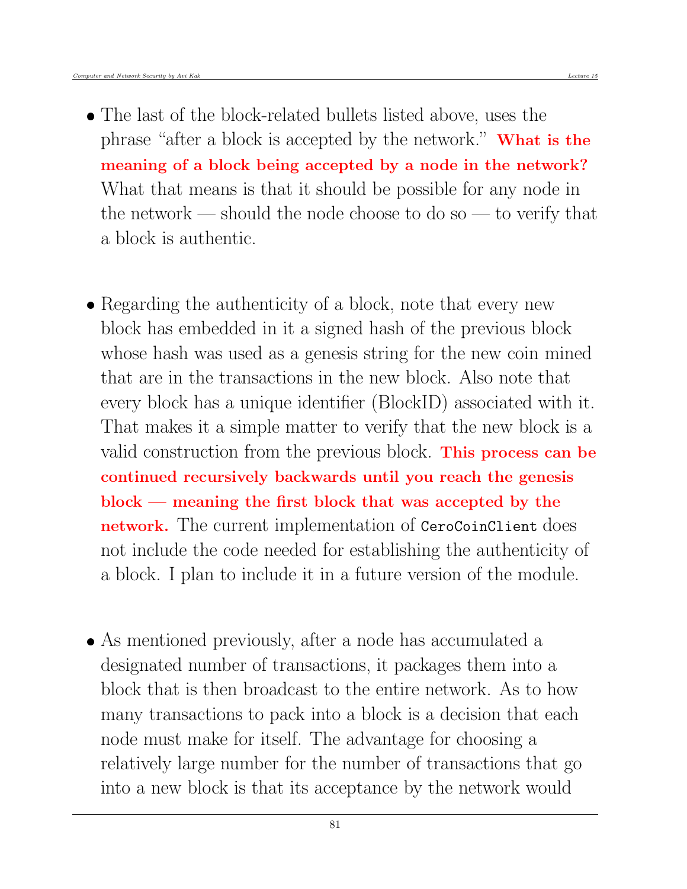- The last of the block-related bullets listed above, uses the phrase "after a block is accepted by the network." **What is the meaning of a block being accepted by a node in the network?** What that means is that it should be possible for any node in the network — should the node choose to do so — to verify that a block is authentic.

- Regarding the authenticity of a block, note that every new block has embedded in it a signed hash of the previous block whose hash was used as a genesis string for the new coin mined that are in the transactions in the new block. Also note that every block has a unique identifier (BlockID) associated with it. That makes it a simple matter to verify that the new block is a valid construction from the previous block. **This process can be continued recursively backwards until you reach the genesis block — meaning the first block that was accepted by the network.** The current implementation of `CeroCoinClient` does not include the code needed for establishing the authenticity of a block. I plan to include it in a future version of the module.

- As mentioned previously, after a node has accumulated a designated number of transactions, it packages them into a block that is then broadcast to the entire network. As to how many transactions to pack into a block is a decision that each node must make for itself. The advantage for choosing a relatively large number for the number of transactions that go into a new block is that its acceptance by the network would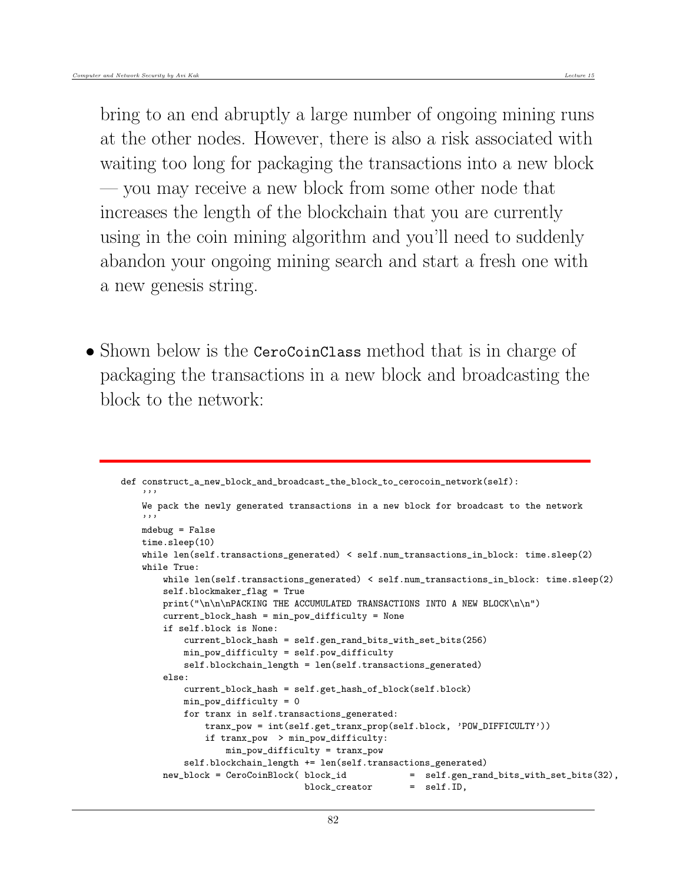bring to an end abruptly a large number of ongoing mining runs at the other nodes. However, there is also a risk associated with waiting too long for packaging the transactions into a new block — you may receive a new block from some other node that increases the length of the blockchain that you are currently using in the coin mining algorithm and you'll need to suddenly abandon your ongoing mining search and start a fresh one with a new genesis string.

- Shown below is the `CeroCoinClass` method that is in charge of packaging the transactions in a new block and broadcasting the block to the network:

```
def construct_a_new_block_and_broadcast_the_block_to_cerocoin_network(self):
    '''
    We pack the newly generated transactions in a new block for broadcast to the network
    '''
    mdebug = False
    time.sleep(10)
    while len(self.transactions_generated) < self.num_transactions_in_block: time.sleep(2)
    while True:
        while len(self.transactions_generated) < self.num_transactions_in_block: time.sleep(2)
        self.blockmaker_flag = True
        print("\n\n\nPACKING THE ACCUMULATED TRANSACTIONS INTO A NEW BLOCK\n\n")
        current_block_hash = min_pow_difficulty = None
        if self.block is None:
            current_block_hash = self.gen_rand_bits_with_set_bits(256)
            min_pow_difficulty = self.pow_difficulty
            self.blockchain_length = len(self.transactions_generated)
        else:
            current_block_hash = self.get_hash_of_block(self.block)
            min_pow_difficulty = 0
            for tranx in self.transactions_generated:
                tranx_pow = int(self.get_tranx_prop(self.block, 'POW_DIFFICULTY'))
                if tranx_pow  > min_pow_difficulty:
                    min_pow_difficulty = tranx_pow
            self.blockchain_length += len(self.transactions_generated)
        new_block = CeroCoinBlock( block_id           =  self.gen_rand_bits_with_set_bits(32),
                                   block_creator      =  self.ID,
```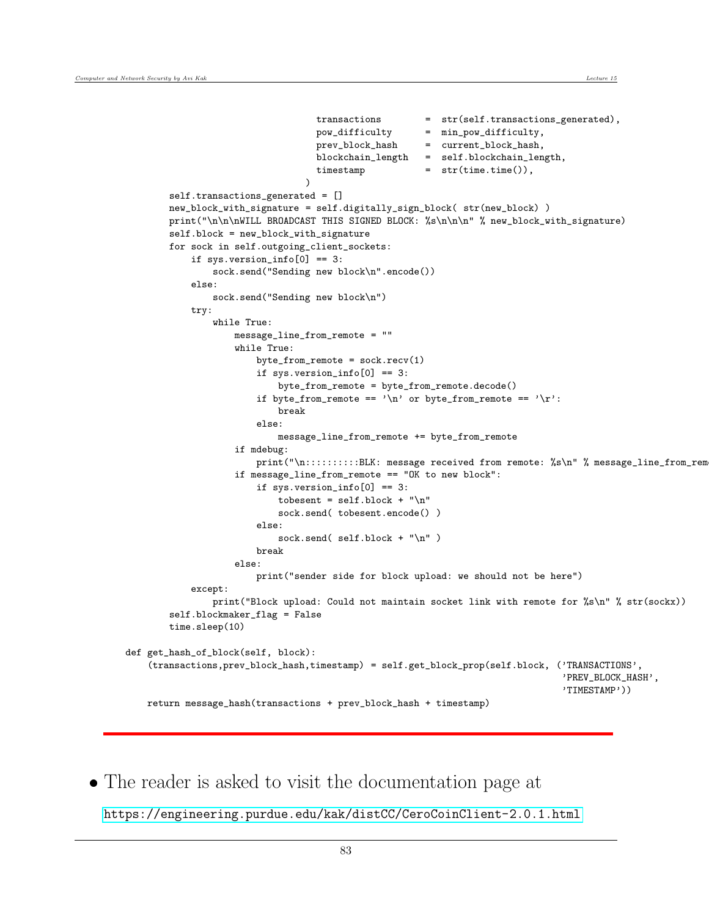```
                                transactions        =  str(self.transactions_generated),
                                pow_difficulty      =  min_pow_difficulty,
                                prev_block_hash     =  current_block_hash,
                                blockchain_length   =  self.blockchain_length,
                                timestamp           =  str(time.time()),
                              )
        self.transactions_generated = []
        new_block_with_signature = self.digitally_sign_block( str(new_block) )
        print("\n\n\nWILL BROADCAST THIS SIGNED BLOCK: %s\n\n\n" % new_block_with_signature)
        self.block = new_block_with_signature
        for sock in self.outgoing_client_sockets:
            if sys.version_info[0] == 3:
                sock.send("Sending new block\n".encode())
            else:
                sock.send("Sending new block\n")
            try:
                while True:
                    message_line_from_remote = ""
                    while True:
                        byte_from_remote = sock.recv(1)
                        if sys.version_info[0] == 3:
                            byte_from_remote = byte_from_remote.decode()
                        if byte_from_remote == '\n' or byte_from_remote == '\r':
                            break
                        else:
                            message_line_from_remote += byte_from_remote
                    if mdebug:
                        print("\n::::::::::BLK: message received from remote: %s\n" % message_line_from_rem
                    if message_line_from_remote == "OK to new block":
                        if sys.version_info[0] == 3:
                            tobesent = self.block + "\n"
                            sock.send( tobesent.encode() )
                        else:
                            sock.send( self.block + "\n" )
                        break
                    else:
                        print("sender side for block upload: we should not be here")
            except:
                print("Block upload: Could not maintain socket link with remote for %s\n" % str(sockx))
        self.blockmaker_flag = False
        time.sleep(10)

    def get_hash_of_block(self, block):
        (transactions,prev_block_hash,timestamp) = self.get_block_prop(self.block, ('TRANSACTIONS',
                                                                                    'PREV_BLOCK_HASH',
                                                                                    'TIMESTAMP'))
        return message_hash(transactions + prev_block_hash + timestamp)
```

- The reader is asked to visit the documentation page at

https://engineering.purdue.edu/kak/distCC/CeroCoinClient-2.0.1.html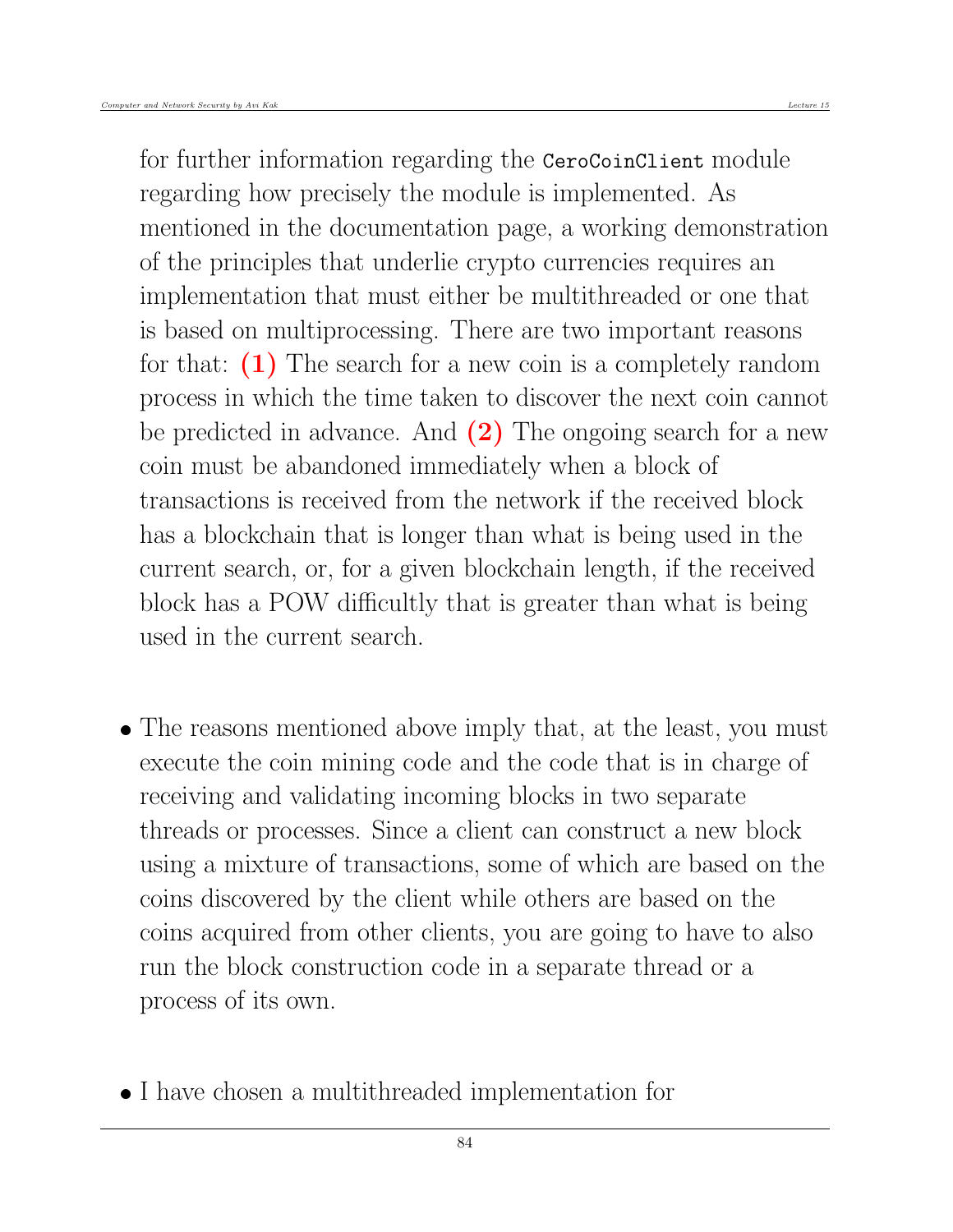for further information regarding the `CeroCoinClient` module regarding how precisely the module is implemented. As mentioned in the documentation page, a working demonstration of the principles that underlie crypto currencies requires an implementation that must either be multithreaded or one that is based on multiprocessing. There are two important reasons for that: **(1)** The search for a new coin is a completely random process in which the time taken to discover the next coin cannot be predicted in advance. And **(2)** The ongoing search for a new coin must be abandoned immediately when a block of transactions is received from the network if the received block has a blockchain that is longer than what is being used in the current search, or, for a given blockchain length, if the received block has a POW difficultly that is greater than what is being used in the current search.

- The reasons mentioned above imply that, at the least, you must execute the coin mining code and the code that is in charge of receiving and validating incoming blocks in two separate threads or processes. Since a client can construct a new block using a mixture of transactions, some of which are based on the coins discovered by the client while others are based on the coins acquired from other clients, you are going to have to also run the block construction code in a separate thread or a process of its own.

- I have chosen a multithreaded implementation for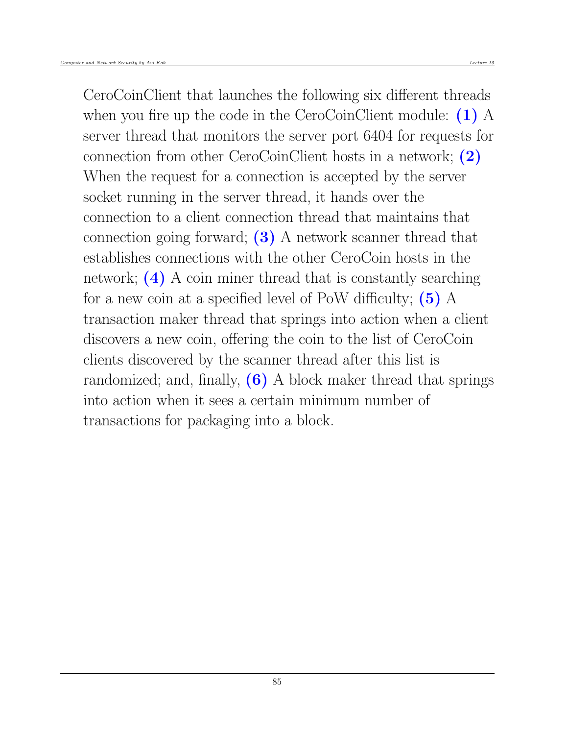CeroCoinClient that launches the following six different threads when you fire up the code in the CeroCoinClient module: **(1)** A server thread that monitors the server port 6404 for requests for connection from other CeroCoinClient hosts in a network; **(2)** When the request for a connection is accepted by the server socket running in the server thread, it hands over the connection to a client connection thread that maintains that connection going forward; **(3)** A network scanner thread that establishes connections with the other CeroCoin hosts in the network; **(4)** A coin miner thread that is constantly searching for a new coin at a specified level of PoW difficulty; **(5)** A transaction maker thread that springs into action when a client discovers a new coin, offering the coin to the list of CeroCoin clients discovered by the scanner thread after this list is randomized; and, finally, **(6)** A block maker thread that springs into action when it sees a certain minimum number of transactions for packaging into a block.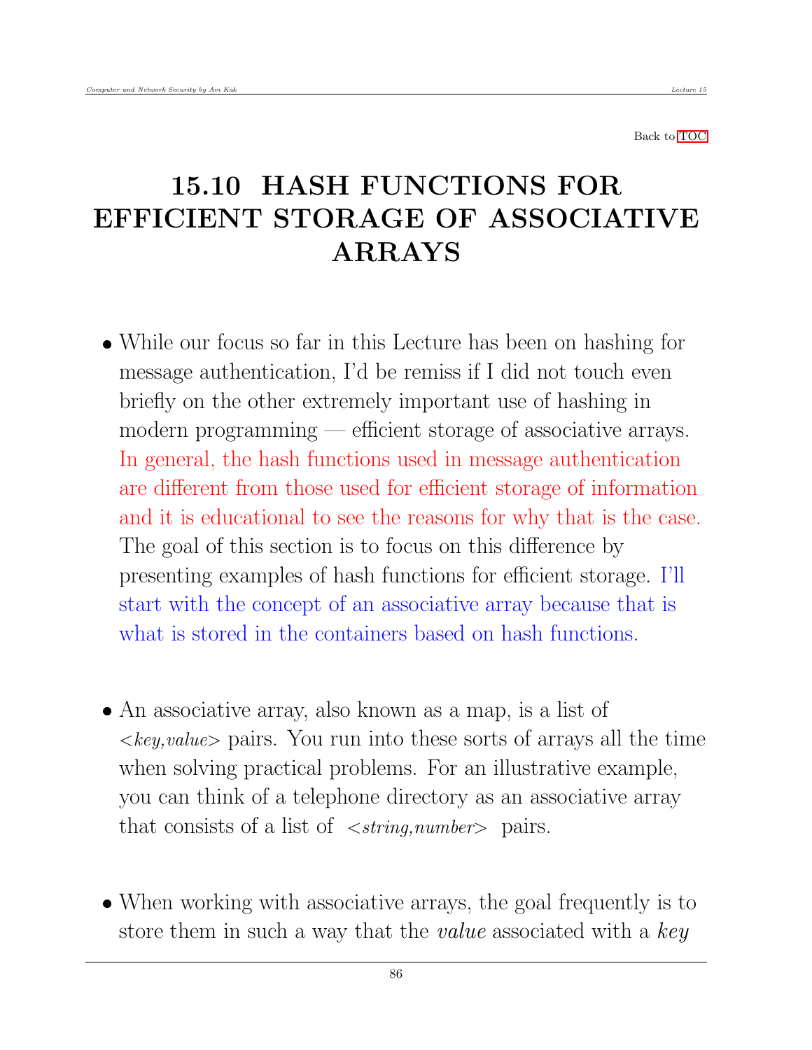Back to TOC

# 15.10 HASH FUNCTIONS FOR EFFICIENT STORAGE OF ASSOCIATIVE ARRAYS

- While our focus so far in this Lecture has been on hashing for message authentication, I'd be remiss if I did not touch even briefly on the other extremely important use of hashing in modern programming — efficient storage of associative arrays. In general, the hash functions used in message authentication are different from those used for efficient storage of information and it is educational to see the reasons for why that is the case. The goal of this section is to focus on this difference by presenting examples of hash functions for efficient storage. I'll start with the concept of an associative array because that is what is stored in the containers based on hash functions.

- An associative array, also known as a map, is a list of <*key,value*> pairs. You run into these sorts of arrays all the time when solving practical problems. For an illustrative example, you can think of a telephone directory as an associative array that consists of a list of <*string,number*> pairs.

- When working with associative arrays, the goal frequently is to store them in such a way that the *value* associated with a *key*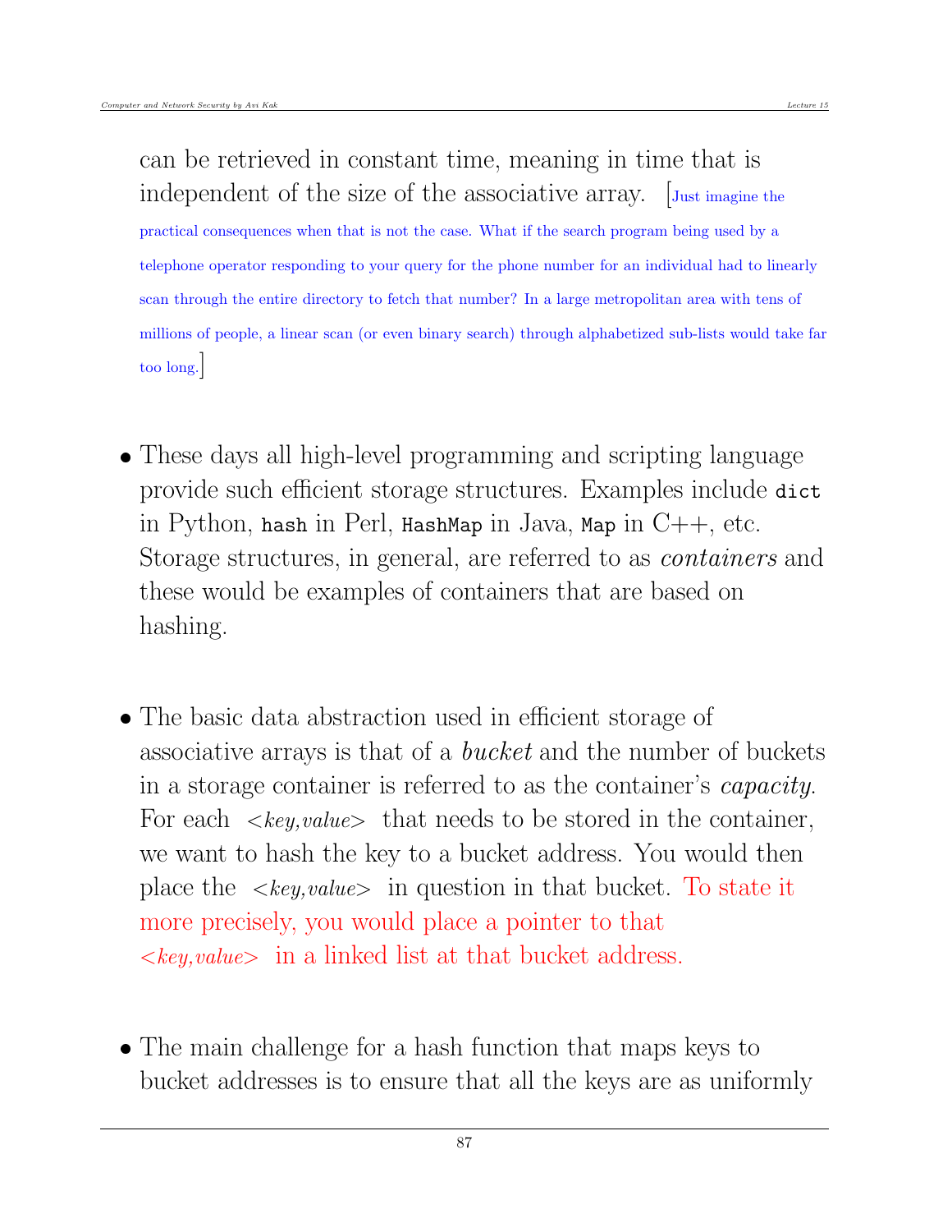can be retrieved in constant time, meaning in time that is independent of the size of the associative array. [Just imagine the practical consequences when that is not the case. What if the search program being used by a telephone operator responding to your query for the phone number for an individual had to linearly scan through the entire directory to fetch that number? In a large metropolitan area with tens of millions of people, a linear scan (or even binary search) through alphabetized sub-lists would take far too long.]

- These days all high-level programming and scripting language provide such efficient storage structures. Examples include `dict` in Python, `hash` in Perl, `HashMap` in Java, `Map` in C++, etc. Storage structures, in general, are referred to as *containers* and these would be examples of containers that are based on hashing.

- The basic data abstraction used in efficient storage of associative arrays is that of a *bucket* and the number of buckets in a storage container is referred to as the container's *capacity*. For each <*key,value*> that needs to be stored in the container, we want to hash the key to a bucket address. You would then place the <*key,value*> in question in that bucket. To state it more precisely, you would place a pointer to that <*key,value*> in a linked list at that bucket address.

- The main challenge for a hash function that maps keys to bucket addresses is to ensure that all the keys are as uniformly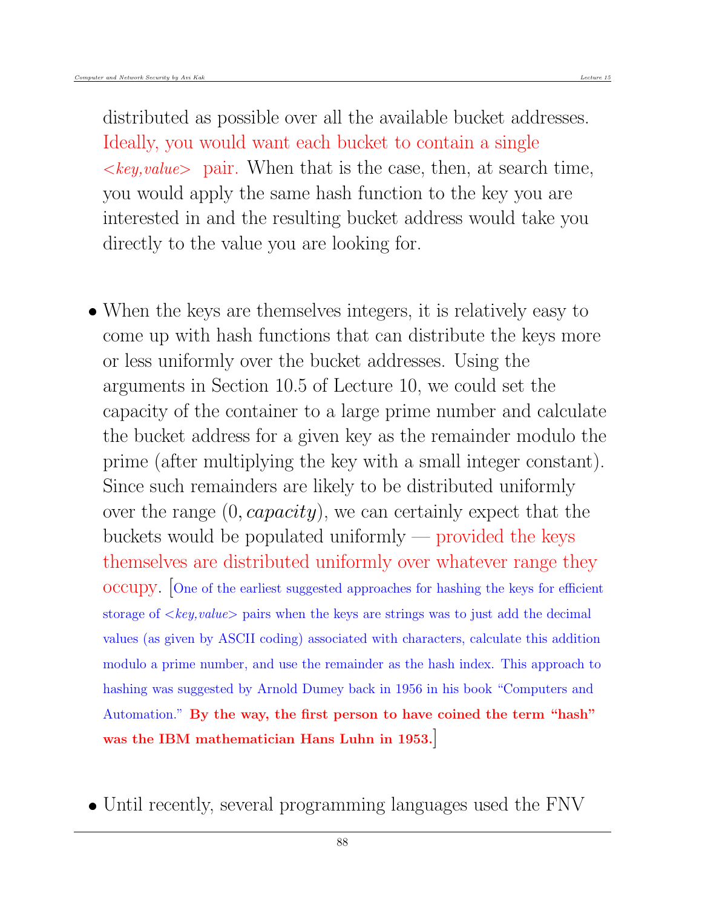distributed as possible over all the available bucket addresses. Ideally, you would want each bucket to contain a single <*key,value*> pair. When that is the case, then, at search time, you would apply the same hash function to the key you are interested in and the resulting bucket address would take you directly to the value you are looking for.

- When the keys are themselves integers, it is relatively easy to come up with hash functions that can distribute the keys more or less uniformly over the bucket addresses. Using the arguments in Section 10.5 of Lecture 10, we could set the capacity of the container to a large prime number and calculate the bucket address for a given key as the remainder modulo the prime (after multiplying the key with a small integer constant). Since such remainders are likely to be distributed uniformly over the range $(0, capacity)$, we can certainly expect that the buckets would be populated uniformly — provided the keys themselves are distributed uniformly over whatever range they occupy. [One of the earliest suggested approaches for hashing the keys for efficient storage of <*key,value*> pairs when the keys are strings was to just add the decimal values (as given by ASCII coding) associated with characters, calculate this addition modulo a prime number, and use the remainder as the hash index. This approach to hashing was suggested by Arnold Dumey back in 1956 in his book "Computers and Automation." **By the way, the first person to have coined the term "hash" was the IBM mathematician Hans Luhn in 1953.**]

- Until recently, several programming languages used the FNV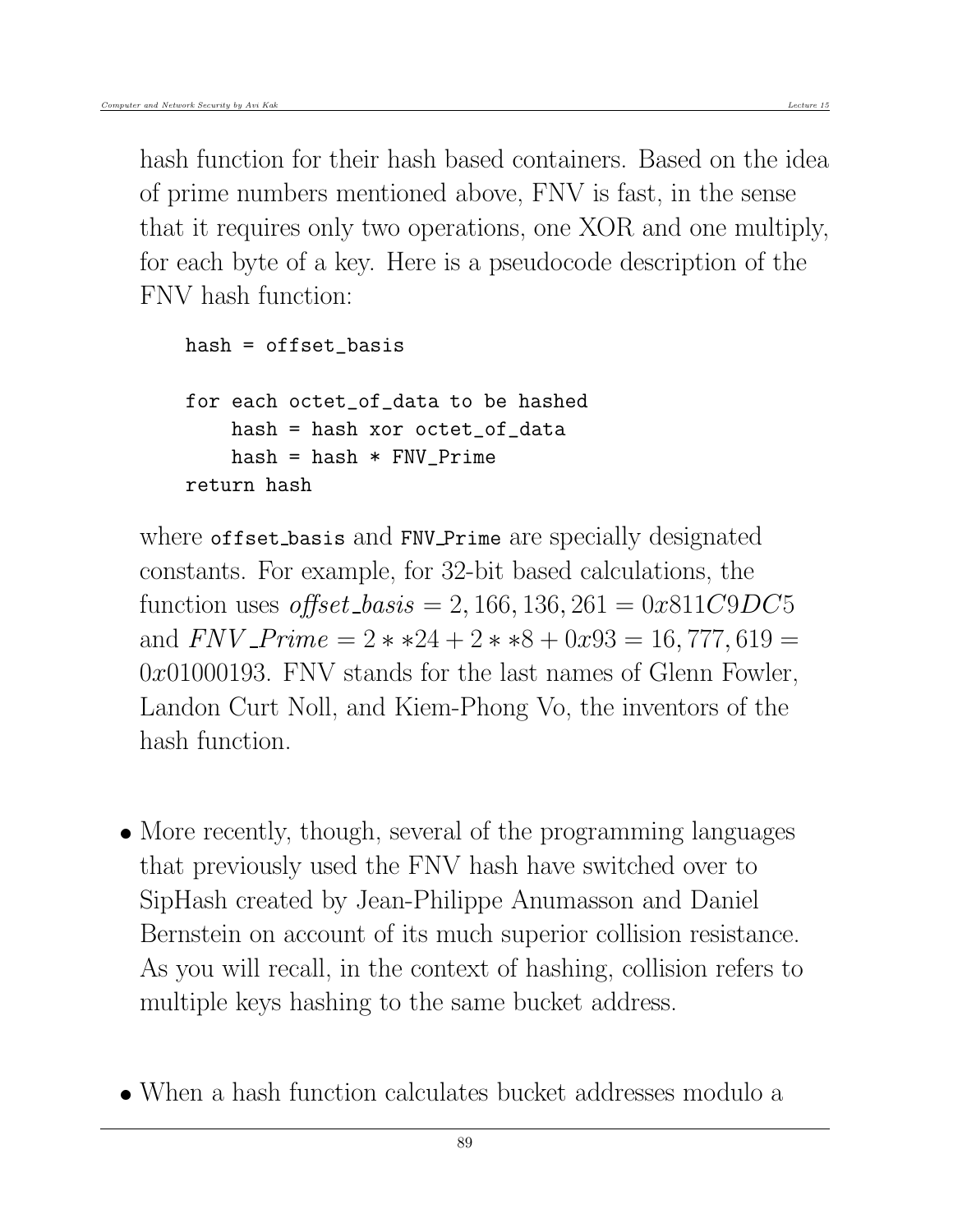hash function for their hash based containers. Based on the idea of prime numbers mentioned above, FNV is fast, in the sense that it requires only two operations, one XOR and one multiply, for each byte of a key. Here is a pseudocode description of the FNV hash function:

```
hash = offset_basis

for each octet_of_data to be hashed
    hash = hash xor octet_of_data
    hash = hash * FNV_Prime
return hash
```

where `offset_basis` and `FNV_Prime` are specially designated constants. For example, for 32-bit based calculations, the function uses $offset\_basis = 2,166,136,261 = 0x811C9DC5$ and $FNV\_Prime = 2**24 + 2**8 + 0x93 = 16,777,619 = 0x01000193$. FNV stands for the last names of Glenn Fowler, Landon Curt Noll, and Kiem-Phong Vo, the inventors of the hash function.

- More recently, though, several of the programming languages that previously used the FNV hash have switched over to SipHash created by Jean-Philippe Anumasson and Daniel Bernstein on account of its much superior collision resistance. As you will recall, in the context of hashing, collision refers to multiple keys hashing to the same bucket address.

- When a hash function calculates bucket addresses modulo a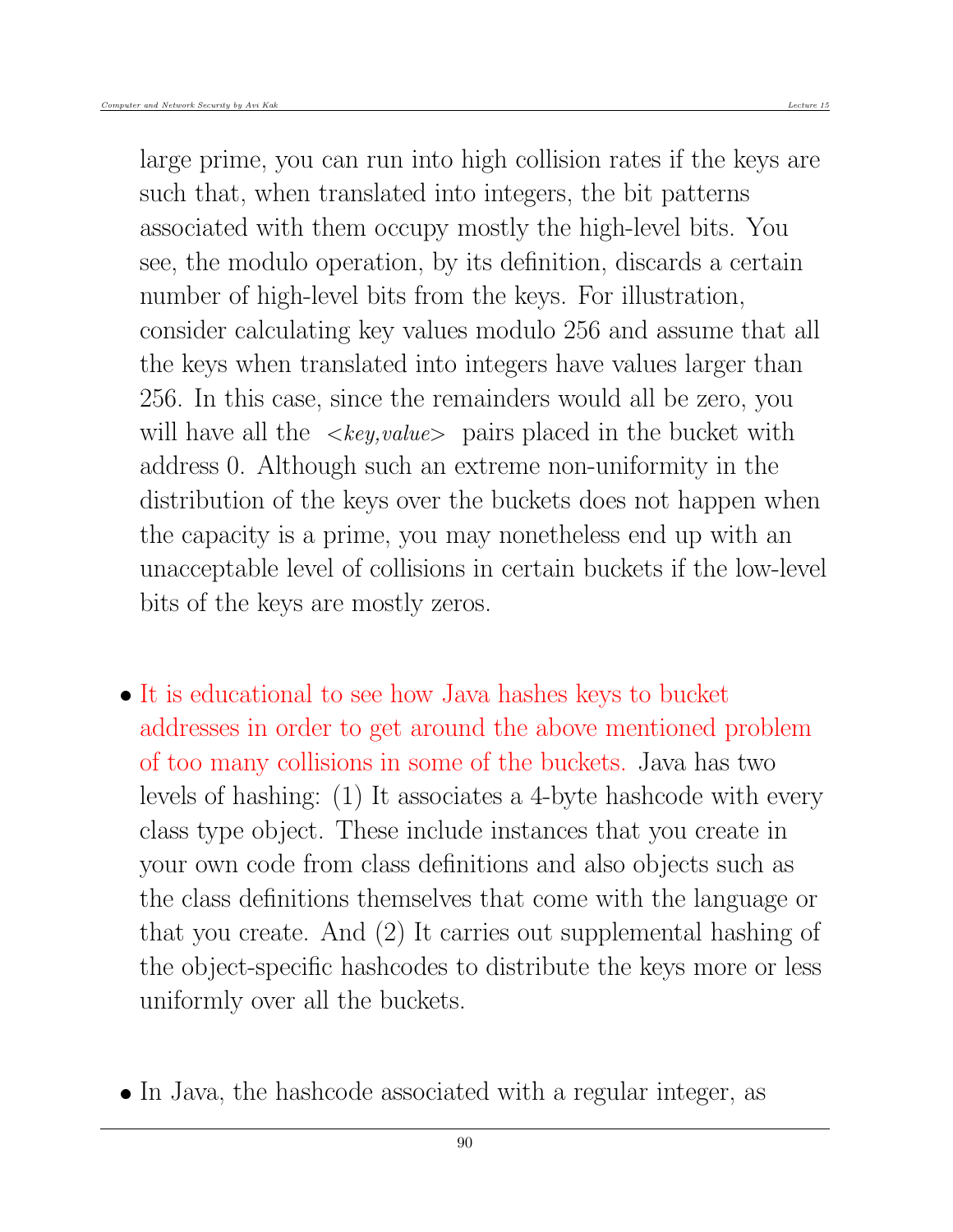large prime, you can run into high collision rates if the keys are such that, when translated into integers, the bit patterns associated with them occupy mostly the high-level bits. You see, the modulo operation, by its definition, discards a certain number of high-level bits from the keys. For illustration, consider calculating key values modulo 256 and assume that all the keys when translated into integers have values larger than 256. In this case, since the remainders would all be zero, you will have all the *<key,value>* pairs placed in the bucket with address 0. Although such an extreme non-uniformity in the distribution of the keys over the buckets does not happen when the capacity is a prime, you may nonetheless end up with an unacceptable level of collisions in certain buckets if the low-level bits of the keys are mostly zeros.

- It is educational to see how Java hashes keys to bucket addresses in order to get around the above mentioned problem of too many collisions in some of the buckets. Java has two levels of hashing: (1) It associates a 4-byte hashcode with every class type object. These include instances that you create in your own code from class definitions and also objects such as the class definitions themselves that come with the language or that you create. And (2) It carries out supplemental hashing of the object-specific hashcodes to distribute the keys more or less uniformly over all the buckets.

- In Java, the hashcode associated with a regular integer, as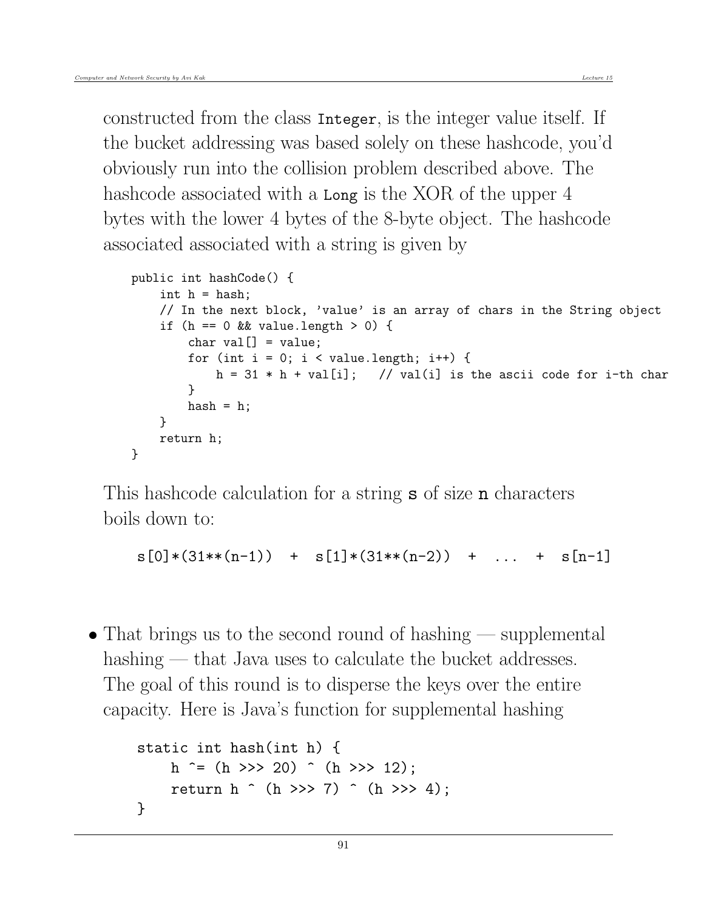constructed from the class `Integer`, is the integer value itself. If the bucket addressing was based solely on these hashcode, you'd obviously run into the collision problem described above. The hashcode associated with a `Long` is the XOR of the upper 4 bytes with the lower 4 bytes of the 8-byte object. The hashcode associated associated with a string is given by

```
public int hashCode() {
    int h = hash;
    // In the next block, 'value' is an array of chars in the String object
    if (h == 0 && value.length > 0) {
        char val[] = value;
        for (int i = 0; i < value.length; i++) {
            h = 31 * h + val[i];   // val(i) is the ascii code for i-th char
        }
        hash = h;
    }
    return h;
}
```

This hashcode calculation for a string **s** of size **n** characters boils down to:

```
s[0]*(31**(n-1))  +  s[1]*(31**(n-2))  +  ...  +  s[n-1]
```

- That brings us to the second round of hashing — supplemental hashing — that Java uses to calculate the bucket addresses. The goal of this round is to disperse the keys over the entire capacity. Here is Java's function for supplemental hashing

```
static int hash(int h) {
    h ^= (h >>> 20) ^ (h >>> 12);
    return h ^ (h >>> 7) ^ (h >>> 4);
}
```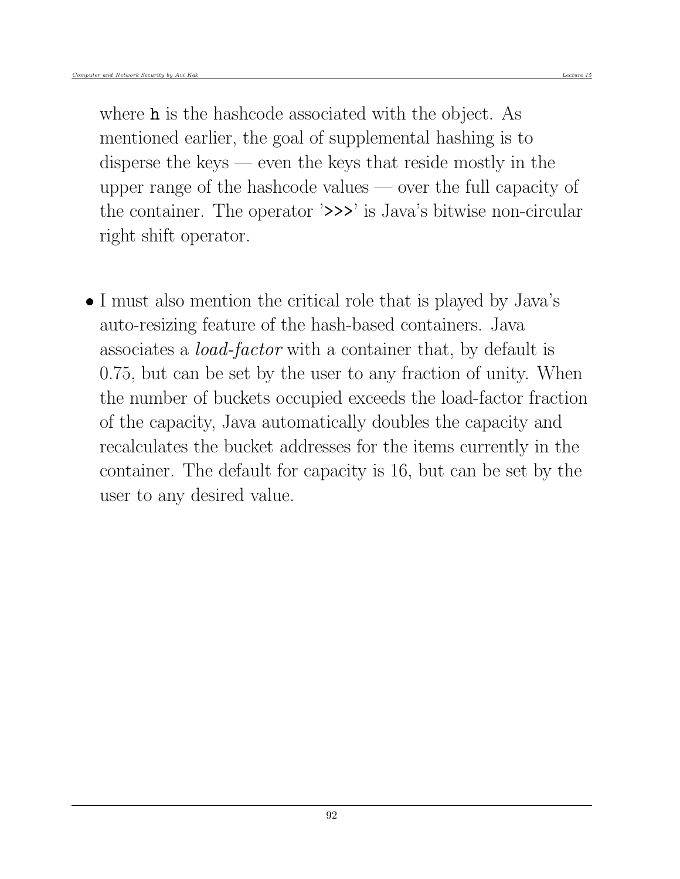where `h` is the hashcode associated with the object. As mentioned earlier, the goal of supplemental hashing is to disperse the keys — even the keys that reside mostly in the upper range of the hashcode values — over the full capacity of the container. The operator '`>>>`' is Java's bitwise non-circular right shift operator.

- I must also mention the critical role that is played by Java's auto-resizing feature of the hash-based containers. Java associates a *load-factor* with a container that, by default is 0.75, but can be set by the user to any fraction of unity. When the number of buckets occupied exceeds the load-factor fraction of the capacity, Java automatically doubles the capacity and recalculates the bucket addresses for the items currently in the container. The default for capacity is 16, but can be set by the user to any desired value.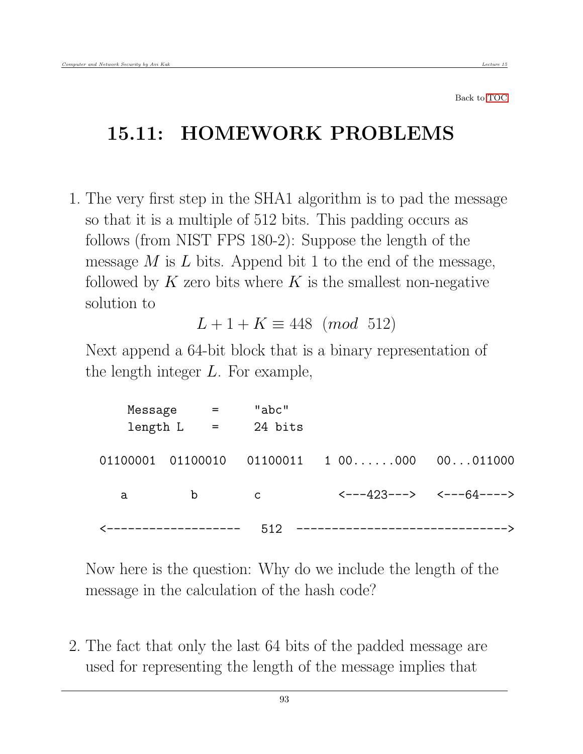Back to TOC

# 15.11: HOMEWORK PROBLEMS

1. The very first step in the SHA1 algorithm is to pad the message so that it is a multiple of 512 bits. This padding occurs as follows (from NIST FPS 180-2): Suppose the length of the message $M$ is $L$ bits. Append bit 1 to the end of the message, followed by $K$ zero bits where $K$ is the smallest non-negative solution to

   $$L + 1 + K \equiv 448 \pmod{512}$$

   Next append a 64-bit block that is a binary representation of the length integer $L$. For example,

   ```
        Message     =     "abc"
        length L    =     24 bits

   01100001  01100010   01100011   1 00......000   00...011000

      a         b          c          <---423--->   <---64---->

   <-------------------   512  ----------------------------->
   ```

   Now here is the question: Why do we include the length of the message in the calculation of the hash code?

2. The fact that only the last 64 bits of the padded message are used for representing the length of the message implies that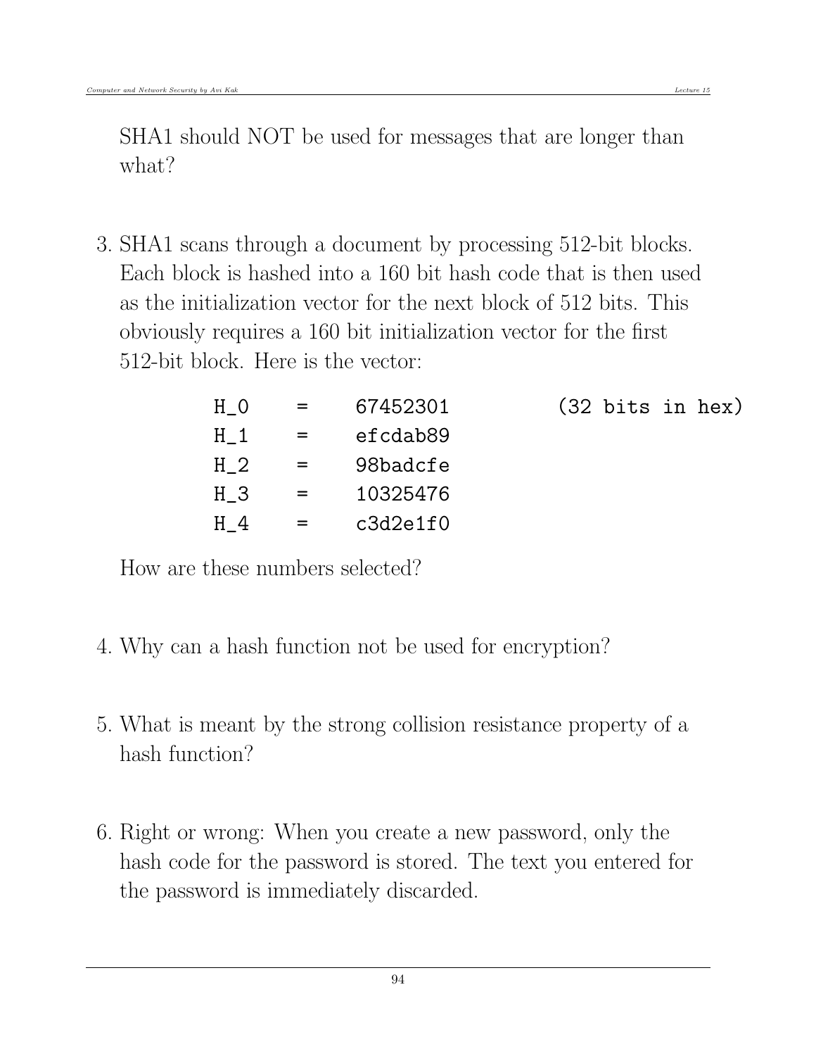SHA1 should NOT be used for messages that are longer than what?

3. SHA1 scans through a document by processing 512-bit blocks. Each block is hashed into a 160 bit hash code that is then used as the initialization vector for the next block of 512 bits. This obviously requires a 160 bit initialization vector for the first 512-bit block. Here is the vector:

```
H_0    =    67452301        (32 bits in hex)
H_1    =    efcdab89
H_2    =    98badcfe
H_3    =    10325476
H_4    =    c3d2e1f0
```

   How are these numbers selected?

4. Why can a hash function not be used for encryption?

5. What is meant by the strong collision resistance property of a hash function?

6. Right or wrong: When you create a new password, only the hash code for the password is stored. The text you entered for the password is immediately discarded.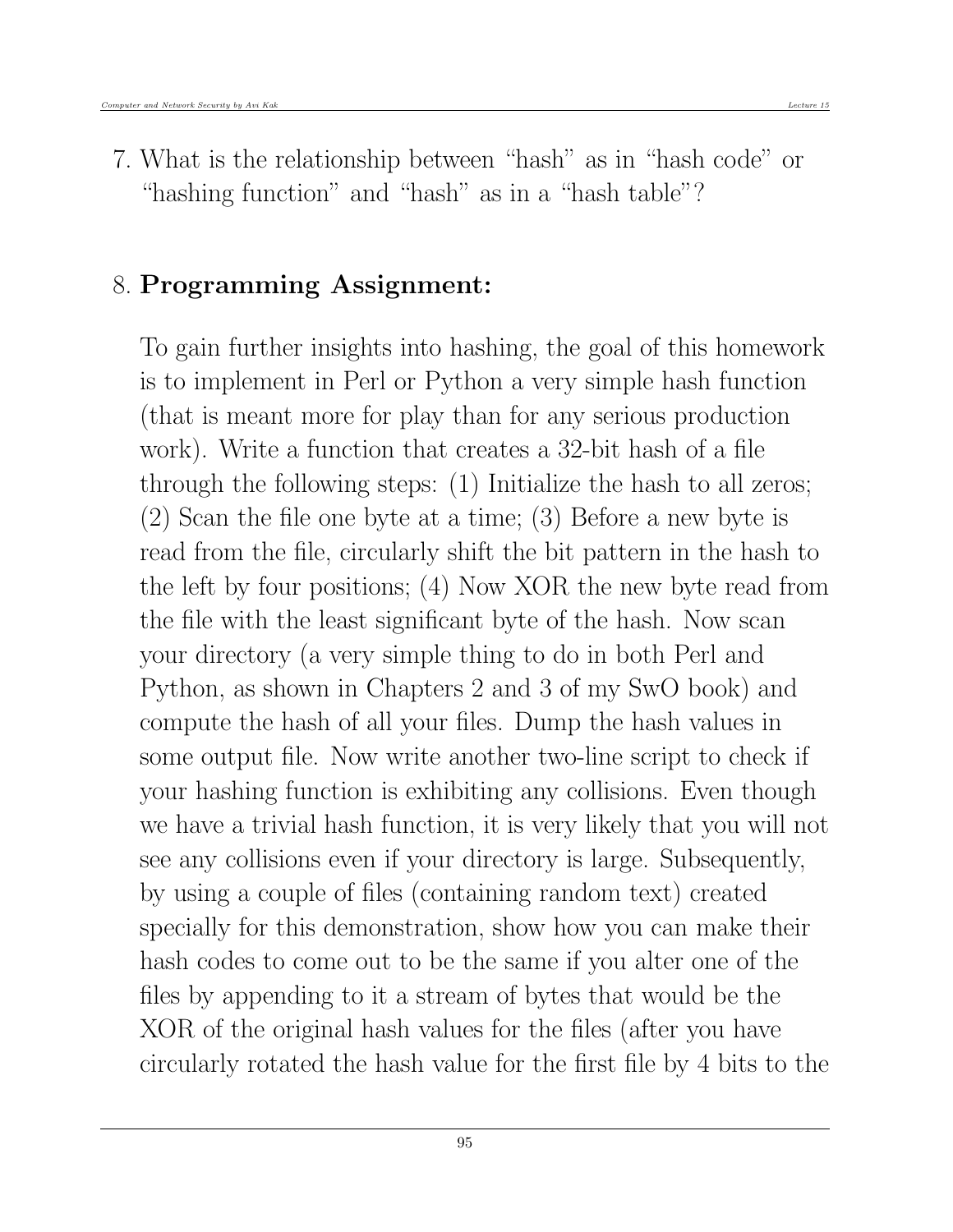7. What is the relationship between “hash” as in “hash code” or “hashing function” and “hash” as in a “hash table”?

8. **Programming Assignment:**

   To gain further insights into hashing, the goal of this homework is to implement in Perl or Python a very simple hash function (that is meant more for play than for any serious production work). Write a function that creates a 32-bit hash of a file through the following steps: (1) Initialize the hash to all zeros; (2) Scan the file one byte at a time; (3) Before a new byte is read from the file, circularly shift the bit pattern in the hash to the left by four positions; (4) Now XOR the new byte read from the file with the least significant byte of the hash. Now scan your directory (a very simple thing to do in both Perl and Python, as shown in Chapters 2 and 3 of my SwO book) and compute the hash of all your files. Dump the hash values in some output file. Now write another two-line script to check if your hashing function is exhibiting any collisions. Even though we have a trivial hash function, it is very likely that you will not see any collisions even if your directory is large. Subsequently, by using a couple of files (containing random text) created specially for this demonstration, show how you can make their hash codes to come out to be the same if you alter one of the files by appending to it a stream of bytes that would be the XOR of the original hash values for the files (after you have circularly rotated the hash value for the first file by 4 bits to the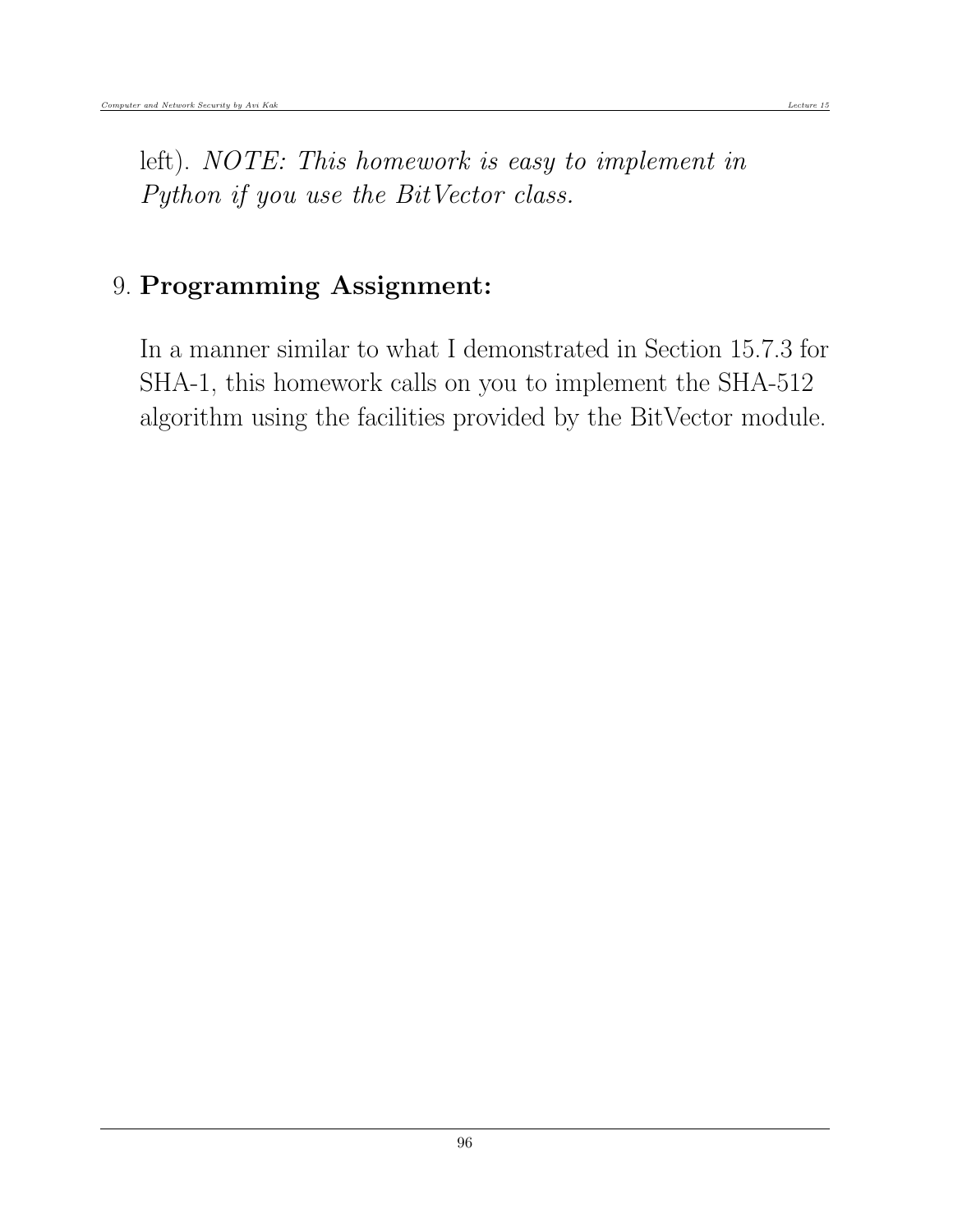left). *NOTE: This homework is easy to implement in Python if you use the BitVector class.*

9. **Programming Assignment:**

   In a manner similar to what I demonstrated in Section 15.7.3 for SHA-1, this homework calls on you to implement the SHA-512 algorithm using the facilities provided by the BitVector module.